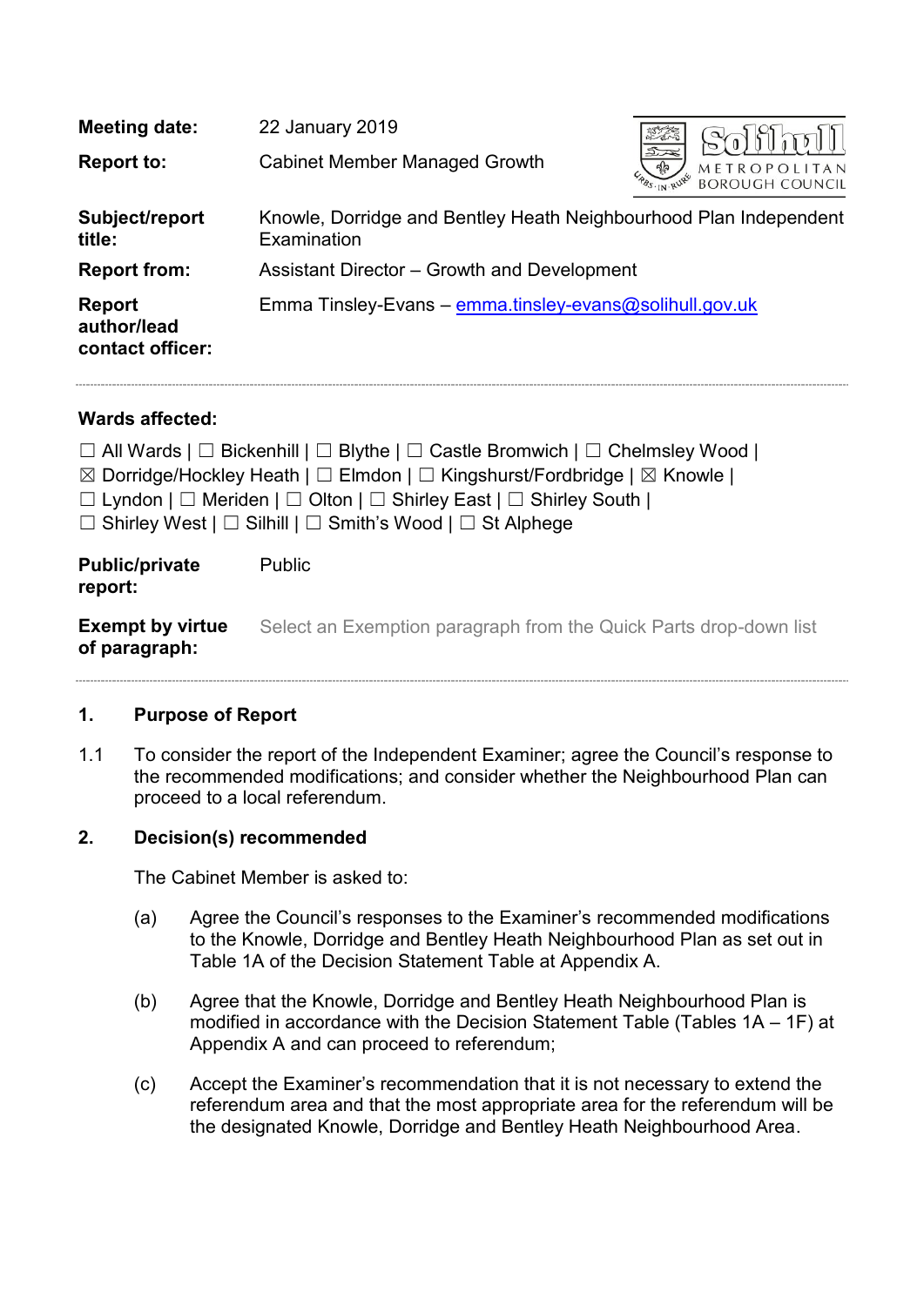| | |
|---|---|
| **Meeting date:** | 22 January 2019 |
| **Report to:** | Cabinet Member Managed Growth |
| **Subject/report title:** | Knowle, Dorridge and Bentley Heath Neighbourhood Plan Independent Examination |
| **Report from:** | Assistant Director – Growth and Development |
| **Report author/lead contact officer:** | Emma Tinsley-Evans – emma.tinsley-evans@solihull.gov.uk |

**Wards affected:**

☐ All Wards | ☐ Bickenhill | ☐ Blythe | ☐ Castle Bromwich | ☐ Chelmsley Wood | ☒ Dorridge/Hockley Heath | ☐ Elmdon | ☐ Kingshurst/Fordbridge | ☒ Knowle | ☐ Lyndon | ☐ Meriden | ☐ Olton | ☐ Shirley East | ☐ Shirley South | ☐ Shirley West | ☐ Silhill | ☐ Smith's Wood | ☐ St Alphege

| | |
|---|---|
| **Public/private report:** | Public |
| **Exempt by virtue of paragraph:** | Select an Exemption paragraph from the Quick Parts drop-down list |

## 1. Purpose of Report

1.1 To consider the report of the Independent Examiner; agree the Council's response to the recommended modifications; and consider whether the Neighbourhood Plan can proceed to a local referendum.

## 2. Decision(s) recommended

The Cabinet Member is asked to:

(a) Agree the Council's responses to the Examiner's recommended modifications to the Knowle, Dorridge and Bentley Heath Neighbourhood Plan as set out in Table 1A of the Decision Statement Table at Appendix A.

(b) Agree that the Knowle, Dorridge and Bentley Heath Neighbourhood Plan is modified in accordance with the Decision Statement Table (Tables 1A – 1F) at Appendix A and can proceed to referendum;

(c) Accept the Examiner's recommendation that it is not necessary to extend the referendum area and that the most appropriate area for the referendum will be the designated Knowle, Dorridge and Bentley Heath Neighbourhood Area.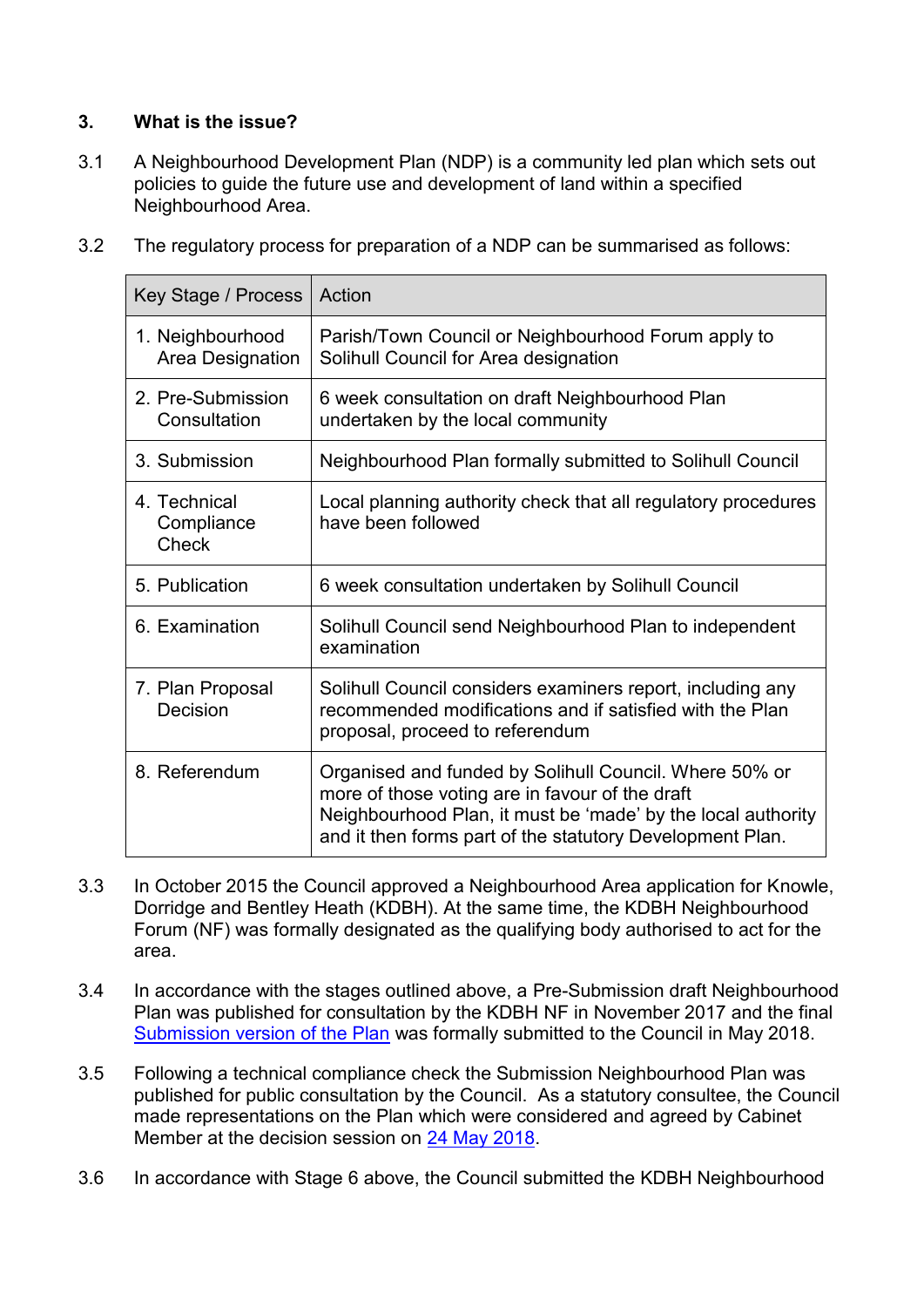### 3. What is the issue?

3.1 A Neighbourhood Development Plan (NDP) is a community led plan which sets out policies to guide the future use and development of land within a specified Neighbourhood Area.

3.2 The regulatory process for preparation of a NDP can be summarised as follows:

| Key Stage / Process | Action |
|---|---|
| 1. Neighbourhood Area Designation | Parish/Town Council or Neighbourhood Forum apply to Solihull Council for Area designation |
| 2. Pre-Submission Consultation | 6 week consultation on draft Neighbourhood Plan undertaken by the local community |
| 3. Submission | Neighbourhood Plan formally submitted to Solihull Council |
| 4. Technical Compliance Check | Local planning authority check that all regulatory procedures have been followed |
| 5. Publication | 6 week consultation undertaken by Solihull Council |
| 6. Examination | Solihull Council send Neighbourhood Plan to independent examination |
| 7. Plan Proposal Decision | Solihull Council considers examiners report, including any recommended modifications and if satisfied with the Plan proposal, proceed to referendum |
| 8. Referendum | Organised and funded by Solihull Council. Where 50% or more of those voting are in favour of the draft Neighbourhood Plan, it must be 'made' by the local authority and it then forms part of the statutory Development Plan. |

3.3 In October 2015 the Council approved a Neighbourhood Area application for Knowle, Dorridge and Bentley Heath (KDBH). At the same time, the KDBH Neighbourhood Forum (NF) was formally designated as the qualifying body authorised to act for the area.

3.4 In accordance with the stages outlined above, a Pre-Submission draft Neighbourhood Plan was published for consultation by the KDBH NF in November 2017 and the final Submission version of the Plan was formally submitted to the Council in May 2018.

3.5 Following a technical compliance check the Submission Neighbourhood Plan was published for public consultation by the Council. As a statutory consultee, the Council made representations on the Plan which were considered and agreed by Cabinet Member at the decision session on 24 May 2018.

3.6 In accordance with Stage 6 above, the Council submitted the KDBH Neighbourhood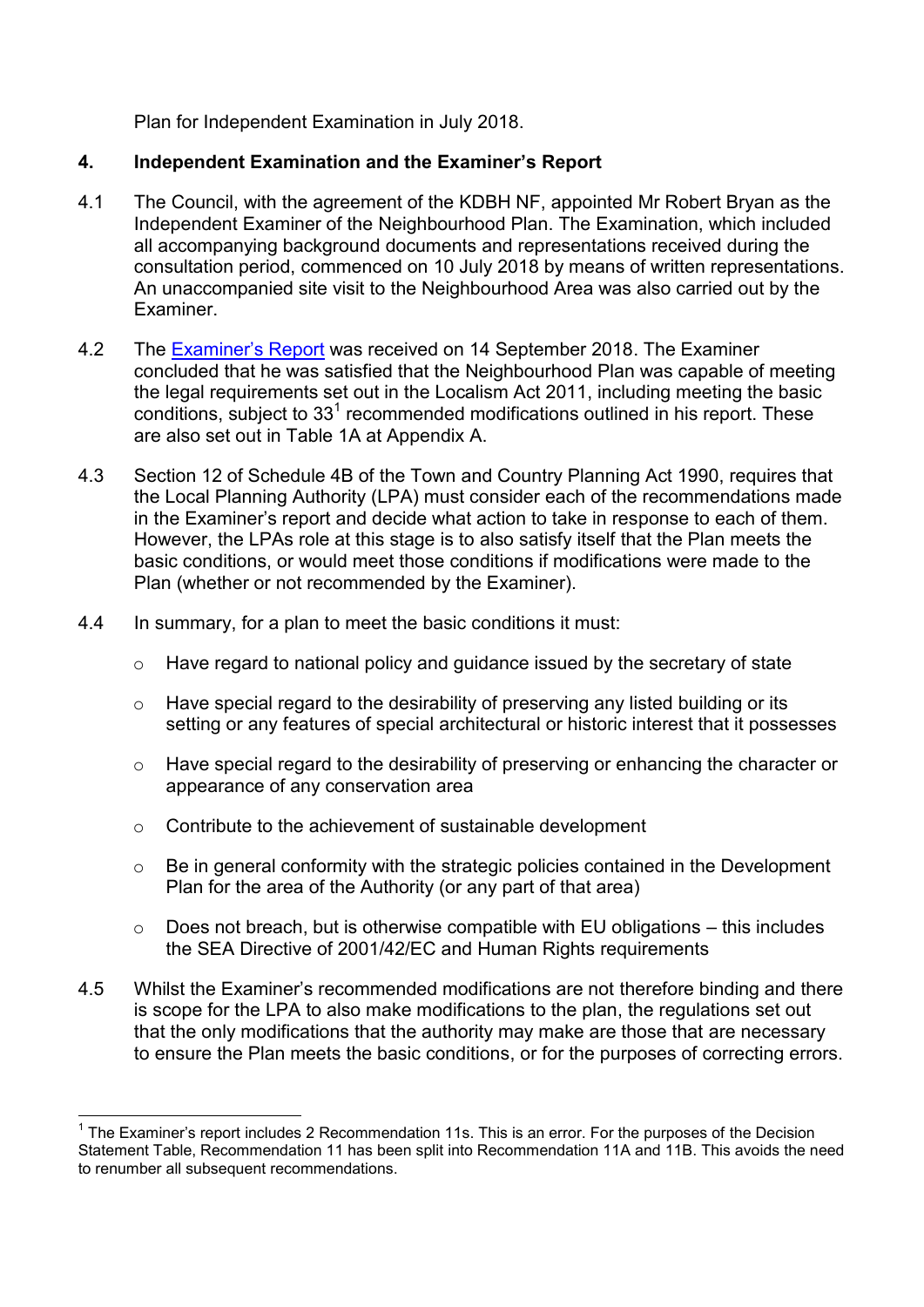Plan for Independent Examination in July 2018.

## 4. Independent Examination and the Examiner's Report

4.1 The Council, with the agreement of the KDBH NF, appointed Mr Robert Bryan as the Independent Examiner of the Neighbourhood Plan. The Examination, which included all accompanying background documents and representations received during the consultation period, commenced on 10 July 2018 by means of written representations. An unaccompanied site visit to the Neighbourhood Area was also carried out by the Examiner.

4.2 The Examiner's Report was received on 14 September 2018. The Examiner concluded that he was satisfied that the Neighbourhood Plan was capable of meeting the legal requirements set out in the Localism Act 2011, including meeting the basic conditions, subject to 33[1] recommended modifications outlined in his report. These are also set out in Table 1A at Appendix A.

4.3 Section 12 of Schedule 4B of the Town and Country Planning Act 1990, requires that the Local Planning Authority (LPA) must consider each of the recommendations made in the Examiner's report and decide what action to take in response to each of them. However, the LPAs role at this stage is to also satisfy itself that the Plan meets the basic conditions, or would meet those conditions if modifications were made to the Plan (whether or not recommended by the Examiner).

4.4 In summary, for a plan to meet the basic conditions it must:

- Have regard to national policy and guidance issued by the secretary of state
- Have special regard to the desirability of preserving any listed building or its setting or any features of special architectural or historic interest that it possesses
- Have special regard to the desirability of preserving or enhancing the character or appearance of any conservation area
- Contribute to the achievement of sustainable development
- Be in general conformity with the strategic policies contained in the Development Plan for the area of the Authority (or any part of that area)
- Does not breach, but is otherwise compatible with EU obligations – this includes the SEA Directive of 2001/42/EC and Human Rights requirements

4.5 Whilst the Examiner's recommended modifications are not therefore binding and there is scope for the LPA to also make modifications to the plan, the regulations set out that the only modifications that the authority may make are those that are necessary to ensure the Plan meets the basic conditions, or for the purposes of correcting errors.

[1] The Examiner's report includes 2 Recommendation 11s. This is an error. For the purposes of the Decision Statement Table, Recommendation 11 has been split into Recommendation 11A and 11B. This avoids the need to renumber all subsequent recommendations.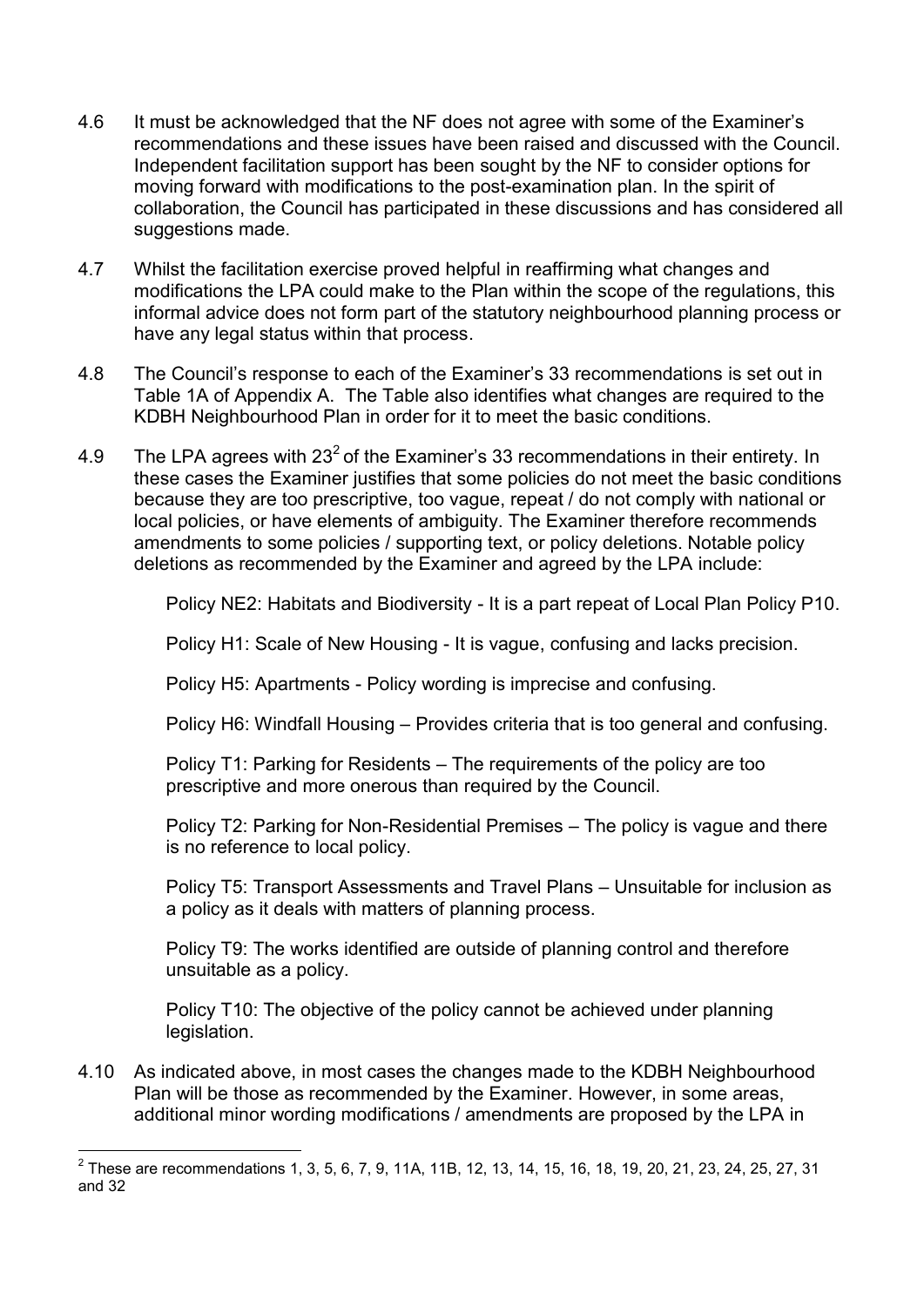4.6 It must be acknowledged that the NF does not agree with some of the Examiner's recommendations and these issues have been raised and discussed with the Council. Independent facilitation support has been sought by the NF to consider options for moving forward with modifications to the post-examination plan. In the spirit of collaboration, the Council has participated in these discussions and has considered all suggestions made.

4.7 Whilst the facilitation exercise proved helpful in reaffirming what changes and modifications the LPA could make to the Plan within the scope of the regulations, this informal advice does not form part of the statutory neighbourhood planning process or have any legal status within that process.

4.8 The Council's response to each of the Examiner's 33 recommendations is set out in Table 1A of Appendix A. The Table also identifies what changes are required to the KDBH Neighbourhood Plan in order for it to meet the basic conditions.

4.9 The LPA agrees with 23[2] of the Examiner's 33 recommendations in their entirety. In these cases the Examiner justifies that some policies do not meet the basic conditions because they are too prescriptive, too vague, repeat / do not comply with national or local policies, or have elements of ambiguity. The Examiner therefore recommends amendments to some policies / supporting text, or policy deletions. Notable policy deletions as recommended by the Examiner and agreed by the LPA include:

Policy NE2: Habitats and Biodiversity - It is a part repeat of Local Plan Policy P10.

Policy H1: Scale of New Housing - It is vague, confusing and lacks precision.

Policy H5: Apartments - Policy wording is imprecise and confusing.

Policy H6: Windfall Housing – Provides criteria that is too general and confusing.

Policy T1: Parking for Residents – The requirements of the policy are too prescriptive and more onerous than required by the Council.

Policy T2: Parking for Non-Residential Premises – The policy is vague and there is no reference to local policy.

Policy T5: Transport Assessments and Travel Plans – Unsuitable for inclusion as a policy as it deals with matters of planning process.

Policy T9: The works identified are outside of planning control and therefore unsuitable as a policy.

Policy T10: The objective of the policy cannot be achieved under planning legislation.

4.10 As indicated above, in most cases the changes made to the KDBH Neighbourhood Plan will be those as recommended by the Examiner. However, in some areas, additional minor wording modifications / amendments are proposed by the LPA in

[2] These are recommendations 1, 3, 5, 6, 7, 9, 11A, 11B, 12, 13, 14, 15, 16, 18, 19, 20, 21, 23, 24, 25, 27, 31 and 32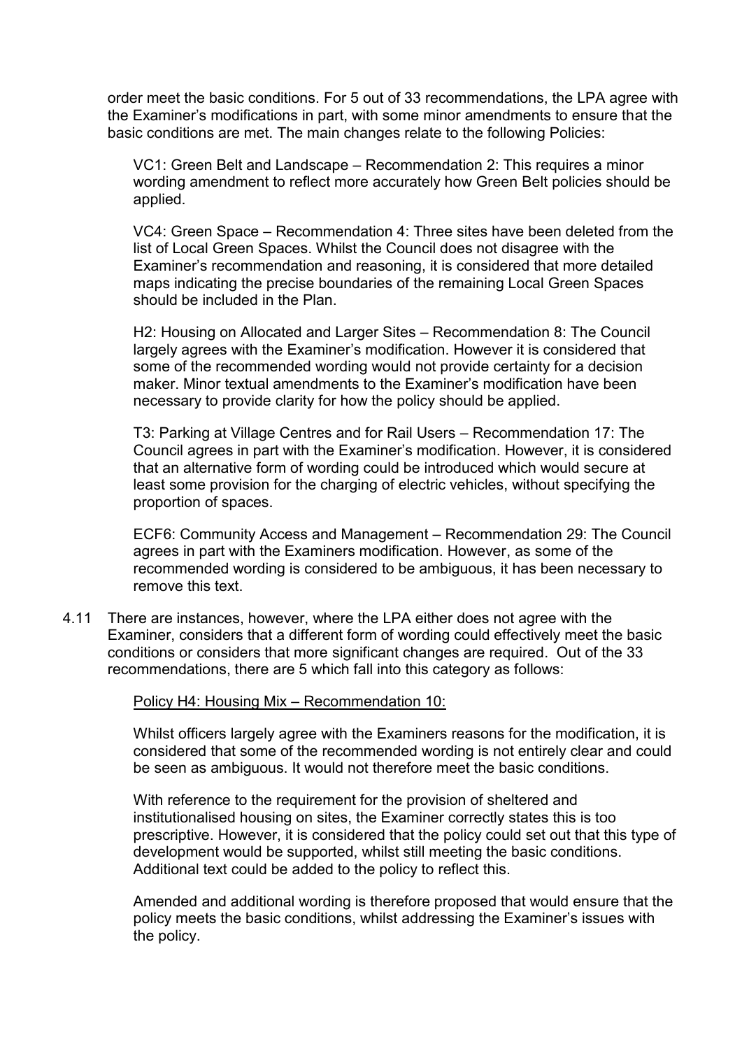order meet the basic conditions. For 5 out of 33 recommendations, the LPA agree with the Examiner's modifications in part, with some minor amendments to ensure that the basic conditions are met. The main changes relate to the following Policies:

VC1: Green Belt and Landscape – Recommendation 2: This requires a minor wording amendment to reflect more accurately how Green Belt policies should be applied.

VC4: Green Space – Recommendation 4: Three sites have been deleted from the list of Local Green Spaces. Whilst the Council does not disagree with the Examiner's recommendation and reasoning, it is considered that more detailed maps indicating the precise boundaries of the remaining Local Green Spaces should be included in the Plan.

H2: Housing on Allocated and Larger Sites – Recommendation 8: The Council largely agrees with the Examiner's modification. However it is considered that some of the recommended wording would not provide certainty for a decision maker. Minor textual amendments to the Examiner's modification have been necessary to provide clarity for how the policy should be applied.

T3: Parking at Village Centres and for Rail Users – Recommendation 17: The Council agrees in part with the Examiner's modification. However, it is considered that an alternative form of wording could be introduced which would secure at least some provision for the charging of electric vehicles, without specifying the proportion of spaces.

ECF6: Community Access and Management – Recommendation 29: The Council agrees in part with the Examiners modification. However, as some of the recommended wording is considered to be ambiguous, it has been necessary to remove this text.

4.11 There are instances, however, where the LPA either does not agree with the Examiner, considers that a different form of wording could effectively meet the basic conditions or considers that more significant changes are required. Out of the 33 recommendations, there are 5 which fall into this category as follows:

Policy H4: Housing Mix – Recommendation 10:

Whilst officers largely agree with the Examiners reasons for the modification, it is considered that some of the recommended wording is not entirely clear and could be seen as ambiguous. It would not therefore meet the basic conditions.

With reference to the requirement for the provision of sheltered and institutionalised housing on sites, the Examiner correctly states this is too prescriptive. However, it is considered that the policy could set out that this type of development would be supported, whilst still meeting the basic conditions. Additional text could be added to the policy to reflect this.

Amended and additional wording is therefore proposed that would ensure that the policy meets the basic conditions, whilst addressing the Examiner's issues with the policy.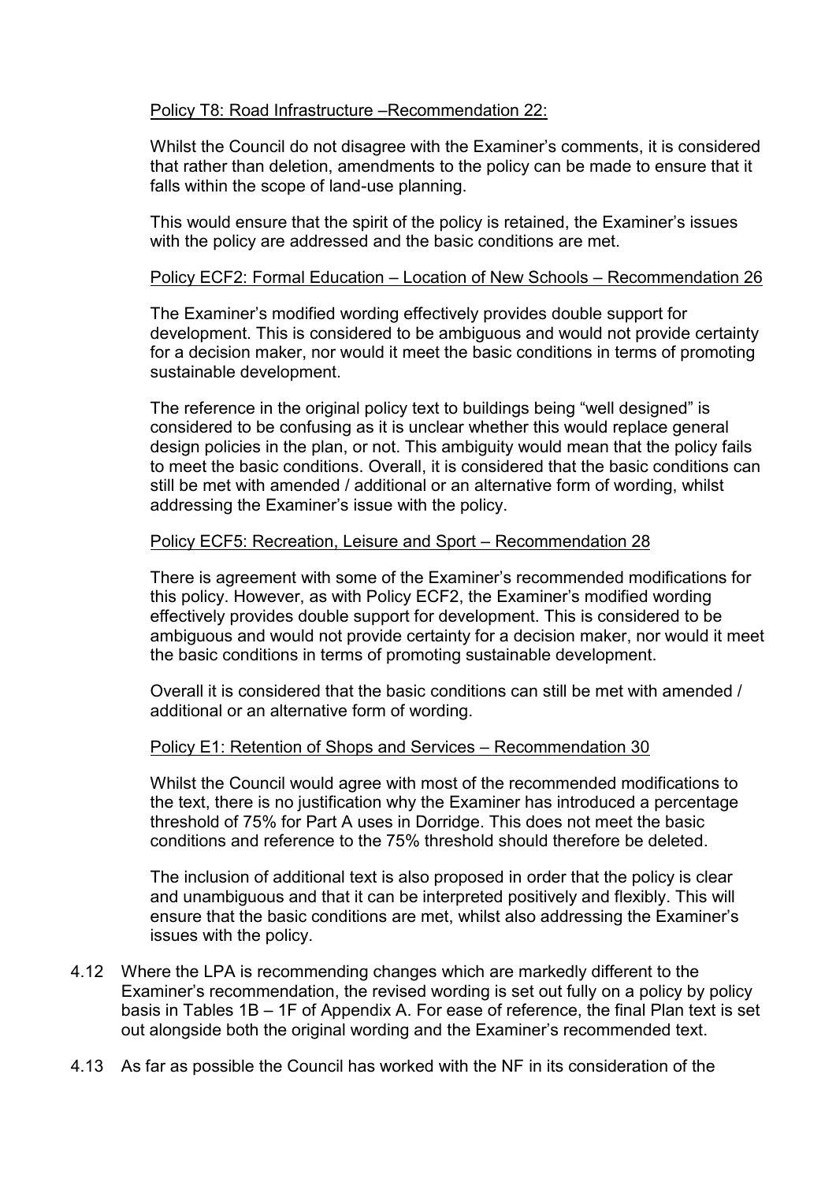Policy T8: Road Infrastructure –Recommendation 22:

Whilst the Council do not disagree with the Examiner's comments, it is considered that rather than deletion, amendments to the policy can be made to ensure that it falls within the scope of land-use planning.

This would ensure that the spirit of the policy is retained, the Examiner's issues with the policy are addressed and the basic conditions are met.

Policy ECF2: Formal Education – Location of New Schools – Recommendation 26

The Examiner's modified wording effectively provides double support for development. This is considered to be ambiguous and would not provide certainty for a decision maker, nor would it meet the basic conditions in terms of promoting sustainable development.

The reference in the original policy text to buildings being "well designed" is considered to be confusing as it is unclear whether this would replace general design policies in the plan, or not. This ambiguity would mean that the policy fails to meet the basic conditions. Overall, it is considered that the basic conditions can still be met with amended / additional or an alternative form of wording, whilst addressing the Examiner's issue with the policy.

Policy ECF5: Recreation, Leisure and Sport – Recommendation 28

There is agreement with some of the Examiner's recommended modifications for this policy. However, as with Policy ECF2, the Examiner's modified wording effectively provides double support for development. This is considered to be ambiguous and would not provide certainty for a decision maker, nor would it meet the basic conditions in terms of promoting sustainable development.

Overall it is considered that the basic conditions can still be met with amended / additional or an alternative form of wording.

Policy E1: Retention of Shops and Services – Recommendation 30

Whilst the Council would agree with most of the recommended modifications to the text, there is no justification why the Examiner has introduced a percentage threshold of 75% for Part A uses in Dorridge. This does not meet the basic conditions and reference to the 75% threshold should therefore be deleted.

The inclusion of additional text is also proposed in order that the policy is clear and unambiguous and that it can be interpreted positively and flexibly. This will ensure that the basic conditions are met, whilst also addressing the Examiner's issues with the policy.

4.12 Where the LPA is recommending changes which are markedly different to the Examiner's recommendation, the revised wording is set out fully on a policy by policy basis in Tables 1B – 1F of Appendix A. For ease of reference, the final Plan text is set out alongside both the original wording and the Examiner's recommended text.

4.13 As far as possible the Council has worked with the NF in its consideration of the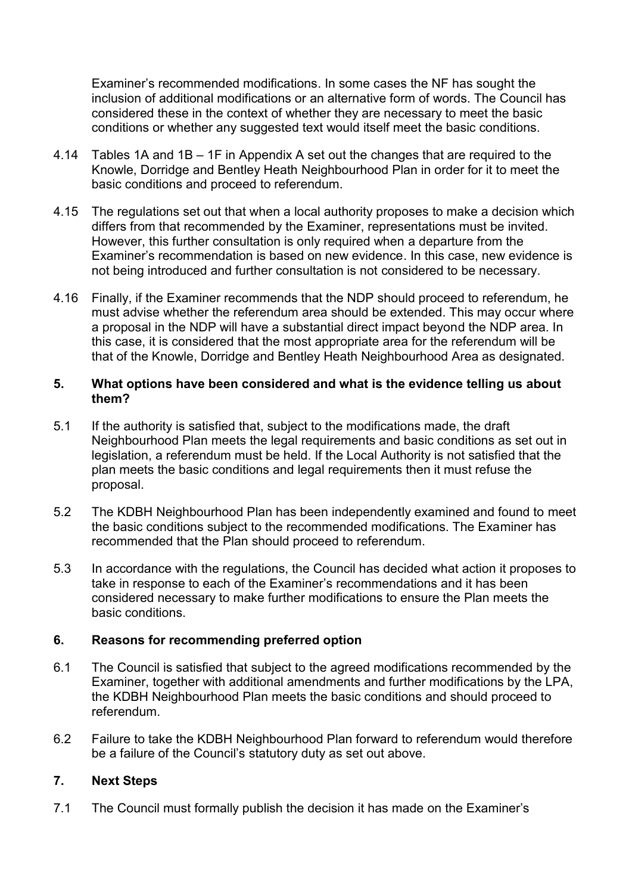Examiner's recommended modifications. In some cases the NF has sought the inclusion of additional modifications or an alternative form of words. The Council has considered these in the context of whether they are necessary to meet the basic conditions or whether any suggested text would itself meet the basic conditions.

4.14 Tables 1A and 1B – 1F in Appendix A set out the changes that are required to the Knowle, Dorridge and Bentley Heath Neighbourhood Plan in order for it to meet the basic conditions and proceed to referendum.

4.15 The regulations set out that when a local authority proposes to make a decision which differs from that recommended by the Examiner, representations must be invited. However, this further consultation is only required when a departure from the Examiner's recommendation is based on new evidence. In this case, new evidence is not being introduced and further consultation is not considered to be necessary.

4.16 Finally, if the Examiner recommends that the NDP should proceed to referendum, he must advise whether the referendum area should be extended. This may occur where a proposal in the NDP will have a substantial direct impact beyond the NDP area. In this case, it is considered that the most appropriate area for the referendum will be that of the Knowle, Dorridge and Bentley Heath Neighbourhood Area as designated.

## 5. What options have been considered and what is the evidence telling us about them?

5.1 If the authority is satisfied that, subject to the modifications made, the draft Neighbourhood Plan meets the legal requirements and basic conditions as set out in legislation, a referendum must be held. If the Local Authority is not satisfied that the plan meets the basic conditions and legal requirements then it must refuse the proposal.

5.2 The KDBH Neighbourhood Plan has been independently examined and found to meet the basic conditions subject to the recommended modifications. The Examiner has recommended that the Plan should proceed to referendum.

5.3 In accordance with the regulations, the Council has decided what action it proposes to take in response to each of the Examiner's recommendations and it has been considered necessary to make further modifications to ensure the Plan meets the basic conditions.

## 6. Reasons for recommending preferred option

6.1 The Council is satisfied that subject to the agreed modifications recommended by the Examiner, together with additional amendments and further modifications by the LPA, the KDBH Neighbourhood Plan meets the basic conditions and should proceed to referendum.

6.2 Failure to take the KDBH Neighbourhood Plan forward to referendum would therefore be a failure of the Council's statutory duty as set out above.

## 7. Next Steps

7.1 The Council must formally publish the decision it has made on the Examiner's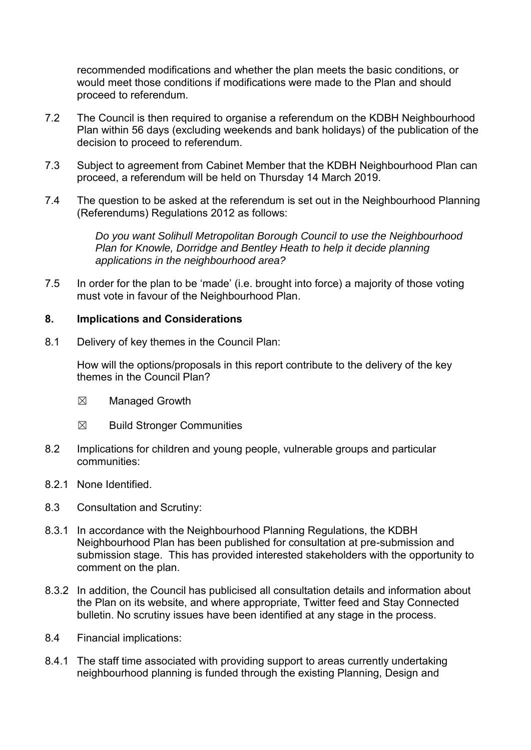recommended modifications and whether the plan meets the basic conditions, or would meet those conditions if modifications were made to the Plan and should proceed to referendum.

7.2 The Council is then required to organise a referendum on the KDBH Neighbourhood Plan within 56 days (excluding weekends and bank holidays) of the publication of the decision to proceed to referendum.

7.3 Subject to agreement from Cabinet Member that the KDBH Neighbourhood Plan can proceed, a referendum will be held on Thursday 14 March 2019.

7.4 The question to be asked at the referendum is set out in the Neighbourhood Planning (Referendums) Regulations 2012 as follows:

> *Do you want Solihull Metropolitan Borough Council to use the Neighbourhood Plan for Knowle, Dorridge and Bentley Heath to help it decide planning applications in the neighbourhood area?*

7.5 In order for the plan to be 'made' (i.e. brought into force) a majority of those voting must vote in favour of the Neighbourhood Plan.

## 8. Implications and Considerations

8.1 Delivery of key themes in the Council Plan:

How will the options/proposals in this report contribute to the delivery of the key themes in the Council Plan?

- ☒ Managed Growth
- ☒ Build Stronger Communities

8.2 Implications for children and young people, vulnerable groups and particular communities:

8.2.1 None Identified.

8.3 Consultation and Scrutiny:

8.3.1 In accordance with the Neighbourhood Planning Regulations, the KDBH Neighbourhood Plan has been published for consultation at pre-submission and submission stage. This has provided interested stakeholders with the opportunity to comment on the plan.

8.3.2 In addition, the Council has publicised all consultation details and information about the Plan on its website, and where appropriate, Twitter feed and Stay Connected bulletin. No scrutiny issues have been identified at any stage in the process.

8.4 Financial implications:

8.4.1 The staff time associated with providing support to areas currently undertaking neighbourhood planning is funded through the existing Planning, Design and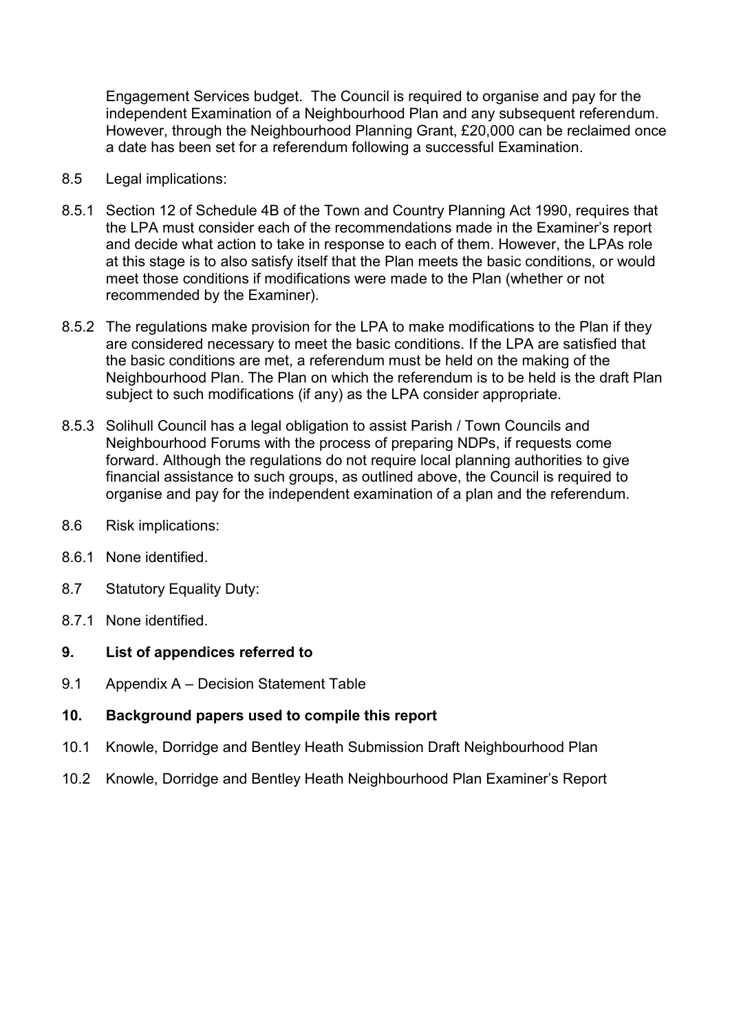Engagement Services budget. The Council is required to organise and pay for the independent Examination of a Neighbourhood Plan and any subsequent referendum. However, through the Neighbourhood Planning Grant, £20,000 can be reclaimed once a date has been set for a referendum following a successful Examination.

8.5 Legal implications:

8.5.1 Section 12 of Schedule 4B of the Town and Country Planning Act 1990, requires that the LPA must consider each of the recommendations made in the Examiner's report and decide what action to take in response to each of them. However, the LPAs role at this stage is to also satisfy itself that the Plan meets the basic conditions, or would meet those conditions if modifications were made to the Plan (whether or not recommended by the Examiner).

8.5.2 The regulations make provision for the LPA to make modifications to the Plan if they are considered necessary to meet the basic conditions. If the LPA are satisfied that the basic conditions are met, a referendum must be held on the making of the Neighbourhood Plan. The Plan on which the referendum is to be held is the draft Plan subject to such modifications (if any) as the LPA consider appropriate.

8.5.3 Solihull Council has a legal obligation to assist Parish / Town Councils and Neighbourhood Forums with the process of preparing NDPs, if requests come forward. Although the regulations do not require local planning authorities to give financial assistance to such groups, as outlined above, the Council is required to organise and pay for the independent examination of a plan and the referendum.

8.6 Risk implications:

8.6.1 None identified.

8.7 Statutory Equality Duty:

8.7.1 None identified.

## 9. List of appendices referred to

9.1 Appendix A – Decision Statement Table

## 10. Background papers used to compile this report

10.1 Knowle, Dorridge and Bentley Heath Submission Draft Neighbourhood Plan

10.2 Knowle, Dorridge and Bentley Heath Neighbourhood Plan Examiner's Report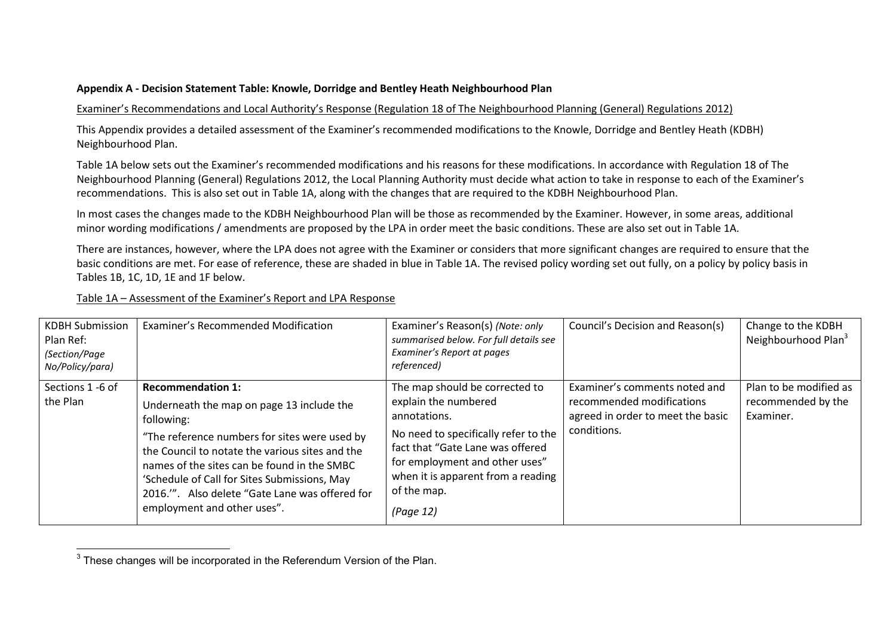**Appendix A - Decision Statement Table: Knowle, Dorridge and Bentley Heath Neighbourhood Plan**

Examiner's Recommendations and Local Authority's Response (Regulation 18 of The Neighbourhood Planning (General) Regulations 2012)

This Appendix provides a detailed assessment of the Examiner's recommended modifications to the Knowle, Dorridge and Bentley Heath (KDBH) Neighbourhood Plan.

Table 1A below sets out the Examiner's recommended modifications and his reasons for these modifications. In accordance with Regulation 18 of The Neighbourhood Planning (General) Regulations 2012, the Local Planning Authority must decide what action to take in response to each of the Examiner's recommendations. This is also set out in Table 1A, along with the changes that are required to the KDBH Neighbourhood Plan.

In most cases the changes made to the KDBH Neighbourhood Plan will be those as recommended by the Examiner. However, in some areas, additional minor wording modifications / amendments are proposed by the LPA in order meet the basic conditions. These are also set out in Table 1A.

There are instances, however, where the LPA does not agree with the Examiner or considers that more significant changes are required to ensure that the basic conditions are met. For ease of reference, these are shaded in blue in Table 1A. The revised policy wording set out fully, on a policy by policy basis in Tables 1B, 1C, 1D, 1E and 1F below.

Table 1A – Assessment of the Examiner's Report and LPA Response

| KDBH Submission Plan Ref: *(Section/Page No/Policy/para)* | Examiner's Recommended Modification | Examiner's Reason(s) *(Note: only summarised below. For full details see Examiner's Report at pages referenced)* | Council's Decision and Reason(s) | Change to the KDBH Neighbourhood Plan[3] |
|---|---|---|---|---|
| Sections 1 -6 of the Plan | **Recommendation 1:**<br>Underneath the map on page 13 include the following:<br>"The reference numbers for sites were used by the Council to notate the various sites and the names of the sites can be found in the SMBC 'Schedule of Call for Sites Submissions, May 2016.'". Also delete "Gate Lane was offered for employment and other uses". | The map should be corrected to explain the numbered annotations.<br>No need to specifically refer to the fact that "Gate Lane was offered for employment and other uses" when it is apparent from a reading of the map.<br>*(Page 12)* | Examiner's comments noted and recommended modifications agreed in order to meet the basic conditions. | Plan to be modified as recommended by the Examiner. |

[3] These changes will be incorporated in the Referendum Version of the Plan.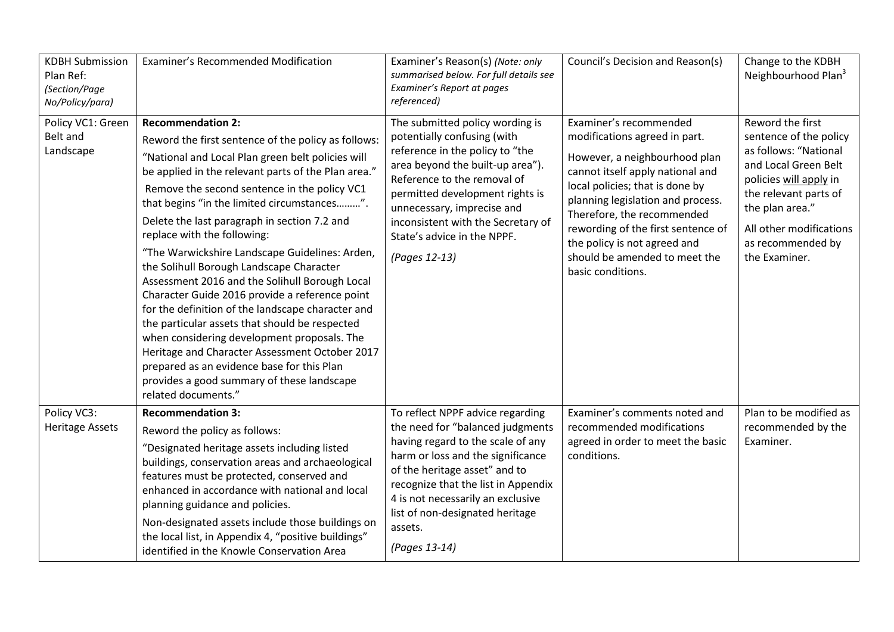| KDBH Submission Plan Ref: *(Section/Page No/Policy/para)* | Examiner's Recommended Modification | Examiner's Reason(s) *(Note: only summarised below. For full details see Examiner's Report at pages referenced)* | Council's Decision and Reason(s) | Change to the KDBH Neighbourhood Plan[3] |
|---|---|---|---|---|
| Policy VC1: Green Belt and Landscape | **Recommendation 2:** Reword the first sentence of the policy as follows: "National and Local Plan green belt policies will be applied in the relevant parts of the Plan area." Remove the second sentence in the policy VC1 that begins "in the limited circumstances………". Delete the last paragraph in section 7.2 and replace with the following: "The Warwickshire Landscape Guidelines: Arden, the Solihull Borough Landscape Character Assessment 2016 and the Solihull Borough Local Character Guide 2016 provide a reference point for the definition of the landscape character and the particular assets that should be respected when considering development proposals. The Heritage and Character Assessment October 2017 prepared as an evidence base for this Plan provides a good summary of these landscape related documents." | The submitted policy wording is potentially confusing (with reference in the policy to "the area beyond the built-up area"). Reference to the removal of permitted development rights is unnecessary, imprecise and inconsistent with the Secretary of State's advice in the NPPF. *(Pages 12-13)* | Examiner's recommended modifications agreed in part. However, a neighbourhood plan cannot itself apply national and local policies; that is done by planning legislation and process. Therefore, the recommended rewording of the first sentence of the policy is not agreed and should be amended to meet the basic conditions. | Reword the first sentence of the policy as follows: "National and Local Green Belt policies <u>will apply</u> in the relevant parts of the plan area." All other modifications as recommended by the Examiner. |
| Policy VC3: Heritage Assets | **Recommendation 3:** Reword the policy as follows: "Designated heritage assets including listed buildings, conservation areas and archaeological features must be protected, conserved and enhanced in accordance with national and local planning guidance and policies. Non-designated assets include those buildings on the local list, in Appendix 4, "positive buildings" identified in the Knowle Conservation Area | To reflect NPPF advice regarding the need for "balanced judgments having regard to the scale of any harm or loss and the significance of the heritage asset" and to recognize that the list in Appendix 4 is not necessarily an exclusive list of non-designated heritage assets. *(Pages 13-14)* | Examiner's comments noted and recommended modifications agreed in order to meet the basic conditions. | Plan to be modified as recommended by the Examiner. |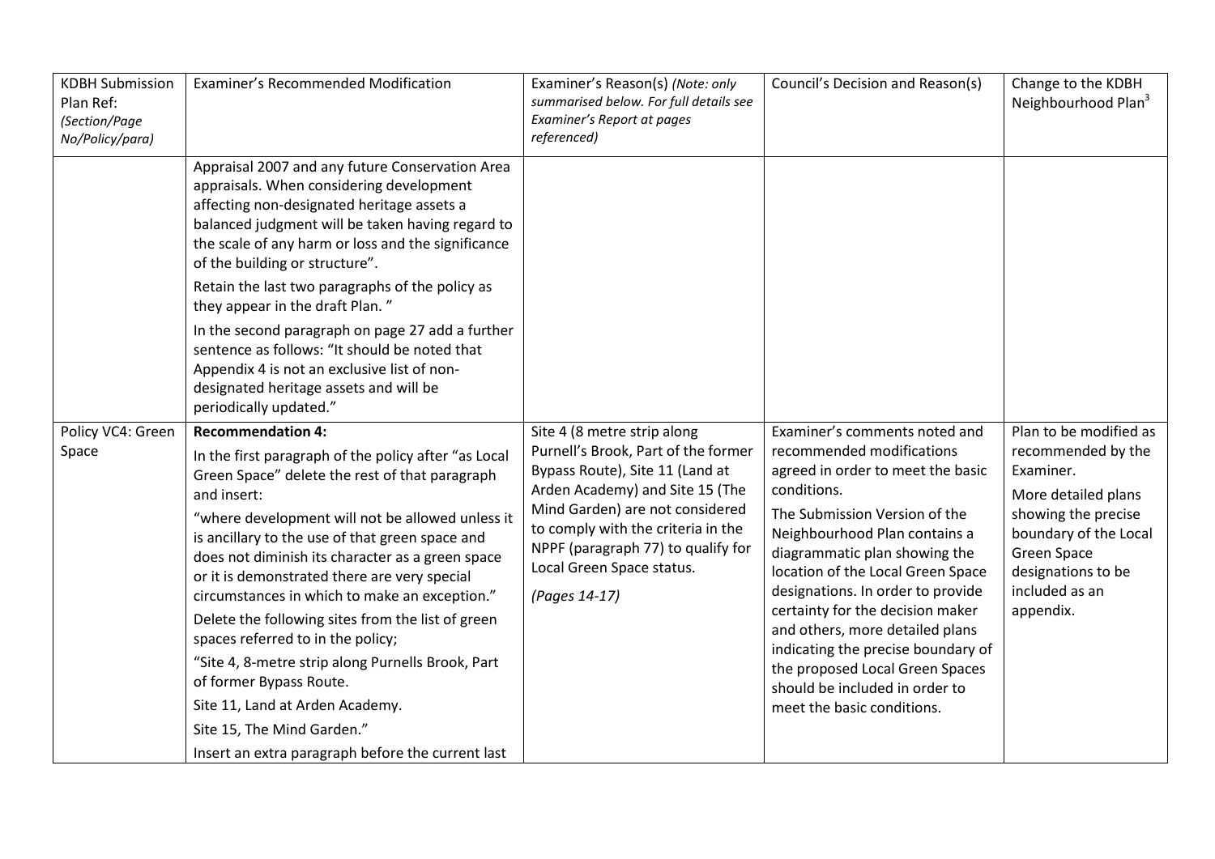| KDBH Submission Plan Ref: *(Section/Page No/Policy/para)* | Examiner's Recommended Modification | Examiner's Reason(s) *(Note: only summarised below. For full details see Examiner's Report at pages referenced)* | Council's Decision and Reason(s) | Change to the KDBH Neighbourhood Plan[3] |
|---|---|---|---|---|
| | Appraisal 2007 and any future Conservation Area appraisals. When considering development affecting non-designated heritage assets a balanced judgment will be taken having regard to the scale of any harm or loss and the significance of the building or structure".<br><br>Retain the last two paragraphs of the policy as they appear in the draft Plan. "<br><br>In the second paragraph on page 27 add a further sentence as follows: "It should be noted that Appendix 4 is not an exclusive list of non-designated heritage assets and will be periodically updated." | | | |
| Policy VC4: Green Space | **Recommendation 4:**<br><br>In the first paragraph of the policy after "as Local Green Space" delete the rest of that paragraph and insert:<br><br>"where development will not be allowed unless it is ancillary to the use of that green space and does not diminish its character as a green space or it is demonstrated there are very special circumstances in which to make an exception."<br><br>Delete the following sites from the list of green spaces referred to in the policy;<br><br>"Site 4, 8-metre strip along Purnells Brook, Part of former Bypass Route.<br><br>Site 11, Land at Arden Academy.<br><br>Site 15, The Mind Garden."<br><br>Insert an extra paragraph before the current last | Site 4 (8 metre strip along Purnell's Brook, Part of the former Bypass Route), Site 11 (Land at Arden Academy) and Site 15 (The Mind Garden) are not considered to comply with the criteria in the NPPF (paragraph 77) to qualify for Local Green Space status.<br><br>*(Pages 14-17)* | Examiner's comments noted and recommended modifications agreed in order to meet the basic conditions.<br><br>The Submission Version of the Neighbourhood Plan contains a diagrammatic plan showing the location of the Local Green Space designations. In order to provide certainty for the decision maker and others, more detailed plans indicating the precise boundary of the proposed Local Green Spaces should be included in order to meet the basic conditions. | Plan to be modified as recommended by the Examiner.<br><br>More detailed plans showing the precise boundary of the Local Green Space designations to be included as an appendix. |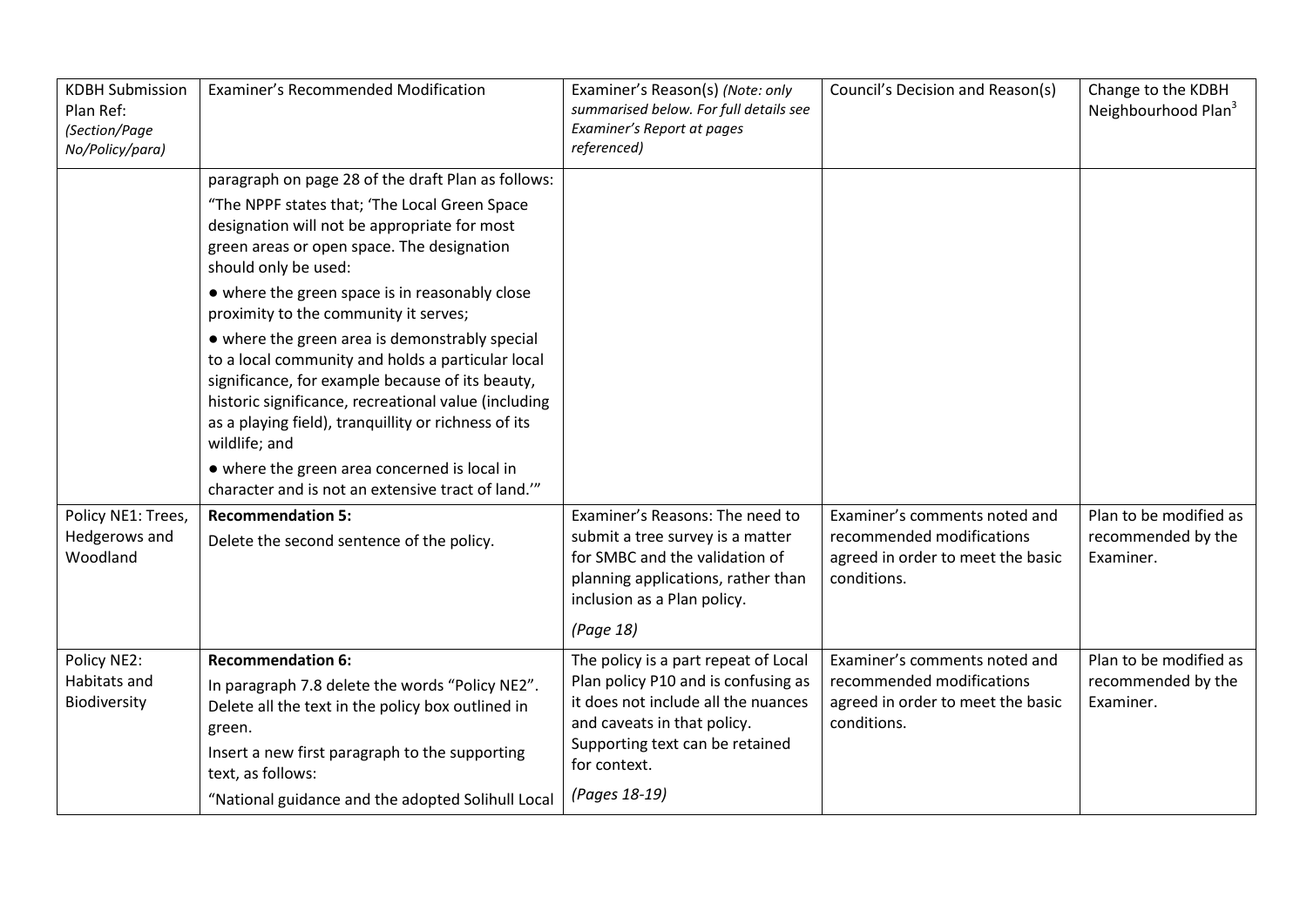| KDBH Submission Plan Ref: *(Section/Page No/Policy/para)* | Examiner's Recommended Modification | Examiner's Reason(s) *(Note: only summarised below. For full details see Examiner's Report at pages referenced)* | Council's Decision and Reason(s) | Change to the KDBH Neighbourhood Plan[3] |
|---|---|---|---|---|
| | paragraph on page 28 of the draft Plan as follows:<br>"The NPPF states that; 'The Local Green Space designation will not be appropriate for most green areas or open space. The designation should only be used:<br>● where the green space is in reasonably close proximity to the community it serves;<br>● where the green area is demonstrably special to a local community and holds a particular local significance, for example because of its beauty, historic significance, recreational value (including as a playing field), tranquillity or richness of its wildlife; and<br>● where the green area concerned is local in character and is not an extensive tract of land.'" | | | |
| Policy NE1: Trees, Hedgerows and Woodland | **Recommendation 5:**<br>Delete the second sentence of the policy. | Examiner's Reasons: The need to submit a tree survey is a matter for SMBC and the validation of planning applications, rather than inclusion as a Plan policy.<br>*(Page 18)* | Examiner's comments noted and recommended modifications agreed in order to meet the basic conditions. | Plan to be modified as recommended by the Examiner. |
| Policy NE2: Habitats and Biodiversity | **Recommendation 6:**<br>In paragraph 7.8 delete the words "Policy NE2".<br>Delete all the text in the policy box outlined in green.<br>Insert a new first paragraph to the supporting text, as follows:<br>"National guidance and the adopted Solihull Local | The policy is a part repeat of Local Plan policy P10 and is confusing as it does not include all the nuances and caveats in that policy. Supporting text can be retained for context.<br>*(Pages 18-19)* | Examiner's comments noted and recommended modifications agreed in order to meet the basic conditions. | Plan to be modified as recommended by the Examiner. |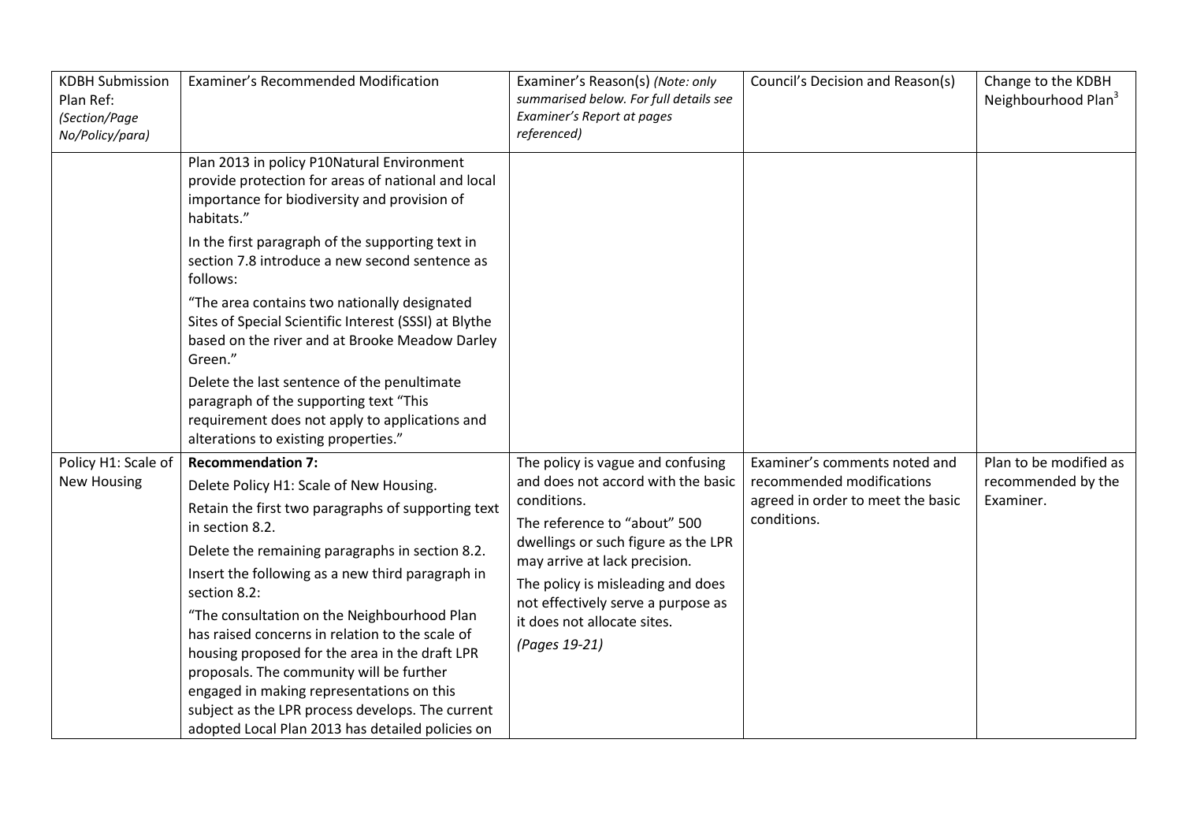| KDBH Submission Plan Ref: *(Section/Page No/Policy/para)* | Examiner's Recommended Modification | Examiner's Reason(s) *(Note: only summarised below. For full details see Examiner's Report at pages referenced)* | Council's Decision and Reason(s) | Change to the KDBH Neighbourhood Plan[3] |
|---|---|---|---|---|
| | Plan 2013 in policy P10Natural Environment provide protection for areas of national and local importance for biodiversity and provision of habitats."<br><br>In the first paragraph of the supporting text in section 7.8 introduce a new second sentence as follows:<br><br>"The area contains two nationally designated Sites of Special Scientific Interest (SSSI) at Blythe based on the river and at Brooke Meadow Darley Green."<br><br>Delete the last sentence of the penultimate paragraph of the supporting text "This requirement does not apply to applications and alterations to existing properties." | | | |
| Policy H1: Scale of New Housing | **Recommendation 7:**<br><br>Delete Policy H1: Scale of New Housing.<br><br>Retain the first two paragraphs of supporting text in section 8.2.<br><br>Delete the remaining paragraphs in section 8.2.<br><br>Insert the following as a new third paragraph in section 8.2:<br><br>"The consultation on the Neighbourhood Plan has raised concerns in relation to the scale of housing proposed for the area in the draft LPR proposals. The community will be further engaged in making representations on this subject as the LPR process develops. The current adopted Local Plan 2013 has detailed policies on | The policy is vague and confusing and does not accord with the basic conditions.<br><br>The reference to "about" 500 dwellings or such figure as the LPR may arrive at lack precision.<br><br>The policy is misleading and does not effectively serve a purpose as it does not allocate sites.<br><br>*(Pages 19-21)* | Examiner's comments noted and recommended modifications agreed in order to meet the basic conditions. | Plan to be modified as recommended by the Examiner. |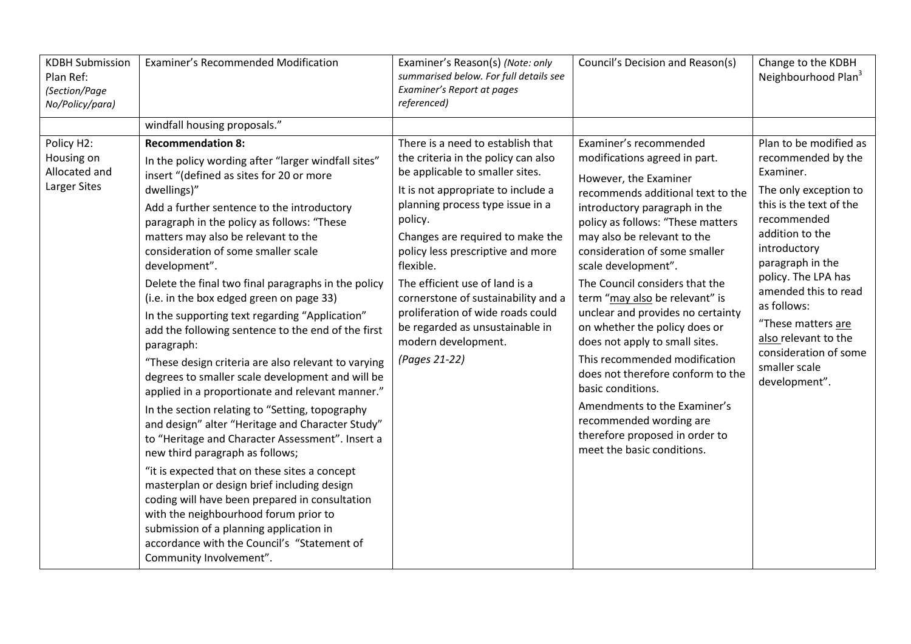| KDBH Submission Plan Ref: *(Section/Page No/Policy/para)* | Examiner's Recommended Modification | Examiner's Reason(s) *(Note: only summarised below. For full details see Examiner's Report at pages referenced)* | Council's Decision and Reason(s) | Change to the KDBH Neighbourhood Plan[3] |
|---|---|---|---|---|
| | windfall housing proposals." | | | |
| Policy H2: Housing on Allocated and Larger Sites | **Recommendation 8:**<br>In the policy wording after "larger windfall sites" insert "(defined as sites for 20 or more dwellings)"<br>Add a further sentence to the introductory paragraph in the policy as follows: "These matters may also be relevant to the consideration of some smaller scale development".<br>Delete the final two final paragraphs in the policy (i.e. in the box edged green on page 33)<br>In the supporting text regarding "Application" add the following sentence to the end of the first paragraph:<br>"These design criteria are also relevant to varying degrees to smaller scale development and will be applied in a proportionate and relevant manner."<br>In the section relating to "Setting, topography and design" alter "Heritage and Character Study" to "Heritage and Character Assessment". Insert a new third paragraph as follows;<br>"it is expected that on these sites a concept masterplan or design brief including design coding will have been prepared in consultation with the neighbourhood forum prior to submission of a planning application in accordance with the Council's "Statement of Community Involvement". | There is a need to establish that the criteria in the policy can also be applicable to smaller sites.<br>It is not appropriate to include a planning process type issue in a policy.<br>Changes are required to make the policy less prescriptive and more flexible.<br>The efficient use of land is a cornerstone of sustainability and a proliferation of wide roads could be regarded as unsustainable in modern development.<br>*(Pages 21-22)* | Examiner's recommended modifications agreed in part.<br>However, the Examiner recommends additional text to the policy as follows: "These matters may also be relevant to the consideration of some smaller scale development".<br>The Council considers that the term "<u>may also</u> be relevant" is unclear and provides no certainty on whether the policy does or does not apply to small sites.<br>This recommended modification does not therefore conform to the basic conditions.<br>Amendments to the Examiner's recommended wording are therefore proposed in order to meet the basic conditions. | Plan to be modified as recommended by the Examiner.<br>The only exception to this is the text of the recommended addition to the introductory paragraph in the policy. The LPA has amended this to read as follows:<br>"These matters <u>are also</u> relevant to the consideration of some smaller scale development". |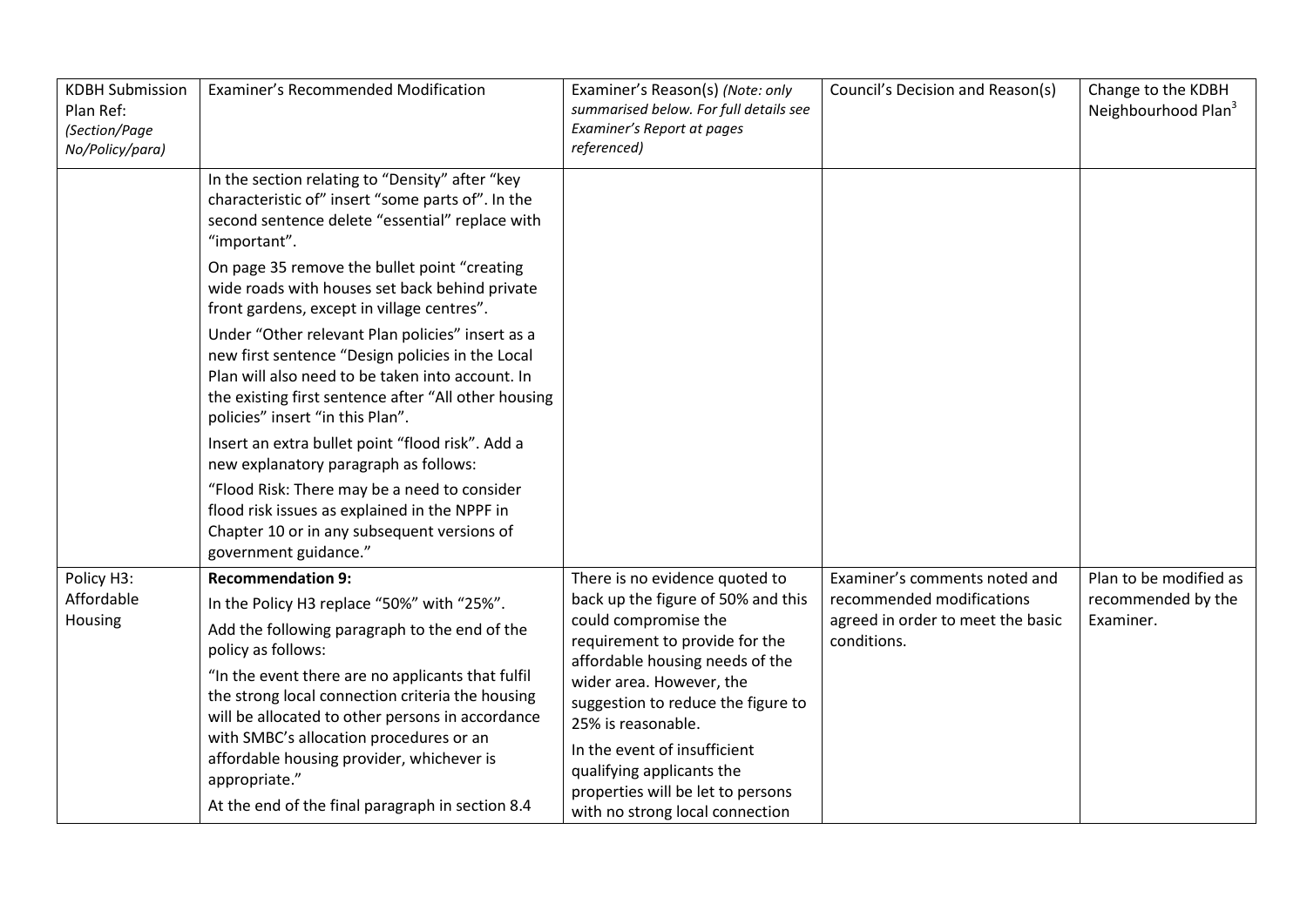| KDBH Submission Plan Ref: *(Section/Page No/Policy/para)* | Examiner's Recommended Modification | Examiner's Reason(s) *(Note: only summarised below. For full details see Examiner's Report at pages referenced)* | Council's Decision and Reason(s) | Change to the KDBH Neighbourhood Plan[3] |
|---|---|---|---|---|
| | In the section relating to "Density" after "key characteristic of" insert "some parts of". In the second sentence delete "essential" replace with "important".<br><br>On page 35 remove the bullet point "creating wide roads with houses set back behind private front gardens, except in village centres".<br><br>Under "Other relevant Plan policies" insert as a new first sentence "Design policies in the Local Plan will also need to be taken into account. In the existing first sentence after "All other housing policies" insert "in this Plan".<br><br>Insert an extra bullet point "flood risk". Add a new explanatory paragraph as follows:<br><br>"Flood Risk: There may be a need to consider flood risk issues as explained in the NPPF in Chapter 10 or in any subsequent versions of government guidance." | | | |
| Policy H3: Affordable Housing | **Recommendation 9:**<br><br>In the Policy H3 replace "50%" with "25%".<br><br>Add the following paragraph to the end of the policy as follows:<br><br>"In the event there are no applicants that fulfil the strong local connection criteria the housing will be allocated to other persons in accordance with SMBC's allocation procedures or an affordable housing provider, whichever is appropriate."<br><br>At the end of the final paragraph in section 8.4 | There is no evidence quoted to back up the figure of 50% and this could compromise the requirement to provide for the affordable housing needs of the wider area. However, the suggestion to reduce the figure to 25% is reasonable.<br><br>In the event of insufficient qualifying applicants the properties will be let to persons with no strong local connection | Examiner's comments noted and recommended modifications agreed in order to meet the basic conditions. | Plan to be modified as recommended by the Examiner. |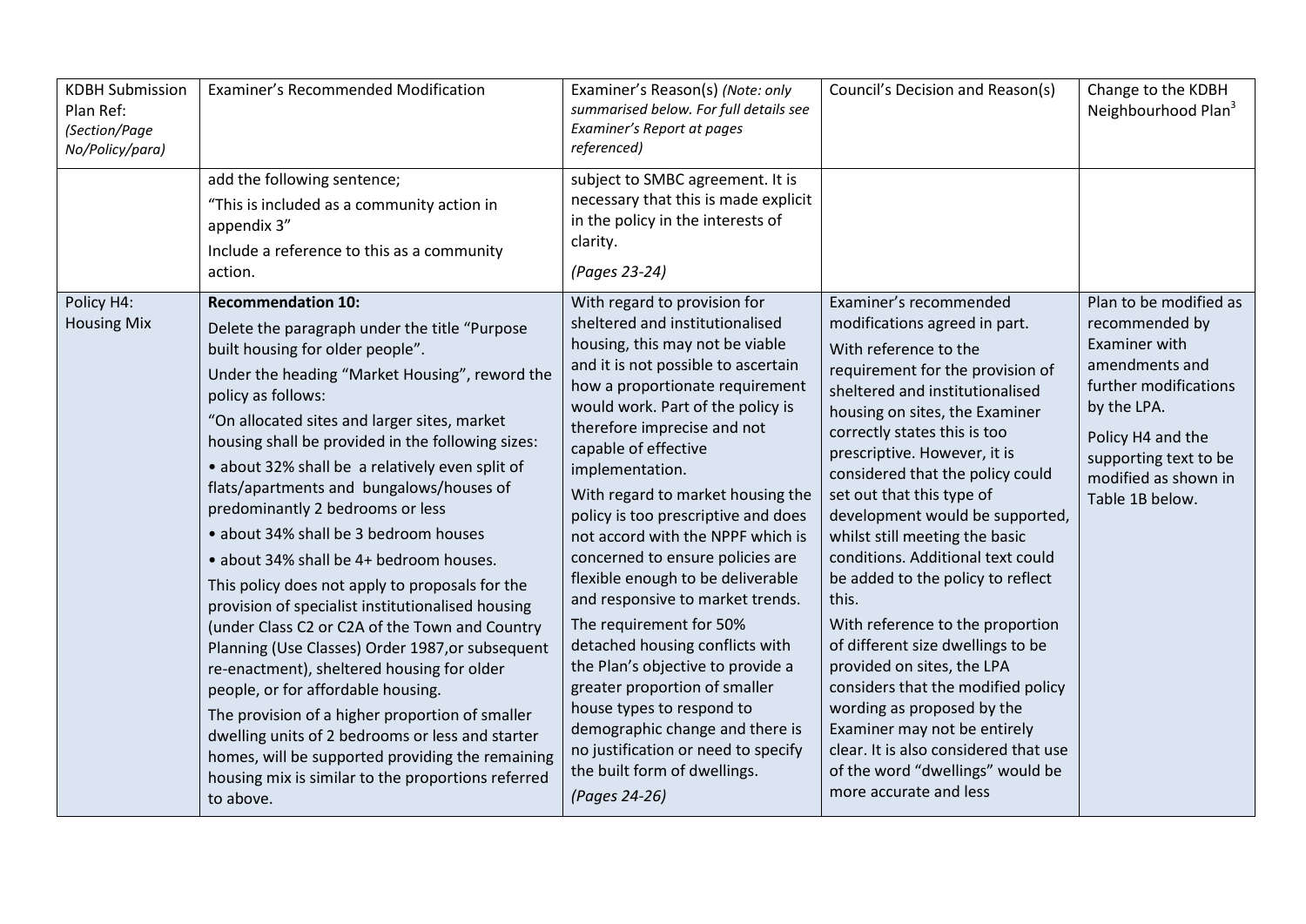| KDBH Submission Plan Ref: *(Section/Page No/Policy/para)* | Examiner's Recommended Modification | Examiner's Reason(s) *(Note: only summarised below. For full details see Examiner's Report at pages referenced)* | Council's Decision and Reason(s) | Change to the KDBH Neighbourhood Plan[3] |
|---|---|---|---|---|
| | add the following sentence;<br>"This is included as a community action in appendix 3"<br>Include a reference to this as a community action. | subject to SMBC agreement. It is necessary that this is made explicit in the policy in the interests of clarity.<br>*(Pages 23-24)* | | |
| Policy H4: Housing Mix | **Recommendation 10:**<br>Delete the paragraph under the title "Purpose built housing for older people".<br>Under the heading "Market Housing", reword the policy as follows:<br>"On allocated sites and larger sites, market housing shall be provided in the following sizes:<br>• about 32% shall be a relatively even split of flats/apartments and bungalows/houses of predominantly 2 bedrooms or less<br>• about 34% shall be 3 bedroom houses<br>• about 34% shall be 4+ bedroom houses.<br>This policy does not apply to proposals for the provision of specialist institutionalised housing (under Class C2 or C2A of the Town and Country Planning (Use Classes) Order 1987,or subsequent re-enactment), sheltered housing for older people, or for affordable housing.<br>The provision of a higher proportion of smaller dwelling units of 2 bedrooms or less and starter homes, will be supported providing the remaining housing mix is similar to the proportions referred to above. | With regard to provision for sheltered and institutionalised housing, this may not be viable and it is not possible to ascertain how a proportionate requirement would work. Part of the policy is therefore imprecise and not capable of effective implementation.<br>With regard to market housing the policy is too prescriptive and does not accord with the NPPF which is concerned to ensure policies are flexible enough to be deliverable and responsive to market trends.<br>The requirement for 50% detached housing conflicts with the Plan's objective to provide a greater proportion of smaller house types to respond to demographic change and there is no justification or need to specify the built form of dwellings.<br>*(Pages 24-26)* | Examiner's recommended modifications agreed in part.<br>With reference to the requirement for the provision of sheltered and institutionalised housing on sites, the Examiner correctly states this is too prescriptive. However, it is considered that the policy could set out that this type of development would be supported, whilst still meeting the basic conditions. Additional text could be added to the policy to reflect this.<br>With reference to the proportion of different size dwellings to be provided on sites, the LPA considers that the modified policy wording as proposed by the Examiner may not be entirely clear. It is also considered that use of the word "dwellings" would be more accurate and less | Plan to be modified as recommended by Examiner with amendments and further modifications by the LPA.<br>Policy H4 and the supporting text to be modified as shown in Table 1B below. |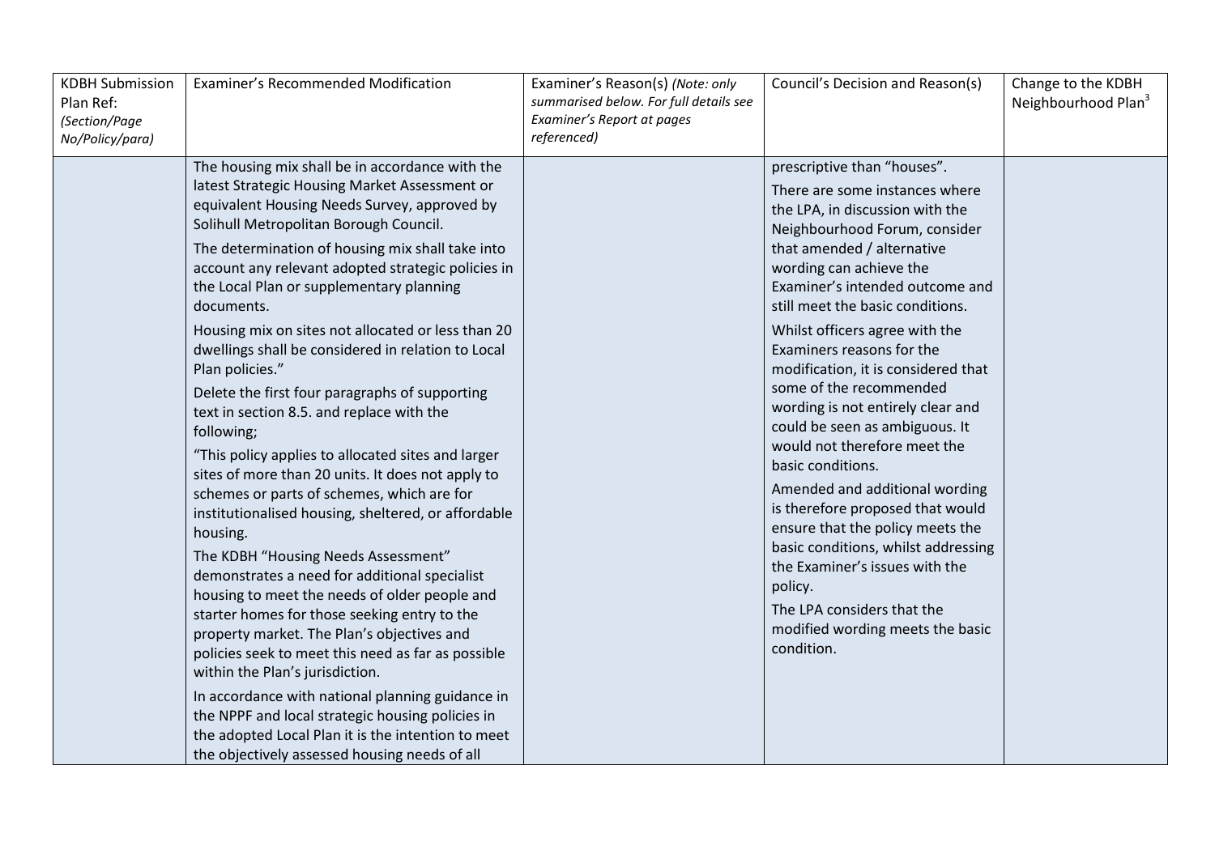| KDBH Submission Plan Ref: *(Section/Page No/Policy/para)* | Examiner's Recommended Modification | Examiner's Reason(s) *(Note: only summarised below. For full details see Examiner's Report at pages referenced)* | Council's Decision and Reason(s) | Change to the KDBH Neighbourhood Plan[3] |
|---|---|---|---|---|
| | The housing mix shall be in accordance with the latest Strategic Housing Market Assessment or equivalent Housing Needs Survey, approved by Solihull Metropolitan Borough Council.<br><br>The determination of housing mix shall take into account any relevant adopted strategic policies in the Local Plan or supplementary planning documents.<br><br>Housing mix on sites not allocated or less than 20 dwellings shall be considered in relation to Local Plan policies."<br><br>Delete the first four paragraphs of supporting text in section 8.5. and replace with the following;<br><br>"This policy applies to allocated sites and larger sites of more than 20 units. It does not apply to schemes or parts of schemes, which are for institutionalised housing, sheltered, or affordable housing.<br><br>The KDBH "Housing Needs Assessment" demonstrates a need for additional specialist housing to meet the needs of older people and starter homes for those seeking entry to the property market. The Plan's objectives and policies seek to meet this need as far as possible within the Plan's jurisdiction.<br><br>In accordance with national planning guidance in the NPPF and local strategic housing policies in the adopted Local Plan it is the intention to meet the objectively assessed housing needs of all | | prescriptive than "houses".<br><br>There are some instances where the LPA, in discussion with the Neighbourhood Forum, consider that amended / alternative wording can achieve the Examiner's intended outcome and still meet the basic conditions.<br><br>Whilst officers agree with the Examiners reasons for the modification, it is considered that some of the recommended wording is not entirely clear and could be seen as ambiguous. It would not therefore meet the basic conditions.<br><br>Amended and additional wording is therefore proposed that would ensure that the policy meets the basic conditions, whilst addressing the Examiner's issues with the policy.<br><br>The LPA considers that the modified wording meets the basic condition. | |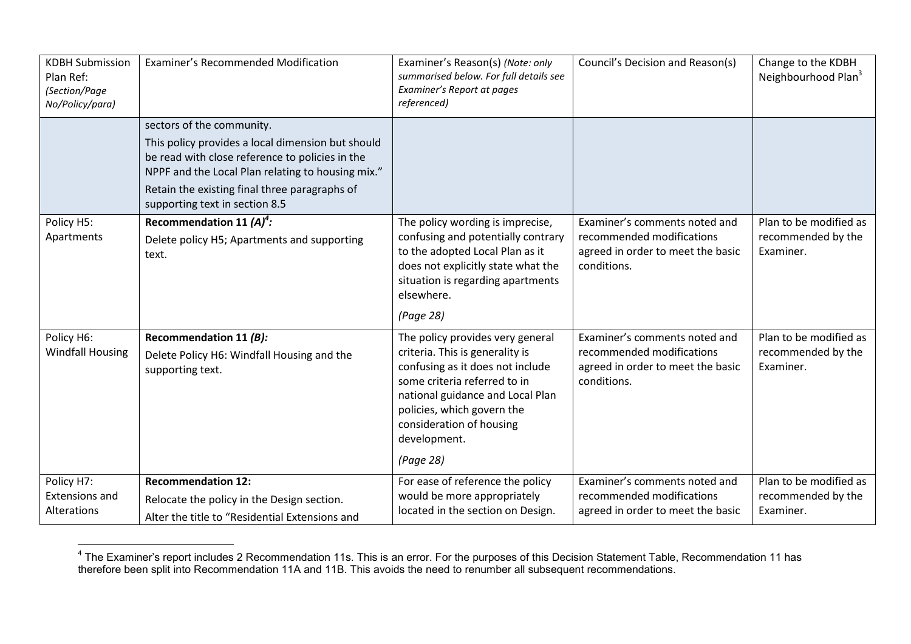| KDBH Submission Plan Ref: *(Section/Page No/Policy/para)* | Examiner's Recommended Modification | Examiner's Reason(s) *(Note: only summarised below. For full details see Examiner's Report at pages referenced)* | Council's Decision and Reason(s) | Change to the KDBH Neighbourhood Plan[3] |
|---|---|---|---|---|
| | sectors of the community.<br>This policy provides a local dimension but should be read with close reference to policies in the NPPF and the Local Plan relating to housing mix."<br>Retain the existing final three paragraphs of supporting text in section 8.5 | | | |
| Policy H5: Apartments | **Recommendation 11 *(A)*[4]:**<br>Delete policy H5; Apartments and supporting text. | The policy wording is imprecise, confusing and potentially contrary to the adopted Local Plan as it does not explicitly state what the situation is regarding apartments elsewhere.<br>*(Page 28)* | Examiner's comments noted and recommended modifications agreed in order to meet the basic conditions. | Plan to be modified as recommended by the Examiner. |
| Policy H6: Windfall Housing | **Recommendation 11 *(B)*:**<br>Delete Policy H6: Windfall Housing and the supporting text. | The policy provides very general criteria. This is generality is confusing as it does not include some criteria referred to in national guidance and Local Plan policies, which govern the consideration of housing development.<br>*(Page 28)* | Examiner's comments noted and recommended modifications agreed in order to meet the basic conditions. | Plan to be modified as recommended by the Examiner. |
| Policy H7: Extensions and Alterations | **Recommendation 12:**<br>Relocate the policy in the Design section.<br>Alter the title to "Residential Extensions and | For ease of reference the policy would be more appropriately located in the section on Design. | Examiner's comments noted and recommended modifications agreed in order to meet the basic | Plan to be modified as recommended by the Examiner. |

[4] The Examiner's report includes 2 Recommendation 11s. This is an error. For the purposes of this Decision Statement Table, Recommendation 11 has therefore been split into Recommendation 11A and 11B. This avoids the need to renumber all subsequent recommendations.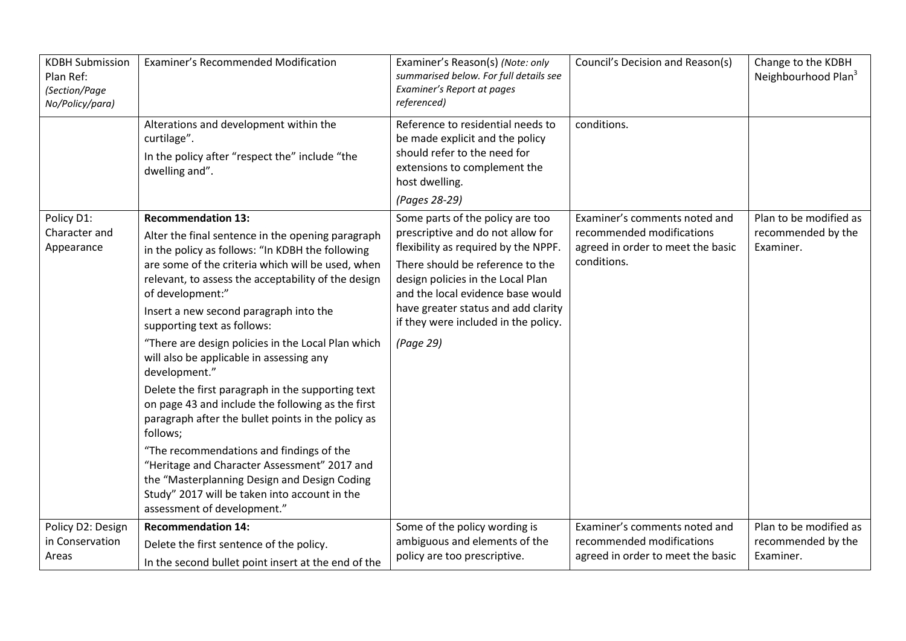| KDBH Submission Plan Ref: *(Section/Page No/Policy/para)* | Examiner's Recommended Modification | Examiner's Reason(s) *(Note: only summarised below. For full details see Examiner's Report at pages referenced)* | Council's Decision and Reason(s) | Change to the KDBH Neighbourhood Plan[3] |
|---|---|---|---|---|
| | Alterations and development within the curtilage".<br><br>In the policy after "respect the" include "the dwelling and". | Reference to residential needs to be made explicit and the policy should refer to the need for extensions to complement the host dwelling.<br><br>*(Pages 28-29)* | conditions. | |
| Policy D1: Character and Appearance | **Recommendation 13:**<br><br>Alter the final sentence in the opening paragraph in the policy as follows: "In KDBH the following are some of the criteria which will be used, when relevant, to assess the acceptability of the design of development:"<br><br>Insert a new second paragraph into the supporting text as follows:<br><br>"There are design policies in the Local Plan which will also be applicable in assessing any development."<br><br>Delete the first paragraph in the supporting text on page 43 and include the following as the first paragraph after the bullet points in the policy as follows;<br><br>"The recommendations and findings of the "Heritage and Character Assessment" 2017 and the "Masterplanning Design and Design Coding Study" 2017 will be taken into account in the assessment of development." | Some parts of the policy are too prescriptive and do not allow for flexibility as required by the NPPF.<br><br>There should be reference to the design policies in the Local Plan and the local evidence base would have greater status and add clarity if they were included in the policy.<br><br>*(Page 29)* | Examiner's comments noted and recommended modifications agreed in order to meet the basic conditions. | Plan to be modified as recommended by the Examiner. |
| Policy D2: Design in Conservation Areas | **Recommendation 14:**<br><br>Delete the first sentence of the policy.<br><br>In the second bullet point insert at the end of the | Some of the policy wording is ambiguous and elements of the policy are too prescriptive. | Examiner's comments noted and recommended modifications agreed in order to meet the basic | Plan to be modified as recommended by the Examiner. |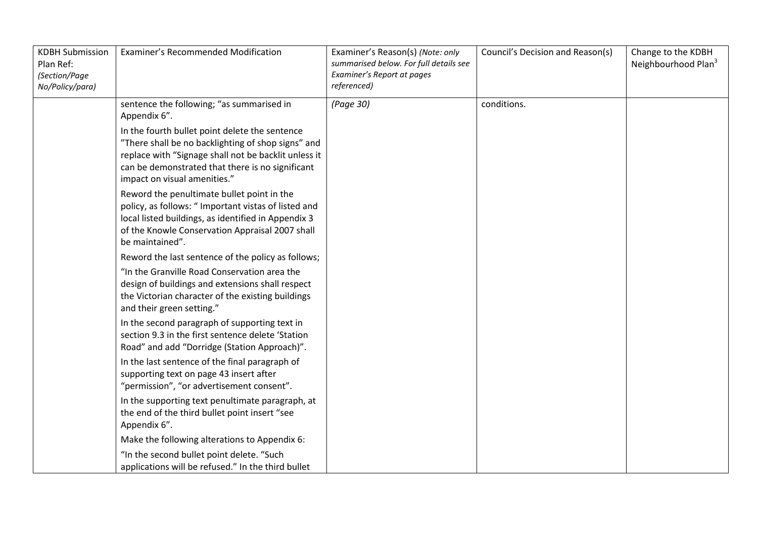| KDBH Submission Plan Ref: *(Section/Page No/Policy/para)* | Examiner's Recommended Modification | Examiner's Reason(s) *(Note: only summarised below. For full details see Examiner's Report at pages referenced)* | Council's Decision and Reason(s) | Change to the KDBH Neighbourhood Plan[3] |
|---|---|---|---|---|
| | sentence the following; "as summarised in Appendix 6".<br><br>In the fourth bullet point delete the sentence "There shall be no backlighting of shop signs" and replace with "Signage shall not be backlit unless it can be demonstrated that there is no significant impact on visual amenities."<br><br>Reword the penultimate bullet point in the policy, as follows: " Important vistas of listed and local listed buildings, as identified in Appendix 3 of the Knowle Conservation Appraisal 2007 shall be maintained".<br><br>Reword the last sentence of the policy as follows;<br><br>"In the Granville Road Conservation area the design of buildings and extensions shall respect the Victorian character of the existing buildings and their green setting."<br><br>In the second paragraph of supporting text in section 9.3 in the first sentence delete 'Station Road" and add "Dorridge (Station Approach)".<br><br>In the last sentence of the final paragraph of supporting text on page 43 insert after "permission", "or advertisement consent".<br><br>In the supporting text penultimate paragraph, at the end of the third bullet point insert "see Appendix 6".<br><br>Make the following alterations to Appendix 6:<br><br>"In the second bullet point delete. "Such applications will be refused." In the third bullet | *(Page 30)* | conditions. | |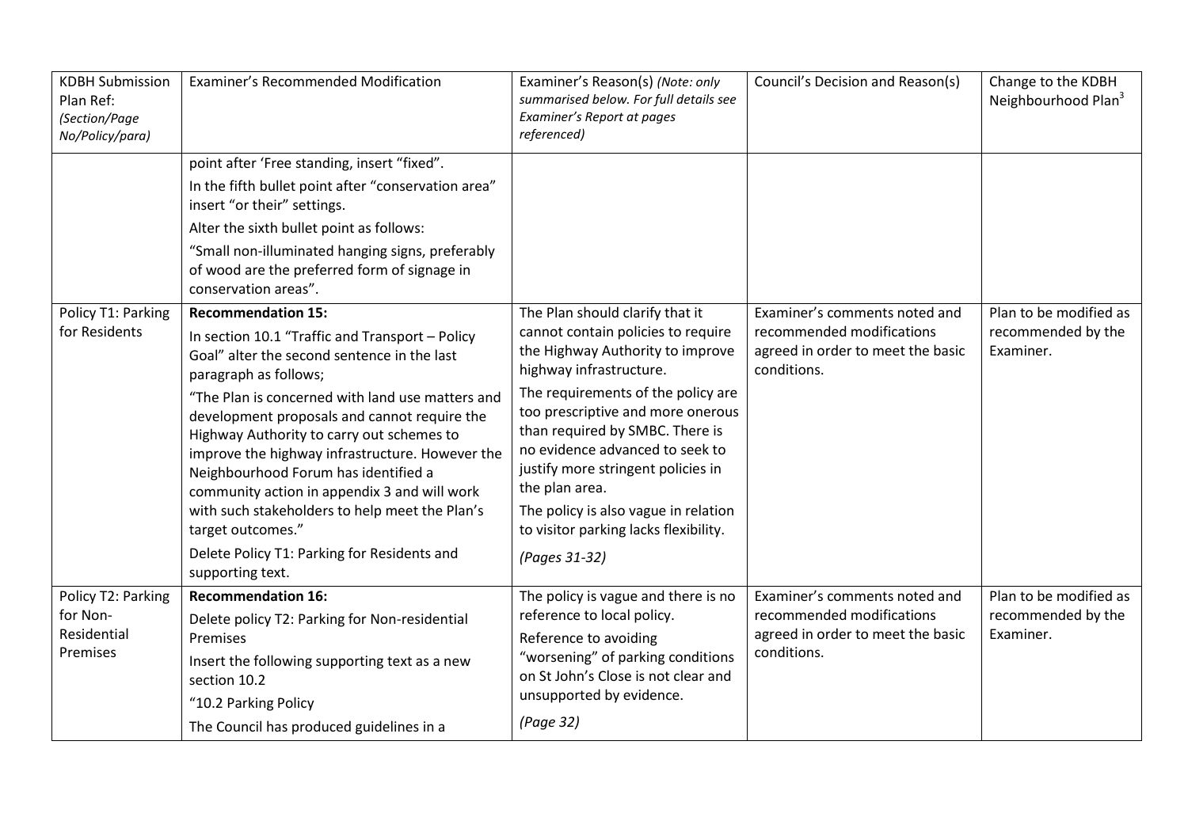| KDBH Submission Plan Ref: *(Section/Page No/Policy/para)* | Examiner's Recommended Modification | Examiner's Reason(s) *(Note: only summarised below. For full details see Examiner's Report at pages referenced)* | Council's Decision and Reason(s) | Change to the KDBH Neighbourhood Plan[3] |
|---|---|---|---|---|
| | point after 'Free standing, insert "fixed".<br>In the fifth bullet point after "conservation area" insert "or their" settings.<br>Alter the sixth bullet point as follows:<br>"Small non-illuminated hanging signs, preferably of wood are the preferred form of signage in conservation areas". | | | |
| Policy T1: Parking for Residents | **Recommendation 15:**<br>In section 10.1 "Traffic and Transport – Policy Goal" alter the second sentence in the last paragraph as follows;<br>"The Plan is concerned with land use matters and development proposals and cannot require the Highway Authority to carry out schemes to improve the highway infrastructure. However the Neighbourhood Forum has identified a community action in appendix 3 and will work with such stakeholders to help meet the Plan's target outcomes."<br>Delete Policy T1: Parking for Residents and supporting text. | The Plan should clarify that it cannot contain policies to require the Highway Authority to improve highway infrastructure.<br>The requirements of the policy are too prescriptive and more onerous than required by SMBC. There is no evidence advanced to seek to justify more stringent policies in the plan area.<br>The policy is also vague in relation to visitor parking lacks flexibility.<br>*(Pages 31-32)* | Examiner's comments noted and recommended modifications agreed in order to meet the basic conditions. | Plan to be modified as recommended by the Examiner. |
| Policy T2: Parking for Non-Residential Premises | **Recommendation 16:**<br>Delete policy T2: Parking for Non-residential Premises<br>Insert the following supporting text as a new section 10.2<br>"10.2 Parking Policy<br>The Council has produced guidelines in a | The policy is vague and there is no reference to local policy.<br>Reference to avoiding "worsening" of parking conditions on St John's Close is not clear and unsupported by evidence.<br>*(Page 32)* | Examiner's comments noted and recommended modifications agreed in order to meet the basic conditions. | Plan to be modified as recommended by the Examiner. |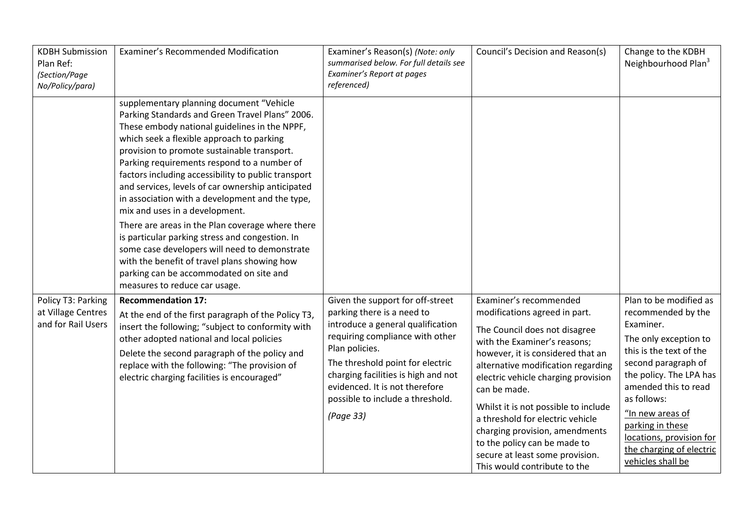| KDBH Submission Plan Ref: *(Section/Page No/Policy/para)* | Examiner's Recommended Modification | Examiner's Reason(s) *(Note: only summarised below. For full details see Examiner's Report at pages referenced)* | Council's Decision and Reason(s) | Change to the KDBH Neighbourhood Plan[3] |
|---|---|---|---|---|
| | supplementary planning document "Vehicle Parking Standards and Green Travel Plans" 2006. These embody national guidelines in the NPPF, which seek a flexible approach to parking provision to promote sustainable transport. Parking requirements respond to a number of factors including accessibility to public transport and services, levels of car ownership anticipated in association with a development and the type, mix and uses in a development.<br><br>There are areas in the Plan coverage where there is particular parking stress and congestion. In some case developers will need to demonstrate with the benefit of travel plans showing how parking can be accommodated on site and measures to reduce car usage. | | | |
| Policy T3: Parking at Village Centres and for Rail Users | **Recommendation 17:**<br>At the end of the first paragraph of the Policy T3, insert the following; "subject to conformity with other adopted national and local policies<br>Delete the second paragraph of the policy and replace with the following: "The provision of electric charging facilities is encouraged" | Given the support for off-street parking there is a need to introduce a general qualification requiring compliance with other Plan policies.<br>The threshold point for electric charging facilities is high and not evidenced. It is not therefore possible to include a threshold.<br>*(Page 33)* | Examiner's recommended modifications agreed in part.<br><br>The Council does not disagree with the Examiner's reasons; however, it is considered that an alternative modification regarding electric vehicle charging provision can be made.<br><br>Whilst it is not possible to include a threshold for electric vehicle charging provision, amendments to the policy can be made to secure at least some provision. This would contribute to the | Plan to be modified as recommended by the Examiner.<br><br>The only exception to this is the text of the second paragraph of the policy. The LPA has amended this to read as follows:<br><br><u>"In new areas of parking in these locations, provision for the charging of electric vehicles shall be</u> |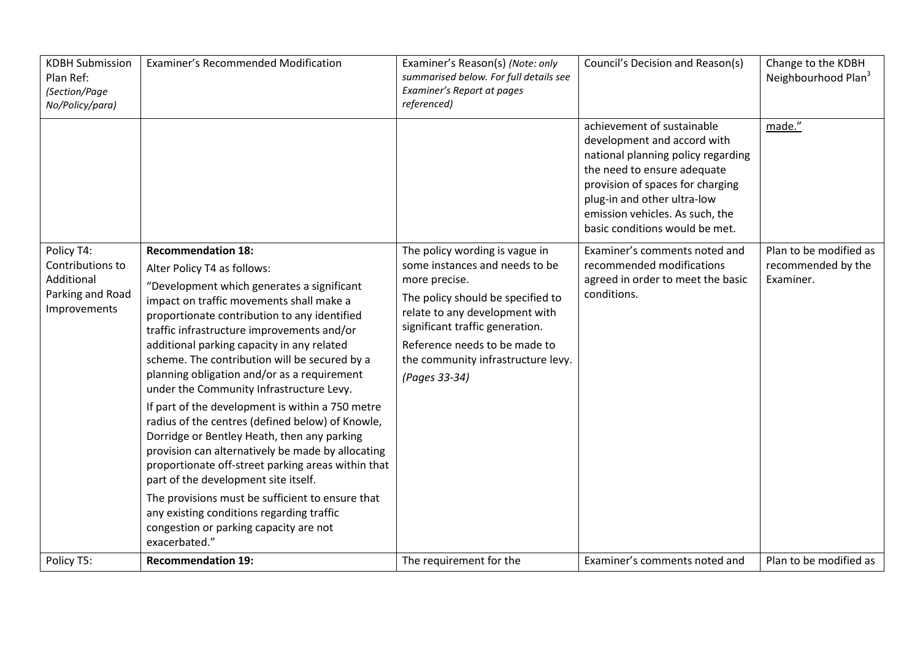| KDBH Submission Plan Ref: *(Section/Page No/Policy/para)* | Examiner's Recommended Modification | Examiner's Reason(s) *(Note: only summarised below. For full details see Examiner's Report at pages referenced)* | Council's Decision and Reason(s) | Change to the KDBH Neighbourhood Plan[3] |
|---|---|---|---|---|
| | | | achievement of sustainable development and accord with national planning policy regarding the need to ensure adequate provision of spaces for charging plug-in and other ultra-low emission vehicles. As such, the basic conditions would be met. | made." |
| Policy T4: Contributions to Additional Parking and Road Improvements | **Recommendation 18:**<br>Alter Policy T4 as follows:<br>"Development which generates a significant impact on traffic movements shall make a proportionate contribution to any identified traffic infrastructure improvements and/or additional parking capacity in any related scheme. The contribution will be secured by a planning obligation and/or as a requirement under the Community Infrastructure Levy.<br>If part of the development is within a 750 metre radius of the centres (defined below) of Knowle, Dorridge or Bentley Heath, then any parking provision can alternatively be made by allocating proportionate off-street parking areas within that part of the development site itself.<br>The provisions must be sufficient to ensure that any existing conditions regarding traffic congestion or parking capacity are not exacerbated." | The policy wording is vague in some instances and needs to be more precise.<br>The policy should be specified to relate to any development with significant traffic generation.<br>Reference needs to be made to the community infrastructure levy.<br>*(Pages 33-34)* | Examiner's comments noted and recommended modifications agreed in order to meet the basic conditions. | Plan to be modified as recommended by the Examiner. |
| Policy T5: | **Recommendation 19:** | The requirement for the | Examiner's comments noted and | Plan to be modified as |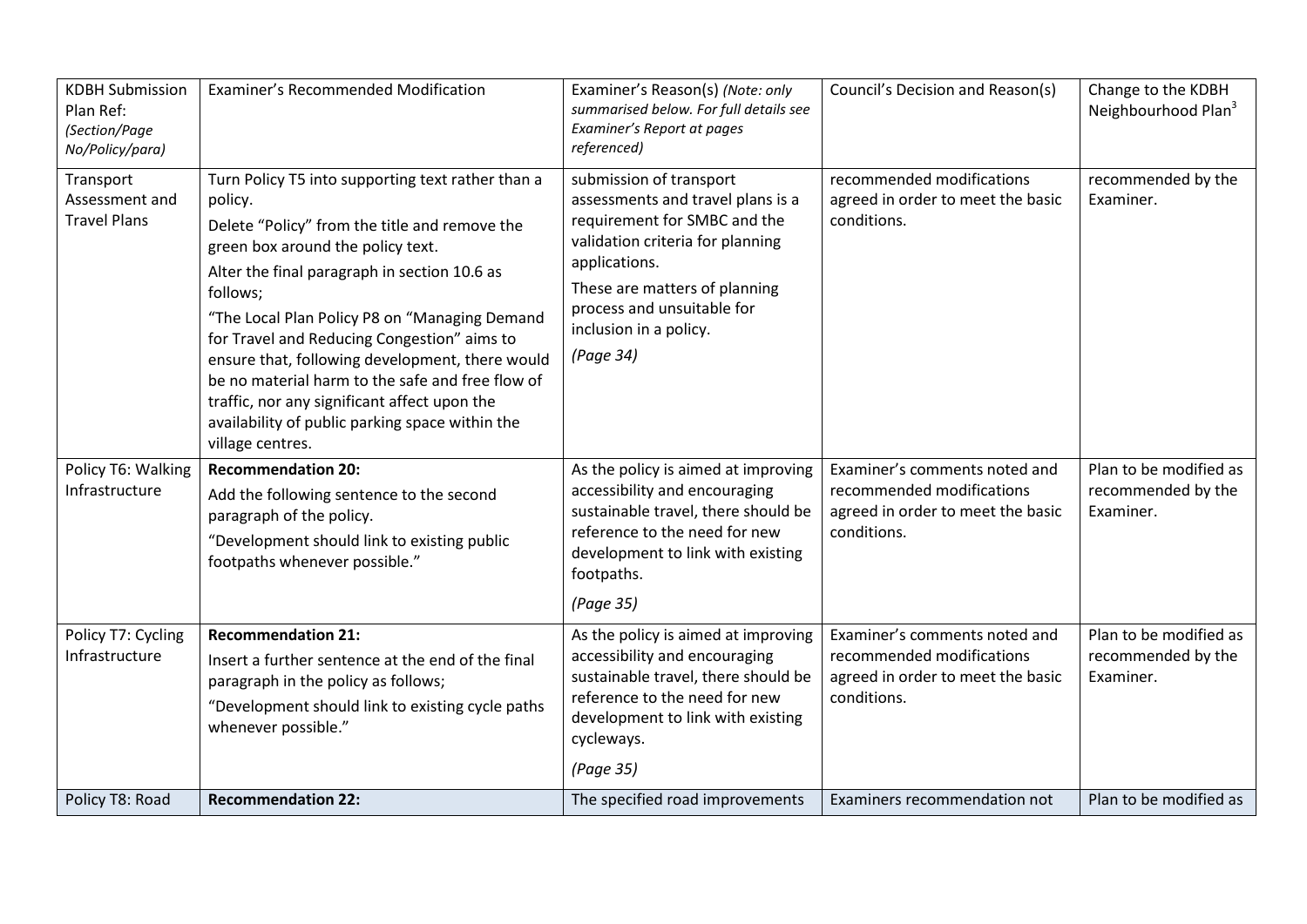| KDBH Submission Plan Ref: *(Section/Page No/Policy/para)* | Examiner's Recommended Modification | Examiner's Reason(s) *(Note: only summarised below. For full details see Examiner's Report at pages referenced)* | Council's Decision and Reason(s) | Change to the KDBH Neighbourhood Plan[3] |
|---|---|---|---|---|
| Transport Assessment and Travel Plans | Turn Policy T5 into supporting text rather than a policy.<br>Delete "Policy" from the title and remove the green box around the policy text.<br>Alter the final paragraph in section 10.6 as follows;<br>"The Local Plan Policy P8 on "Managing Demand for Travel and Reducing Congestion" aims to ensure that, following development, there would be no material harm to the safe and free flow of traffic, nor any significant affect upon the availability of public parking space within the village centres. | submission of transport assessments and travel plans is a requirement for SMBC and the validation criteria for planning applications.<br>These are matters of planning process and unsuitable for inclusion in a policy.<br>*(Page 34)* | recommended modifications agreed in order to meet the basic conditions. | recommended by the Examiner. |
| Policy T6: Walking Infrastructure | **Recommendation 20:**<br>Add the following sentence to the second paragraph of the policy.<br>"Development should link to existing public footpaths whenever possible." | As the policy is aimed at improving accessibility and encouraging sustainable travel, there should be reference to the need for new development to link with existing footpaths.<br>*(Page 35)* | Examiner's comments noted and recommended modifications agreed in order to meet the basic conditions. | Plan to be modified as recommended by the Examiner. |
| Policy T7: Cycling Infrastructure | **Recommendation 21:**<br>Insert a further sentence at the end of the final paragraph in the policy as follows;<br>"Development should link to existing cycle paths whenever possible." | As the policy is aimed at improving accessibility and encouraging sustainable travel, there should be reference to the need for new development to link with existing cycleways.<br>*(Page 35)* | Examiner's comments noted and recommended modifications agreed in order to meet the basic conditions. | Plan to be modified as recommended by the Examiner. |
| Policy T8: Road | **Recommendation 22:** | The specified road improvements | Examiners recommendation not | Plan to be modified as |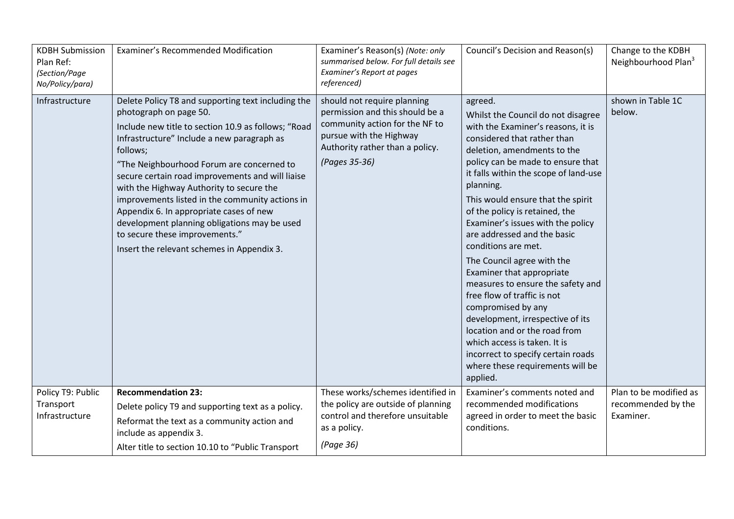| KDBH Submission Plan Ref: *(Section/Page No/Policy/para)* | Examiner's Recommended Modification | Examiner's Reason(s) *(Note: only summarised below. For full details see Examiner's Report at pages referenced)* | Council's Decision and Reason(s) | Change to the KDBH Neighbourhood Plan[3] |
|---|---|---|---|---|
| Infrastructure | Delete Policy T8 and supporting text including the photograph on page 50.<br>Include new title to section 10.9 as follows; "Road Infrastructure" Include a new paragraph as follows;<br>"The Neighbourhood Forum are concerned to secure certain road improvements and will liaise with the Highway Authority to secure the improvements listed in the community actions in Appendix 6. In appropriate cases of new development planning obligations may be used to secure these improvements."<br>Insert the relevant schemes in Appendix 3. | should not require planning permission and this should be a community action for the NF to pursue with the Highway Authority rather than a policy.<br>*(Pages 35-36)* | agreed.<br>Whilst the Council do not disagree with the Examiner's reasons, it is considered that rather than deletion, amendments to the policy can be made to ensure that it falls within the scope of land-use planning.<br>This would ensure that the spirit of the policy is retained, the Examiner's issues with the policy are addressed and the basic conditions are met.<br>The Council agree with the Examiner that appropriate measures to ensure the safety and free flow of traffic is not compromised by any development, irrespective of its location and or the road from which access is taken. It is incorrect to specify certain roads where these requirements will be applied. | shown in Table 1C below. |
| Policy T9: Public Transport Infrastructure | **Recommendation 23:**<br>Delete policy T9 and supporting text as a policy.<br>Reformat the text as a community action and include as appendix 3.<br>Alter title to section 10.10 to "Public Transport | These works/schemes identified in the policy are outside of planning control and therefore unsuitable as a policy.<br>*(Page 36)* | Examiner's comments noted and recommended modifications agreed in order to meet the basic conditions. | Plan to be modified as recommended by the Examiner. |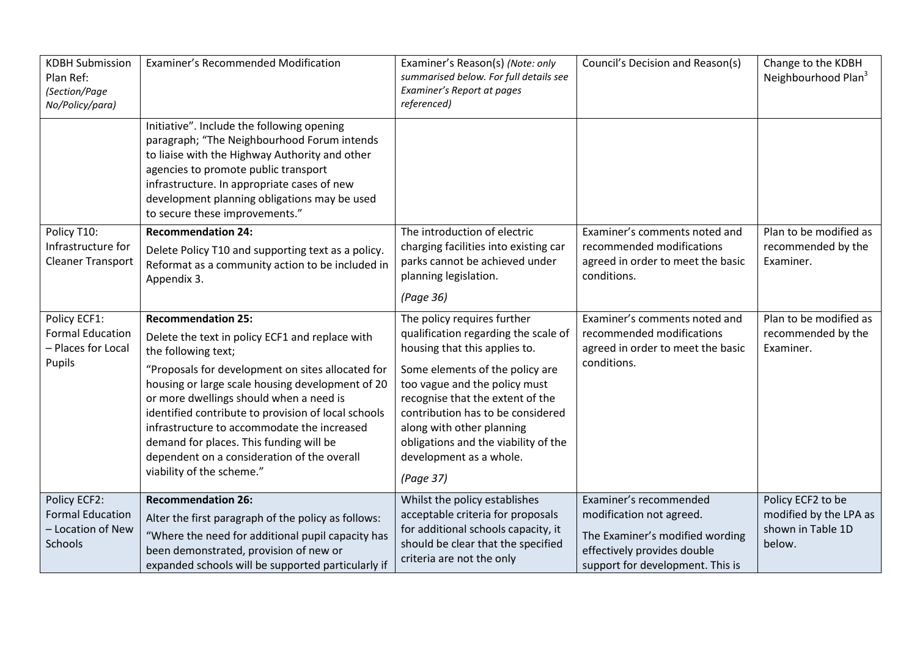| KDBH Submission Plan Ref: *(Section/Page No/Policy/para)* | Examiner's Recommended Modification | Examiner's Reason(s) *(Note: only summarised below. For full details see Examiner's Report at pages referenced)* | Council's Decision and Reason(s) | Change to the KDBH Neighbourhood Plan[3] |
|---|---|---|---|---|
| | Initiative". Include the following opening paragraph; "The Neighbourhood Forum intends to liaise with the Highway Authority and other agencies to promote public transport infrastructure. In appropriate cases of new development planning obligations may be used to secure these improvements." | | | |
| Policy T10: Infrastructure for Cleaner Transport | **Recommendation 24:** Delete Policy T10 and supporting text as a policy. Reformat as a community action to be included in Appendix 3. | The introduction of electric charging facilities into existing car parks cannot be achieved under planning legislation. *(Page 36)* | Examiner's comments noted and recommended modifications agreed in order to meet the basic conditions. | Plan to be modified as recommended by the Examiner. |
| Policy ECF1: Formal Education – Places for Local Pupils | **Recommendation 25:** Delete the text in policy ECF1 and replace with the following text; "Proposals for development on sites allocated for housing or large scale housing development of 20 or more dwellings should when a need is identified contribute to provision of local schools infrastructure to accommodate the increased demand for places. This funding will be dependent on a consideration of the overall viability of the scheme." | The policy requires further qualification regarding the scale of housing that this applies to. Some elements of the policy are too vague and the policy must recognise that the extent of the contribution has to be considered along with other planning obligations and the viability of the development as a whole. *(Page 37)* | Examiner's comments noted and recommended modifications agreed in order to meet the basic conditions. | Plan to be modified as recommended by the Examiner. |
| Policy ECF2: Formal Education – Location of New Schools | **Recommendation 26:** Alter the first paragraph of the policy as follows: "Where the need for additional pupil capacity has been demonstrated, provision of new or expanded schools will be supported particularly if | Whilst the policy establishes acceptable criteria for proposals for additional schools capacity, it should be clear that the specified criteria are not the only | Examiner's recommended modification not agreed. The Examiner's modified wording effectively provides double support for development. This is | Policy ECF2 to be modified by the LPA as shown in Table 1D below. |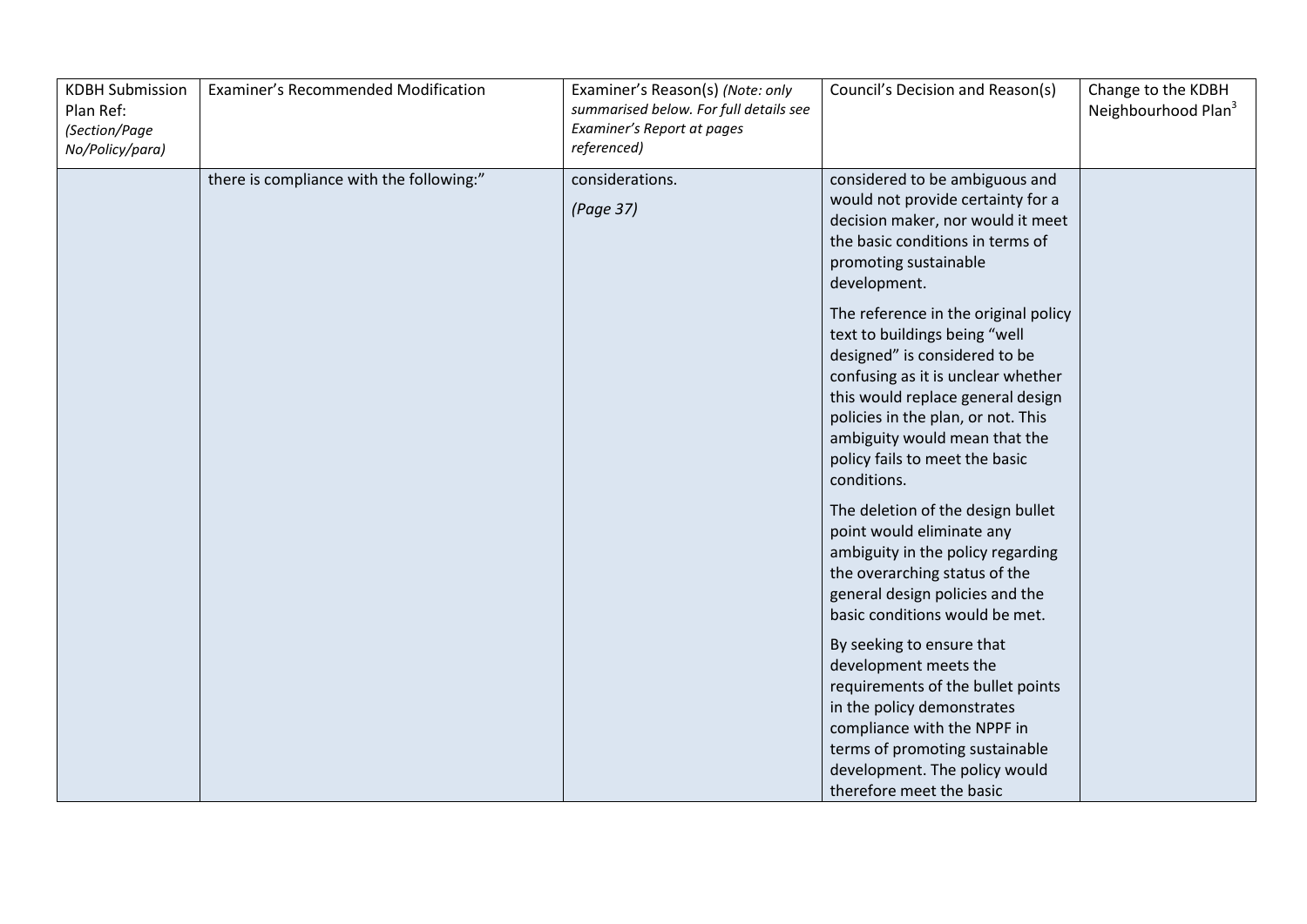| KDBH Submission Plan Ref: *(Section/Page No/Policy/para)* | Examiner's Recommended Modification | Examiner's Reason(s) *(Note: only summarised below. For full details see Examiner's Report at pages referenced)* | Council's Decision and Reason(s) | Change to the KDBH Neighbourhood Plan[3] |
|---|---|---|---|---|
| | there is compliance with the following:" | considerations.<br><br>*(Page 37)* | considered to be ambiguous and would not provide certainty for a decision maker, nor would it meet the basic conditions in terms of promoting sustainable development.<br><br>The reference in the original policy text to buildings being "well designed" is considered to be confusing as it is unclear whether this would replace general design policies in the plan, or not. This ambiguity would mean that the policy fails to meet the basic conditions.<br><br>The deletion of the design bullet point would eliminate any ambiguity in the policy regarding the overarching status of the general design policies and the basic conditions would be met.<br><br>By seeking to ensure that development meets the requirements of the bullet points in the policy demonstrates compliance with the NPPF in terms of promoting sustainable development. The policy would therefore meet the basic | |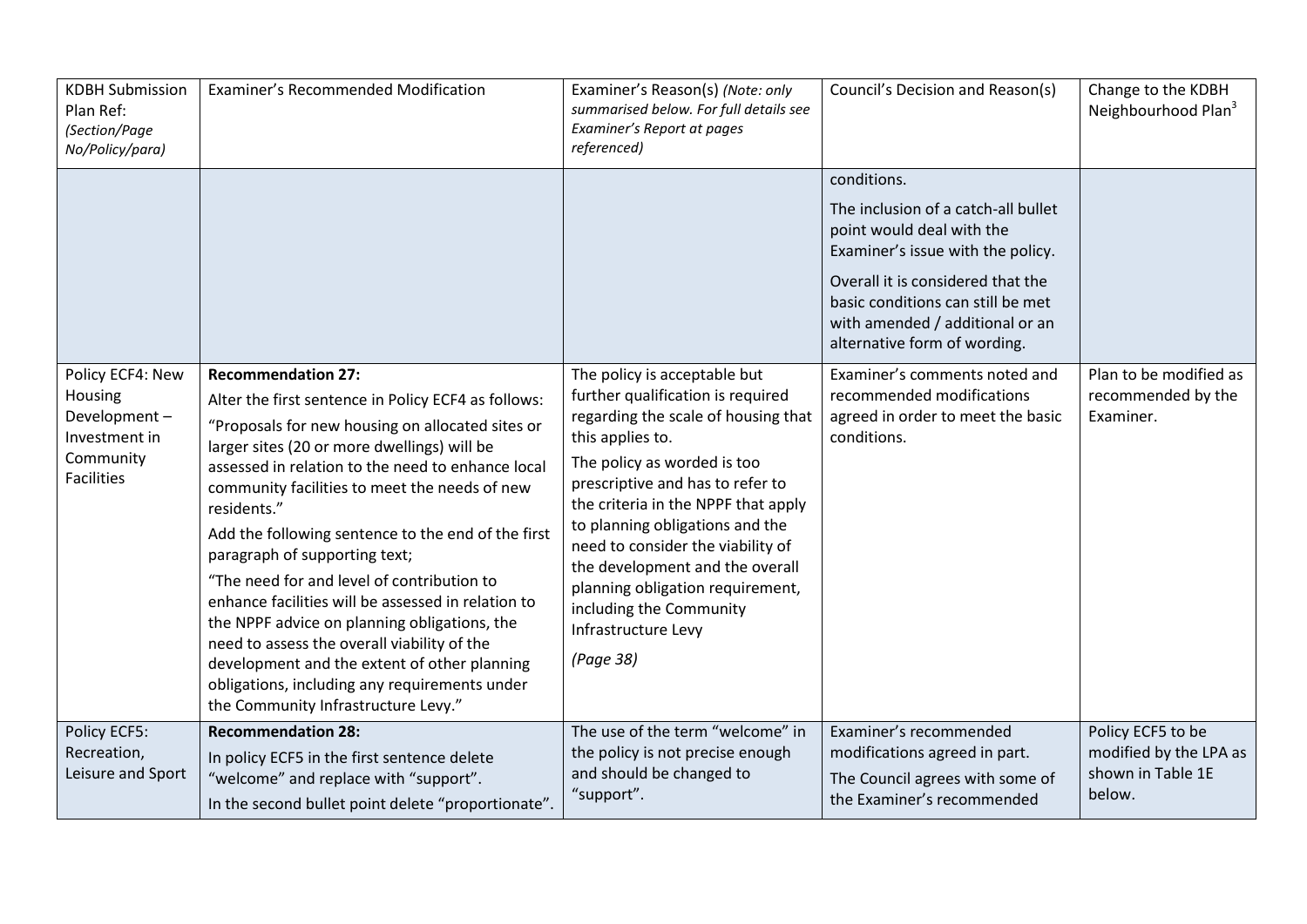| KDBH Submission Plan Ref: *(Section/Page No/Policy/para)* | Examiner's Recommended Modification | Examiner's Reason(s) *(Note: only summarised below. For full details see Examiner's Report at pages referenced)* | Council's Decision and Reason(s) | Change to the KDBH Neighbourhood Plan[3] |
|---|---|---|---|---|
| | | | conditions.<br><br>The inclusion of a catch-all bullet point would deal with the Examiner's issue with the policy.<br><br>Overall it is considered that the basic conditions can still be met with amended / additional or an alternative form of wording. | |
| Policy ECF4: New Housing Development – Investment in Community Facilities | **Recommendation 27:**<br>Alter the first sentence in Policy ECF4 as follows:<br>"Proposals for new housing on allocated sites or larger sites (20 or more dwellings) will be assessed in relation to the need to enhance local community facilities to meet the needs of new residents."<br>Add the following sentence to the end of the first paragraph of supporting text;<br>"The need for and level of contribution to enhance facilities will be assessed in relation to the NPPF advice on planning obligations, the need to assess the overall viability of the development and the extent of other planning obligations, including any requirements under the Community Infrastructure Levy." | The policy is acceptable but further qualification is required regarding the scale of housing that this applies to.<br>The policy as worded is too prescriptive and has to refer to the criteria in the NPPF that apply to planning obligations and the need to consider the viability of the development and the overall planning obligation requirement, including the Community Infrastructure Levy<br>*(Page 38)* | Examiner's comments noted and recommended modifications agreed in order to meet the basic conditions. | Plan to be modified as recommended by the Examiner. |
| Policy ECF5: Recreation, Leisure and Sport | **Recommendation 28:**<br>In policy ECF5 in the first sentence delete "welcome" and replace with "support".<br>In the second bullet point delete "proportionate". | The use of the term "welcome" in the policy is not precise enough and should be changed to "support". | Examiner's recommended modifications agreed in part.<br>The Council agrees with some of the Examiner's recommended | Policy ECF5 to be modified by the LPA as shown in Table 1E below. |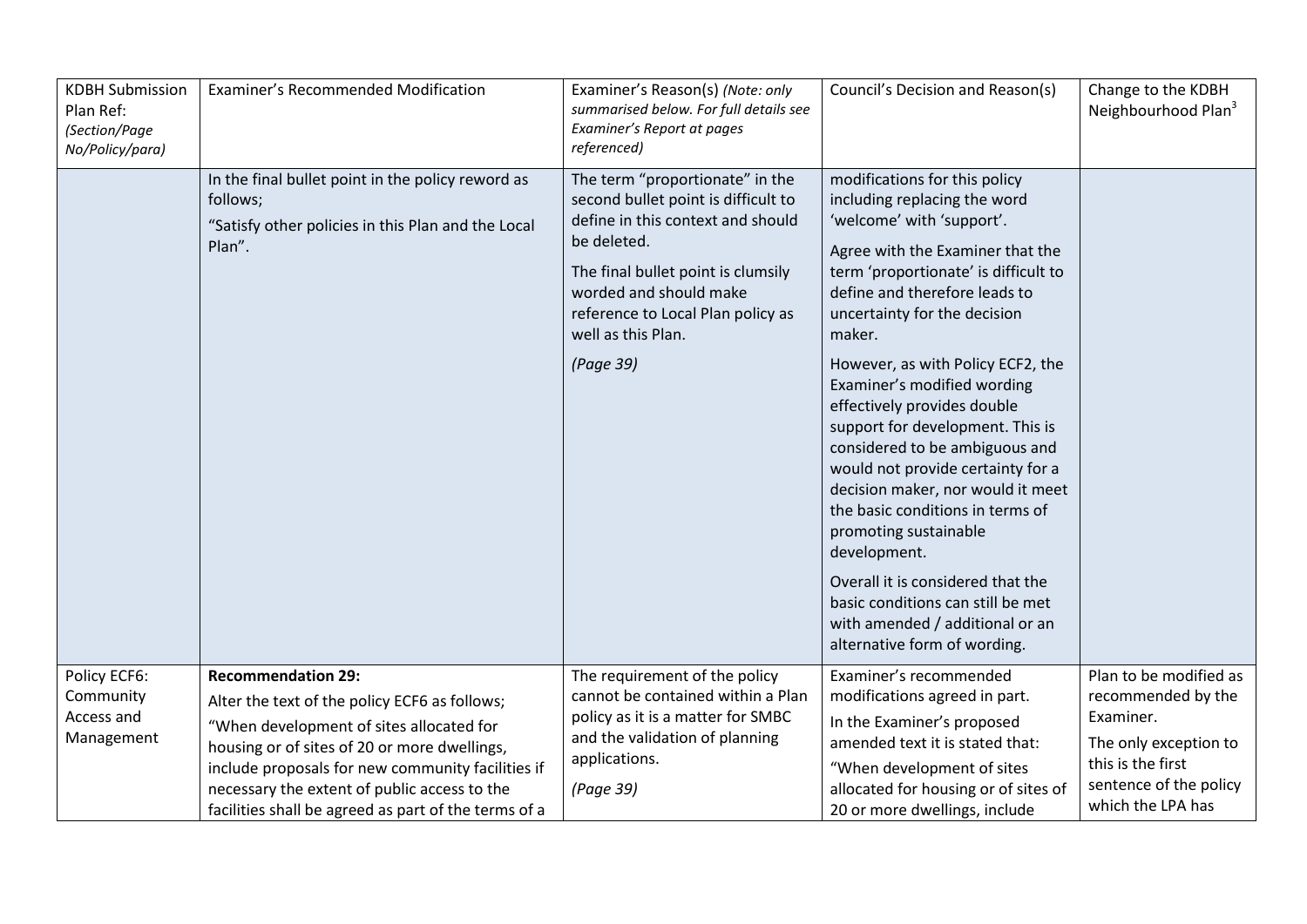| KDBH Submission Plan Ref: *(Section/Page No/Policy/para)* | Examiner's Recommended Modification | Examiner's Reason(s) *(Note: only summarised below. For full details see Examiner's Report at pages referenced)* | Council's Decision and Reason(s) | Change to the KDBH Neighbourhood Plan[3] |
|---|---|---|---|---|
| | In the final bullet point in the policy reword as follows;<br><br>"Satisfy other policies in this Plan and the Local Plan". | The term "proportionate" in the second bullet point is difficult to define in this context and should be deleted.<br><br>The final bullet point is clumsily worded and should make reference to Local Plan policy as well as this Plan.<br><br>*(Page 39)* | modifications for this policy including replacing the word 'welcome' with 'support'.<br><br>Agree with the Examiner that the term 'proportionate' is difficult to define and therefore leads to uncertainty for the decision maker.<br><br>However, as with Policy ECF2, the Examiner's modified wording effectively provides double support for development. This is considered to be ambiguous and would not provide certainty for a decision maker, nor would it meet the basic conditions in terms of promoting sustainable development.<br><br>Overall it is considered that the basic conditions can still be met with amended / additional or an alternative form of wording. | |
| Policy ECF6: Community Access and Management | **Recommendation 29:**<br><br>Alter the text of the policy ECF6 as follows;<br><br>"When development of sites allocated for housing or of sites of 20 or more dwellings, include proposals for new community facilities if necessary the extent of public access to the facilities shall be agreed as part of the terms of a | The requirement of the policy cannot be contained within a Plan policy as it is a matter for SMBC and the validation of planning applications.<br><br>*(Page 39)* | Examiner's recommended modifications agreed in part.<br><br>In the Examiner's proposed amended text it is stated that:<br><br>"When development of sites allocated for housing or of sites of 20 or more dwellings, include | Plan to be modified as recommended by the Examiner.<br><br>The only exception to this is the first sentence of the policy which the LPA has |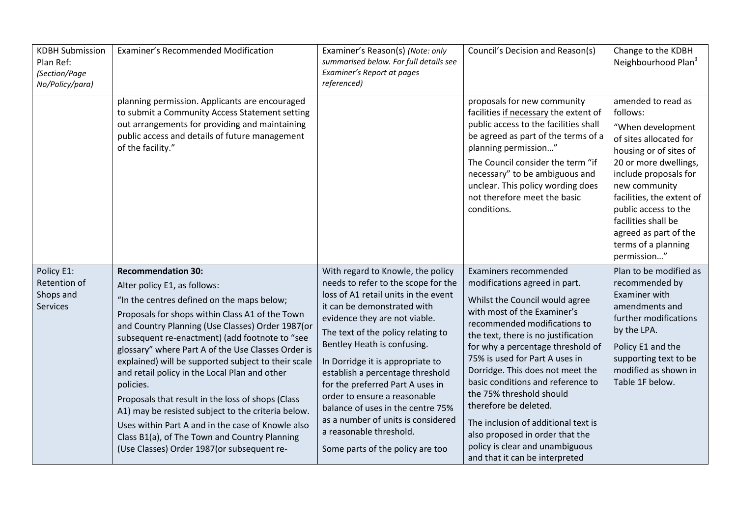| KDBH Submission Plan Ref: *(Section/Page No/Policy/para)* | Examiner's Recommended Modification | Examiner's Reason(s) *(Note: only summarised below. For full details see Examiner's Report at pages referenced)* | Council's Decision and Reason(s) | Change to the KDBH Neighbourhood Plan[3] |
|---|---|---|---|---|
| | planning permission. Applicants are encouraged to submit a Community Access Statement setting out arrangements for providing and maintaining public access and details of future management of the facility." | | proposals for new community facilities <u>if necessary</u> the extent of public access to the facilities shall be agreed as part of the terms of a planning permission…"<br><br>The Council consider the term "if necessary" to be ambiguous and unclear. This policy wording does not therefore meet the basic conditions. | amended to read as follows:<br><br>"When development of sites allocated for housing or of sites of 20 or more dwellings, include proposals for new community facilities, the extent of public access to the facilities shall be agreed as part of the terms of a planning permission…" |
| Policy E1: Retention of Shops and Services | **Recommendation 30:**<br><br>Alter policy E1, as follows:<br><br>"In the centres defined on the maps below;<br><br>Proposals for shops within Class A1 of the Town and Country Planning (Use Classes) Order 1987(or subsequent re-enactment) (add footnote to "see glossary" where Part A of the Use Classes Order is explained) will be supported subject to their scale and retail policy in the Local Plan and other policies.<br><br>Proposals that result in the loss of shops (Class A1) may be resisted subject to the criteria below.<br><br>Uses within Part A and in the case of Knowle also Class B1(a), of The Town and Country Planning (Use Classes) Order 1987(or subsequent re- | With regard to Knowle, the policy needs to refer to the scope for the loss of A1 retail units in the event it can be demonstrated with evidence they are not viable.<br><br>The text of the policy relating to Bentley Heath is confusing.<br><br>In Dorridge it is appropriate to establish a percentage threshold for the preferred Part A uses in order to ensure a reasonable balance of uses in the centre 75% as a number of units is considered a reasonable threshold.<br><br>Some parts of the policy are too | Examiners recommended modifications agreed in part.<br><br>Whilst the Council would agree with most of the Examiner's recommended modifications to the text, there is no justification for why a percentage threshold of 75% is used for Part A uses in Dorridge. This does not meet the basic conditions and reference to the 75% threshold should therefore be deleted.<br><br>The inclusion of additional text is also proposed in order that the policy is clear and unambiguous and that it can be interpreted | Plan to be modified as recommended by Examiner with amendments and further modifications by the LPA.<br><br>Policy E1 and the supporting text to be modified as shown in Table 1F below. |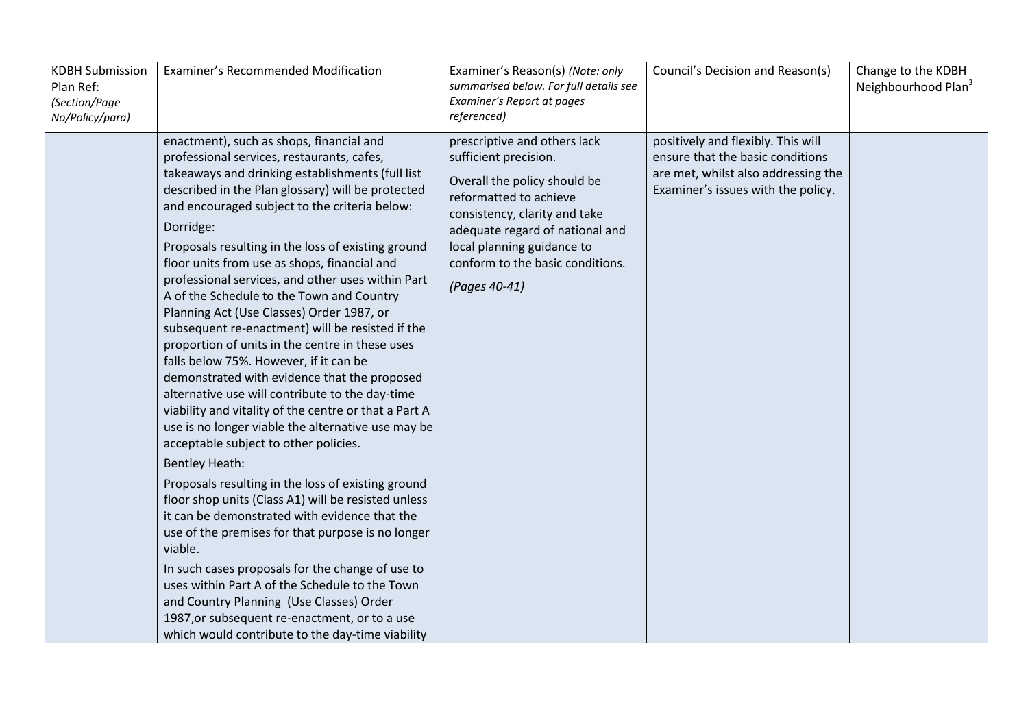| KDBH Submission Plan Ref: *(Section/Page No/Policy/para)* | Examiner's Recommended Modification | Examiner's Reason(s) *(Note: only summarised below. For full details see Examiner's Report at pages referenced)* | Council's Decision and Reason(s) | Change to the KDBH Neighbourhood Plan[3] |
|---|---|---|---|---|
| | enactment), such as shops, financial and professional services, restaurants, cafes, takeaways and drinking establishments (full list described in the Plan glossary) will be protected and encouraged subject to the criteria below:<br><br>Dorridge:<br><br>Proposals resulting in the loss of existing ground floor units from use as shops, financial and professional services, and other uses within Part A of the Schedule to the Town and Country Planning Act (Use Classes) Order 1987, or subsequent re-enactment) will be resisted if the proportion of units in the centre in these uses falls below 75%. However, if it can be demonstrated with evidence that the proposed alternative use will contribute to the day-time viability and vitality of the centre or that a Part A use is no longer viable the alternative use may be acceptable subject to other policies.<br><br>Bentley Heath:<br><br>Proposals resulting in the loss of existing ground floor shop units (Class A1) will be resisted unless it can be demonstrated with evidence that the use of the premises for that purpose is no longer viable.<br><br>In such cases proposals for the change of use to uses within Part A of the Schedule to the Town and Country Planning (Use Classes) Order 1987,or subsequent re-enactment, or to a use which would contribute to the day-time viability | prescriptive and others lack sufficient precision.<br><br>Overall the policy should be reformatted to achieve consistency, clarity and take adequate regard of national and local planning guidance to conform to the basic conditions.<br><br>*(Pages 40-41)* | positively and flexibly. This will ensure that the basic conditions are met, whilst also addressing the Examiner's issues with the policy. | |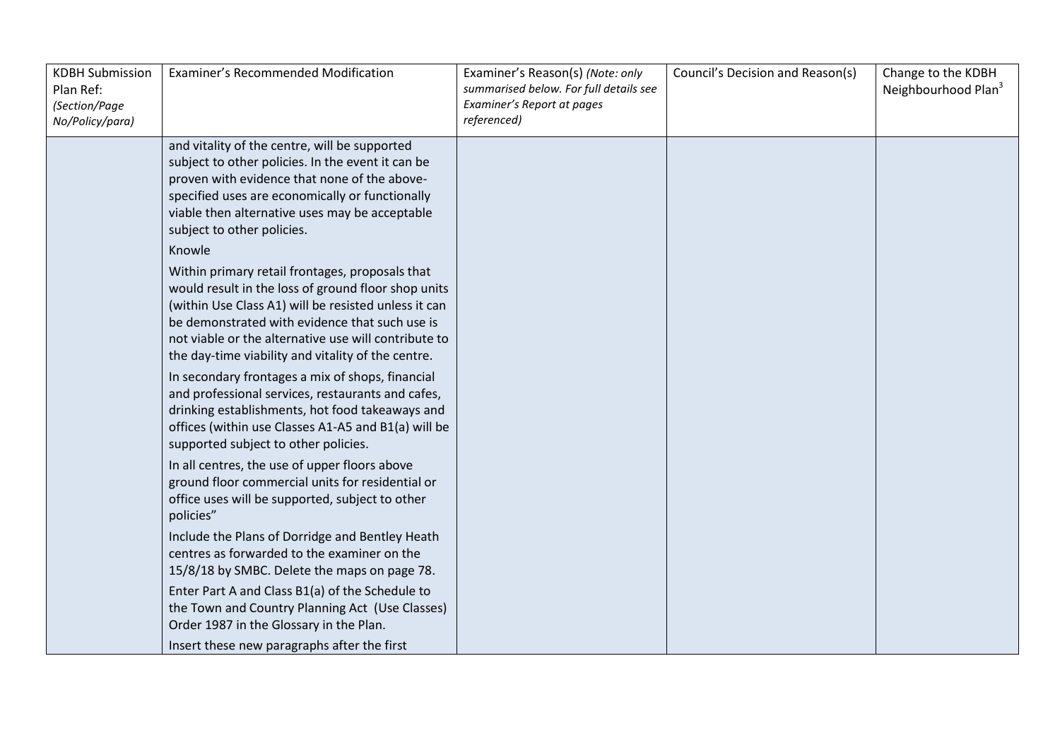| KDBH Submission Plan Ref: *(Section/Page No/Policy/para)* | Examiner's Recommended Modification | Examiner's Reason(s) *(Note: only summarised below. For full details see Examiner's Report at pages referenced)* | Council's Decision and Reason(s) | Change to the KDBH Neighbourhood Plan[3] |
|---|---|---|---|---|
| | and vitality of the centre, will be supported subject to other policies. In the event it can be proven with evidence that none of the above-specified uses are economically or functionally viable then alternative uses may be acceptable subject to other policies.<br><br>Knowle<br><br>Within primary retail frontages, proposals that would result in the loss of ground floor shop units (within Use Class A1) will be resisted unless it can be demonstrated with evidence that such use is not viable or the alternative use will contribute to the day-time viability and vitality of the centre.<br><br>In secondary frontages a mix of shops, financial and professional services, restaurants and cafes, drinking establishments, hot food takeaways and offices (within use Classes A1-A5 and B1(a) will be supported subject to other policies.<br><br>In all centres, the use of upper floors above ground floor commercial units for residential or office uses will be supported, subject to other policies"<br><br>Include the Plans of Dorridge and Bentley Heath centres as forwarded to the examiner on the 15/8/18 by SMBC. Delete the maps on page 78.<br><br>Enter Part A and Class B1(a) of the Schedule to the Town and Country Planning Act (Use Classes) Order 1987 in the Glossary in the Plan.<br><br>Insert these new paragraphs after the first | | | |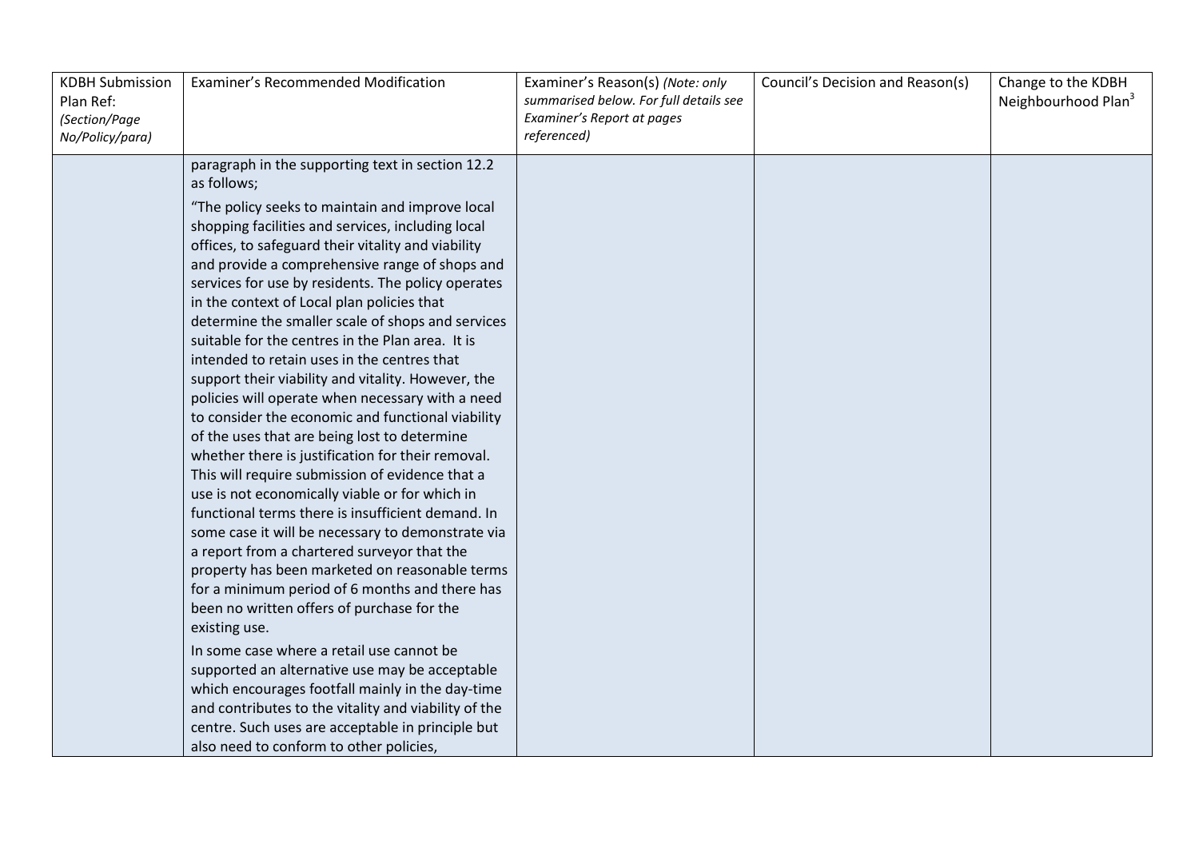| KDBH Submission Plan Ref: *(Section/Page No/Policy/para)* | Examiner's Recommended Modification | Examiner's Reason(s) *(Note: only summarised below. For full details see Examiner's Report at pages referenced)* | Council's Decision and Reason(s) | Change to the KDBH Neighbourhood Plan[3] |
|---|---|---|---|---|
| | paragraph in the supporting text in section 12.2 as follows;<br><br>"The policy seeks to maintain and improve local shopping facilities and services, including local offices, to safeguard their vitality and viability and provide a comprehensive range of shops and services for use by residents. The policy operates in the context of Local plan policies that determine the smaller scale of shops and services suitable for the centres in the Plan area. It is intended to retain uses in the centres that support their viability and vitality. However, the policies will operate when necessary with a need to consider the economic and functional viability of the uses that are being lost to determine whether there is justification for their removal. This will require submission of evidence that a use is not economically viable or for which in functional terms there is insufficient demand. In some case it will be necessary to demonstrate via a report from a chartered surveyor that the property has been marketed on reasonable terms for a minimum period of 6 months and there has been no written offers of purchase for the existing use.<br><br>In some case where a retail use cannot be supported an alternative use may be acceptable which encourages footfall mainly in the day-time and contributes to the vitality and viability of the centre. Such uses are acceptable in principle but also need to conform to other policies, | | | |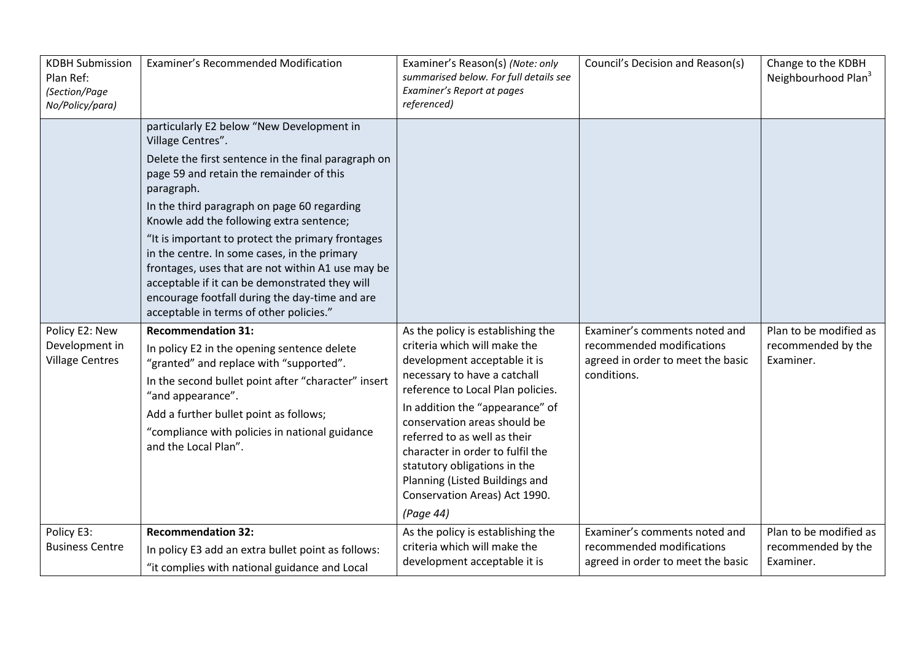| KDBH Submission Plan Ref: *(Section/Page No/Policy/para)* | Examiner's Recommended Modification | Examiner's Reason(s) *(Note: only summarised below. For full details see Examiner's Report at pages referenced)* | Council's Decision and Reason(s) | Change to the KDBH Neighbourhood Plan[3] |
|---|---|---|---|---|
| | particularly E2 below "New Development in Village Centres".<br><br>Delete the first sentence in the final paragraph on page 59 and retain the remainder of this paragraph.<br><br>In the third paragraph on page 60 regarding Knowle add the following extra sentence;<br><br>"It is important to protect the primary frontages in the centre. In some cases, in the primary frontages, uses that are not within A1 use may be acceptable if it can be demonstrated they will encourage footfall during the day-time and are acceptable in terms of other policies." | | | |
| Policy E2: New Development in Village Centres | **Recommendation 31:**<br><br>In policy E2 in the opening sentence delete "granted" and replace with "supported".<br><br>In the second bullet point after "character" insert "and appearance".<br><br>Add a further bullet point as follows;<br><br>"compliance with policies in national guidance and the Local Plan". | As the policy is establishing the criteria which will make the development acceptable it is necessary to have a catchall reference to Local Plan policies.<br><br>In addition the "appearance" of conservation areas should be referred to as well as their character in order to fulfil the statutory obligations in the Planning (Listed Buildings and Conservation Areas) Act 1990.<br><br>*(Page 44)* | Examiner's comments noted and recommended modifications agreed in order to meet the basic conditions. | Plan to be modified as recommended by the Examiner. |
| Policy E3: Business Centre | **Recommendation 32:**<br><br>In policy E3 add an extra bullet point as follows:<br><br>"it complies with national guidance and Local | As the policy is establishing the criteria which will make the development acceptable it is | Examiner's comments noted and recommended modifications agreed in order to meet the basic | Plan to be modified as recommended by the Examiner. |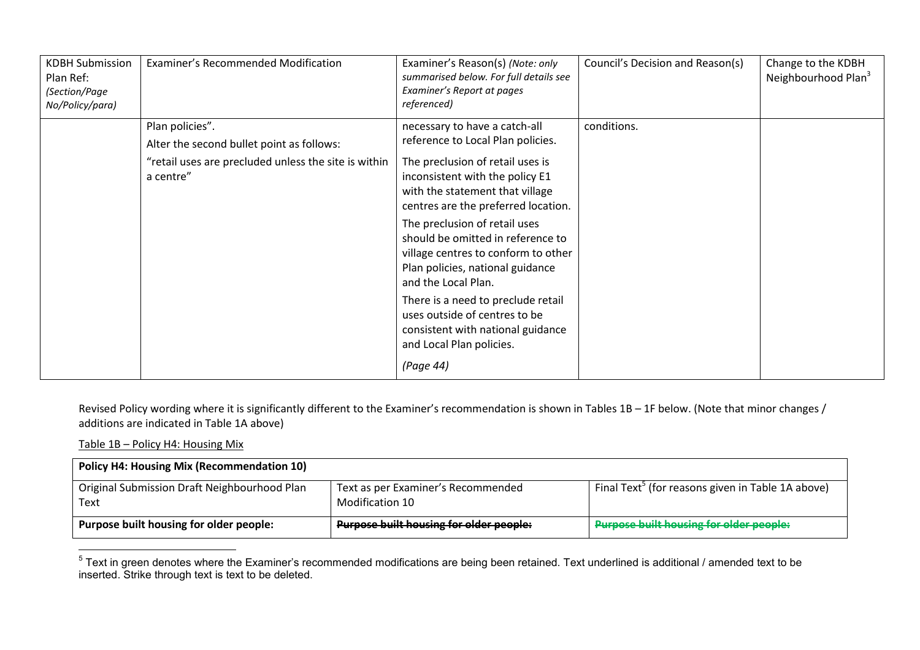| KDBH Submission Plan Ref: *(Section/Page No/Policy/para)* | Examiner's Recommended Modification | Examiner's Reason(s) *(Note: only summarised below. For full details see Examiner's Report at pages referenced)* | Council's Decision and Reason(s) | Change to the KDBH Neighbourhood Plan[3] |
|---|---|---|---|---|
| | Plan policies".<br><br>Alter the second bullet point as follows:<br><br>"retail uses are precluded unless the site is within a centre" | necessary to have a catch-all reference to Local Plan policies.<br><br>The preclusion of retail uses is inconsistent with the policy E1 with the statement that village centres are the preferred location.<br><br>The preclusion of retail uses should be omitted in reference to village centres to conform to other Plan policies, national guidance and the Local Plan.<br><br>There is a need to preclude retail uses outside of centres to be consistent with national guidance and Local Plan policies.<br><br>*(Page 44)* | conditions. | |

Revised Policy wording where it is significantly different to the Examiner's recommendation is shown in Tables 1B – 1F below. (Note that minor changes / additions are indicated in Table 1A above)

Table 1B – Policy H4: Housing Mix

| **Policy H4: Housing Mix (Recommendation 10)** | | |
|---|---|---|
| Original Submission Draft Neighbourhood Plan Text | Text as per Examiner's Recommended Modification 10 | Final Text[5] (for reasons given in Table 1A above) |
| **Purpose built housing for older people:** | ~~**Purpose built housing for older people:**~~ | ~~**Purpose built housing for older people:**~~ |

[5] Text in green denotes where the Examiner's recommended modifications are being been retained. Text underlined is additional / amended text to be inserted. Strike through text is text to be deleted.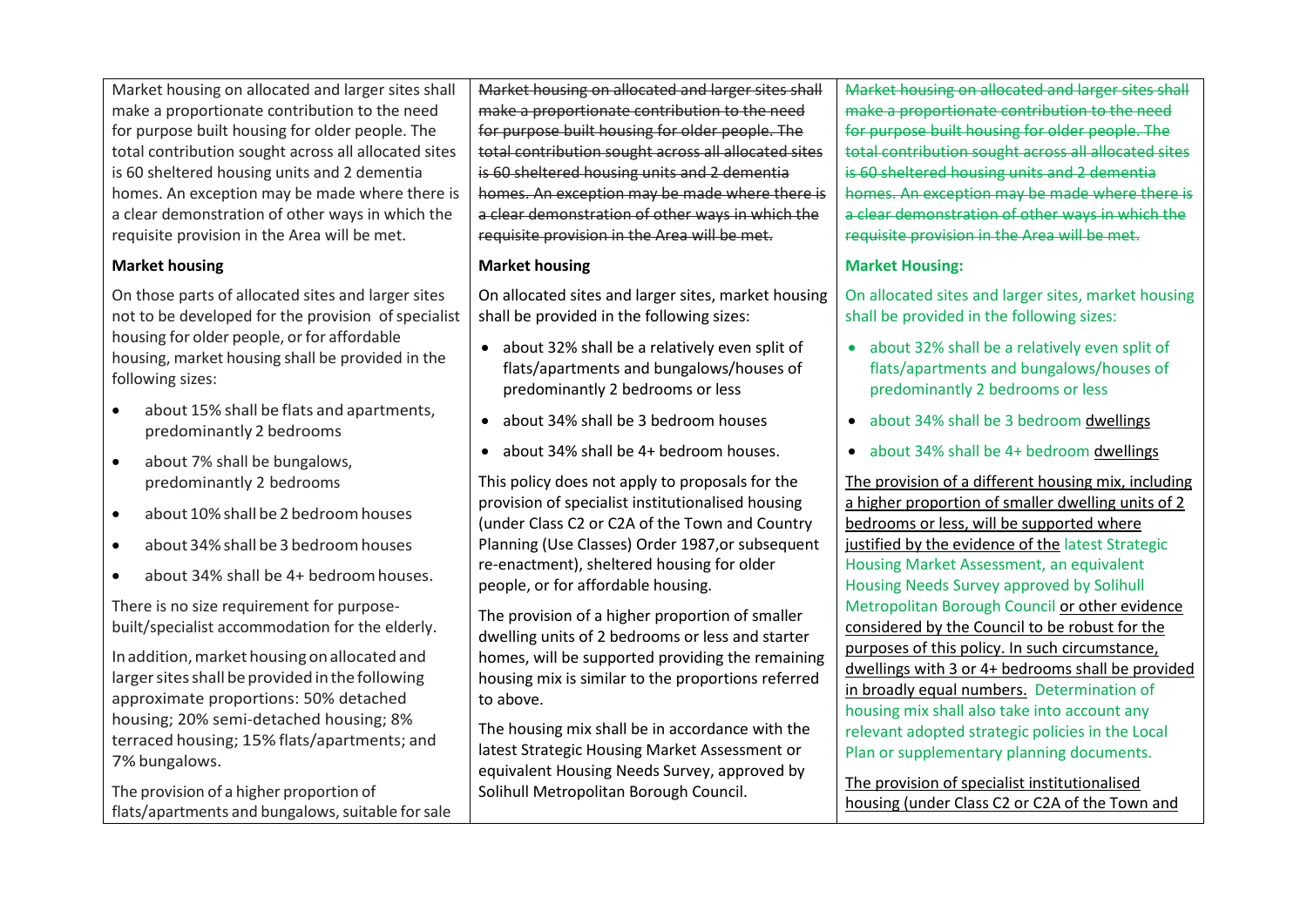| | | |
|---|---|---|
| Market housing on allocated and larger sites shall make a proportionate contribution to the need for purpose built housing for older people. The total contribution sought across all allocated sites is 60 sheltered housing units and 2 dementia homes. An exception may be made where there is a clear demonstration of other ways in which the requisite provision in the Area will be met.<br><br>**Market housing**<br><br>On those parts of allocated sites and larger sites not to be developed for the provision of specialist housing for older people, or for affordable housing, market housing shall be provided in the following sizes:<br><br>• about 15% shall be flats and apartments, predominantly 2 bedrooms<br>• about 7% shall be bungalows, predominantly 2 bedrooms<br>• about 10% shall be 2 bedroom houses<br>• about 34% shall be 3 bedroom houses<br>• about 34% shall be 4+ bedroom houses.<br><br>There is no size requirement for purpose-built/specialist accommodation for the elderly.<br><br>In addition, market housing on allocated and larger sites shall be provided in the following approximate proportions: 50% detached housing; 20% semi-detached housing; 8% terraced housing; 15% flats/apartments; and 7% bungalows.<br><br>The provision of a higher proportion of flats/apartments and bungalows, suitable for sale | ~~Market housing on allocated and larger sites shall make a proportionate contribution to the need for purpose built housing for older people. The total contribution sought across all allocated sites is 60 sheltered housing units and 2 dementia homes. An exception may be made where there is a clear demonstration of other ways in which the requisite provision in the Area will be met.~~<br><br>**Market housing**<br><br>On allocated sites and larger sites, market housing shall be provided in the following sizes:<br><br>• about 32% shall be a relatively even split of flats/apartments and bungalows/houses of predominantly 2 bedrooms or less<br>• about 34% shall be 3 bedroom houses<br>• about 34% shall be 4+ bedroom houses.<br><br>This policy does not apply to proposals for the provision of specialist institutionalised housing (under Class C2 or C2A of the Town and Country Planning (Use Classes) Order 1987,or subsequent re-enactment), sheltered housing for older people, or for affordable housing.<br><br>The provision of a higher proportion of smaller dwelling units of 2 bedrooms or less and starter homes, will be supported providing the remaining housing mix is similar to the proportions referred to above.<br><br>The housing mix shall be in accordance with the latest Strategic Housing Market Assessment or equivalent Housing Needs Survey, approved by Solihull Metropolitan Borough Council. | ~~Market housing on allocated and larger sites shall make a proportionate contribution to the need for purpose built housing for older people. The total contribution sought across all allocated sites is 60 sheltered housing units and 2 dementia homes. An exception may be made where there is a clear demonstration of other ways in which the requisite provision in the Area will be met.~~<br><br>**Market Housing:**<br><br>On allocated sites and larger sites, market housing shall be provided in the following sizes:<br><br>• about 32% shall be a relatively even split of flats/apartments and bungalows/houses of predominantly 2 bedrooms or less<br>• about 34% shall be 3 bedroom dwellings<br>• about 34% shall be 4+ bedroom dwellings<br><br>The provision of a different housing mix, including a higher proportion of smaller dwelling units of 2 bedrooms or less, will be supported where justified by the evidence of the latest Strategic Housing Market Assessment, an equivalent Housing Needs Survey approved by Solihull Metropolitan Borough Council or other evidence considered by the Council to be robust for the purposes of this policy. In such circumstance, dwellings with 3 or 4+ bedrooms shall be provided in broadly equal numbers. Determination of housing mix shall also take into account any relevant adopted strategic policies in the Local Plan or supplementary planning documents.<br><br>The provision of specialist institutionalised housing (under Class C2 or C2A of the Town and |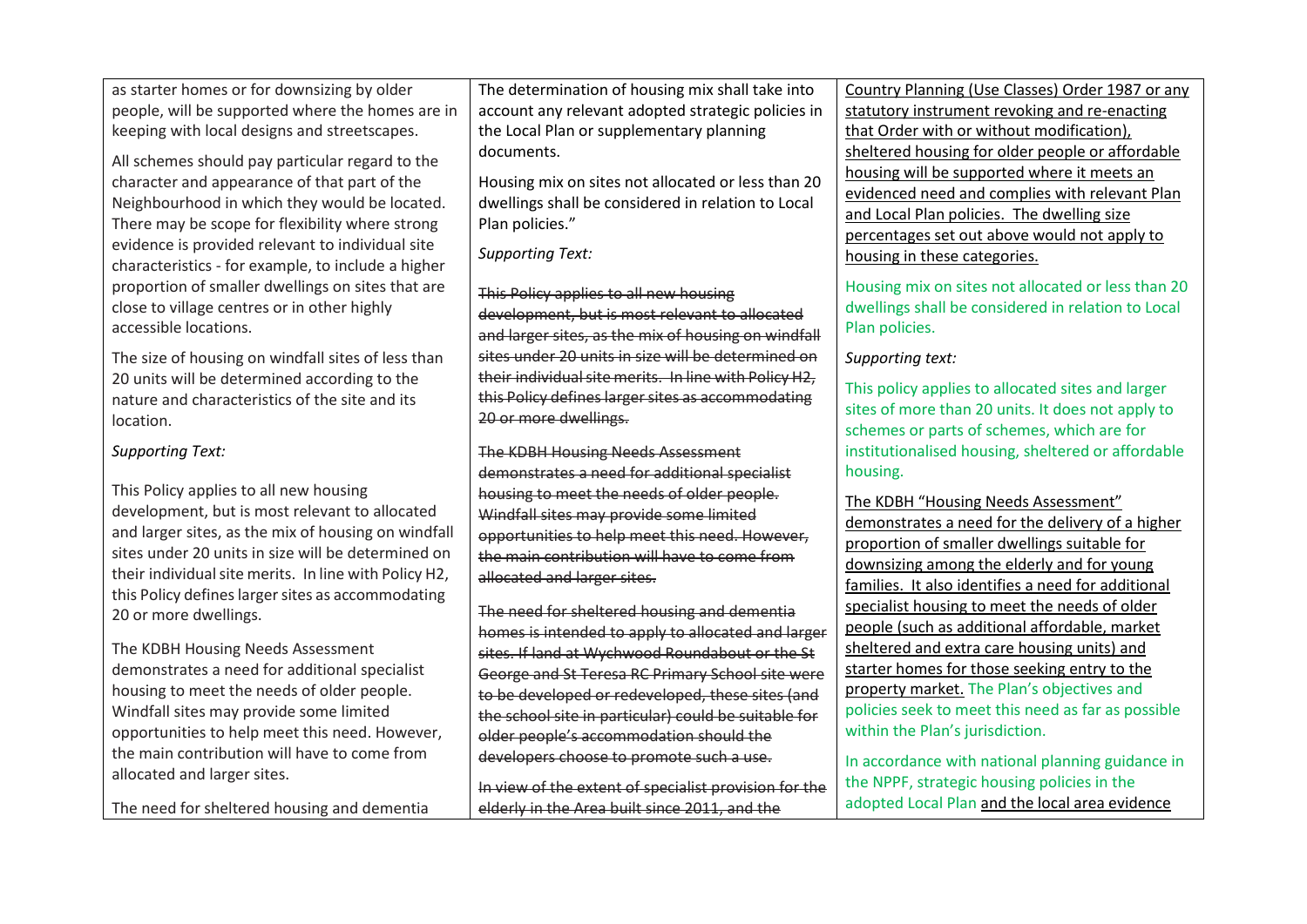| | | |
|---|---|---|
| as starter homes or for downsizing by older people, will be supported where the homes are in keeping with local designs and streetscapes.<br><br>All schemes should pay particular regard to the character and appearance of that part of the Neighbourhood in which they would be located. There may be scope for flexibility where strong evidence is provided relevant to individual site characteristics - for example, to include a higher proportion of smaller dwellings on sites that are close to village centres or in other highly accessible locations.<br><br>The size of housing on windfall sites of less than 20 units will be determined according to the nature and characteristics of the site and its location.<br><br>*Supporting Text:*<br><br>This Policy applies to all new housing development, but is most relevant to allocated and larger sites, as the mix of housing on windfall sites under 20 units in size will be determined on their individual site merits. In line with Policy H2, this Policy defines larger sites as accommodating 20 or more dwellings.<br><br>The KDBH Housing Needs Assessment demonstrates a need for additional specialist housing to meet the needs of older people. Windfall sites may provide some limited opportunities to help meet this need. However, the main contribution will have to come from allocated and larger sites.<br><br>The need for sheltered housing and dementia | The determination of housing mix shall take into account any relevant adopted strategic policies in the Local Plan or supplementary planning documents.<br><br>Housing mix on sites not allocated or less than 20 dwellings shall be considered in relation to Local Plan policies."<br><br>*Supporting Text:*<br><br>~~This Policy applies to all new housing development, but is most relevant to allocated and larger sites, as the mix of housing on windfall sites under 20 units in size will be determined on their individual site merits. In line with Policy H2, this Policy defines larger sites as accommodating 20 or more dwellings.~~<br><br>~~The KDBH Housing Needs Assessment demonstrates a need for additional specialist housing to meet the needs of older people. Windfall sites may provide some limited opportunities to help meet this need. However, the main contribution will have to come from allocated and larger sites.~~<br><br>~~The need for sheltered housing and dementia homes is intended to apply to allocated and larger sites. If land at Wychwood Roundabout or the St George and St Teresa RC Primary School site were to be developed or redeveloped, these sites (and the school site in particular) could be suitable for older people's accommodation should the developers choose to promote such a use.~~<br><br>~~In view of the extent of specialist provision for the elderly in the Area built since 2011, and the~~ | Country Planning (Use Classes) Order 1987 or any statutory instrument revoking and re-enacting that Order with or without modification), sheltered housing for older people or affordable housing will be supported where it meets an evidenced need and complies with relevant Plan and Local Plan policies. The dwelling size percentages set out above would not apply to housing in these categories.<br><br>Housing mix on sites not allocated or less than 20 dwellings shall be considered in relation to Local Plan policies.<br><br>*Supporting text:*<br><br>This policy applies to allocated sites and larger sites of more than 20 units. It does not apply to schemes or parts of schemes, which are for institutionalised housing, sheltered or affordable housing.<br><br>The KDBH "Housing Needs Assessment" demonstrates a need for the delivery of a higher proportion of smaller dwellings suitable for downsizing among the elderly and for young families. It also identifies a need for additional specialist housing to meet the needs of older people (such as additional affordable, market sheltered and extra care housing units) and starter homes for those seeking entry to the property market. The Plan's objectives and policies seek to meet this need as far as possible within the Plan's jurisdiction.<br><br>In accordance with national planning guidance in the NPPF, strategic housing policies in the adopted Local Plan and the local area evidence |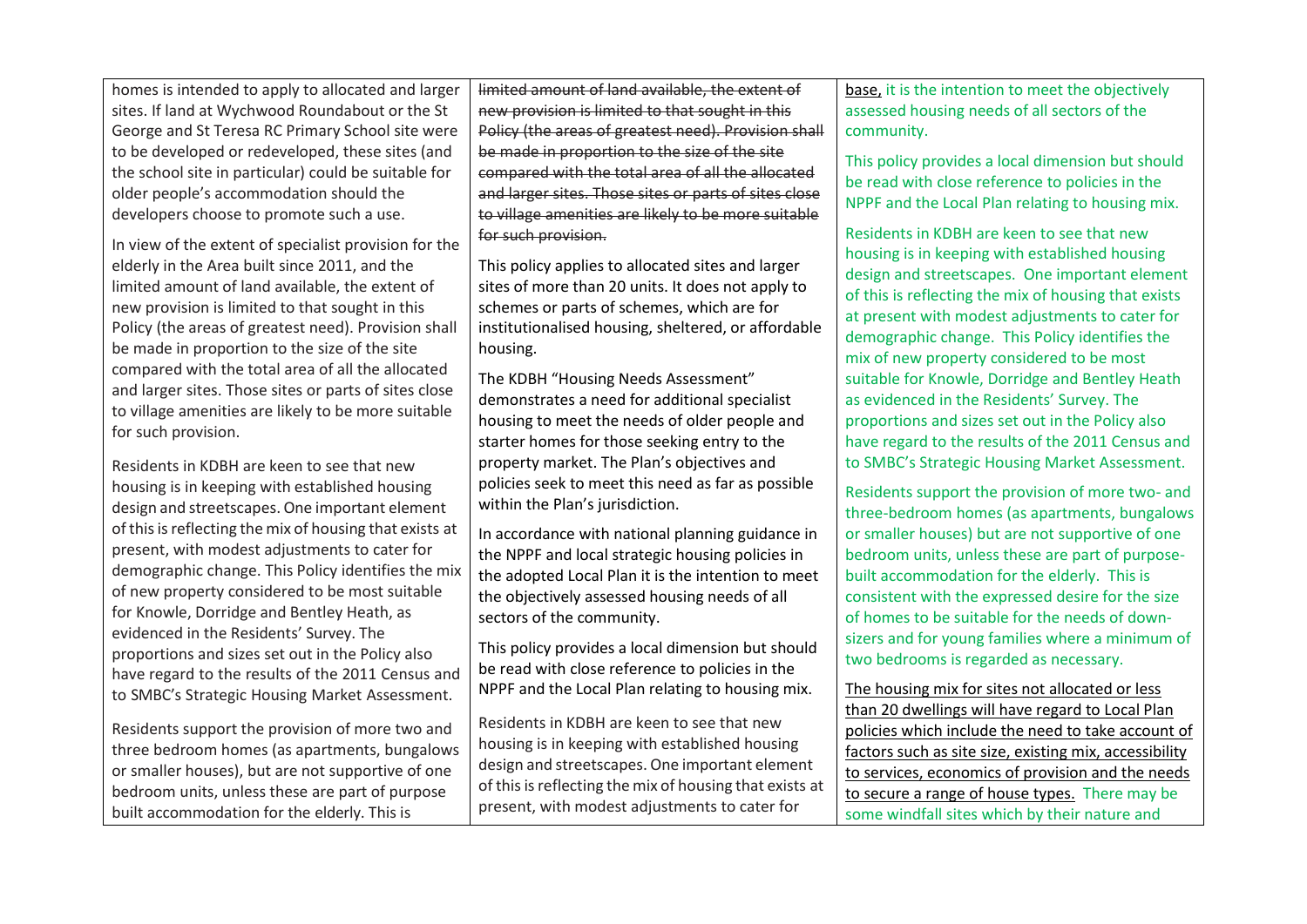| | | |
|---|---|---|
| homes is intended to apply to allocated and larger sites. If land at Wychwood Roundabout or the St George and St Teresa RC Primary School site were to be developed or redeveloped, these sites (and the school site in particular) could be suitable for older people's accommodation should the developers choose to promote such a use.<br><br>In view of the extent of specialist provision for the elderly in the Area built since 2011, and the limited amount of land available, the extent of new provision is limited to that sought in this Policy (the areas of greatest need). Provision shall be made in proportion to the size of the site compared with the total area of all the allocated and larger sites. Those sites or parts of sites close to village amenities are likely to be more suitable for such provision.<br><br>Residents in KDBH are keen to see that new housing is in keeping with established housing design and streetscapes. One important element of this is reflecting the mix of housing that exists at present, with modest adjustments to cater for demographic change. This Policy identifies the mix of new property considered to be most suitable for Knowle, Dorridge and Bentley Heath, as evidenced in the Residents' Survey. The proportions and sizes set out in the Policy also have regard to the results of the 2011 Census and to SMBC's Strategic Housing Market Assessment.<br><br>Residents support the provision of more two and three bedroom homes (as apartments, bungalows or smaller houses), but are not supportive of one bedroom units, unless these are part of purpose built accommodation for the elderly. This is | ~~limited amount of land available, the extent of new provision is limited to that sought in this Policy (the areas of greatest need). Provision shall be made in proportion to the size of the site compared with the total area of all the allocated and larger sites. Those sites or parts of sites close to village amenities are likely to be more suitable for such provision.~~<br><br>This policy applies to allocated sites and larger sites of more than 20 units. It does not apply to schemes or parts of schemes, which are for institutionalised housing, sheltered, or affordable housing.<br><br>The KDBH "Housing Needs Assessment" demonstrates a need for additional specialist housing to meet the needs of older people and starter homes for those seeking entry to the property market. The Plan's objectives and policies seek to meet this need as far as possible within the Plan's jurisdiction.<br><br>In accordance with national planning guidance in the NPPF and local strategic housing policies in the adopted Local Plan it is the intention to meet the objectively assessed housing needs of all sectors of the community.<br><br>This policy provides a local dimension but should be read with close reference to policies in the NPPF and the Local Plan relating to housing mix.<br><br>Residents in KDBH are keen to see that new housing is in keeping with established housing design and streetscapes. One important element of this is reflecting the mix of housing that exists at present, with modest adjustments to cater for | base, it is the intention to meet the objectively assessed housing needs of all sectors of the community.<br><br>This policy provides a local dimension but should be read with close reference to policies in the NPPF and the Local Plan relating to housing mix.<br><br>Residents in KDBH are keen to see that new housing is in keeping with established housing design and streetscapes. One important element of this is reflecting the mix of housing that exists at present with modest adjustments to cater for demographic change. This Policy identifies the mix of new property considered to be most suitable for Knowle, Dorridge and Bentley Heath as evidenced in the Residents' Survey. The proportions and sizes set out in the Policy also have regard to the results of the 2011 Census and to SMBC's Strategic Housing Market Assessment.<br><br>Residents support the provision of more two- and three-bedroom homes (as apartments, bungalows or smaller houses) but are not supportive of one bedroom units, unless these are part of purpose-built accommodation for the elderly. This is consistent with the expressed desire for the size of homes to be suitable for the needs of down-sizers and for young families where a minimum of two bedrooms is regarded as necessary.<br><br>The housing mix for sites not allocated or less than 20 dwellings will have regard to Local Plan policies which include the need to take account of factors such as site size, existing mix, accessibility to services, economics of provision and the needs to secure a range of house types. There may be some windfall sites which by their nature and |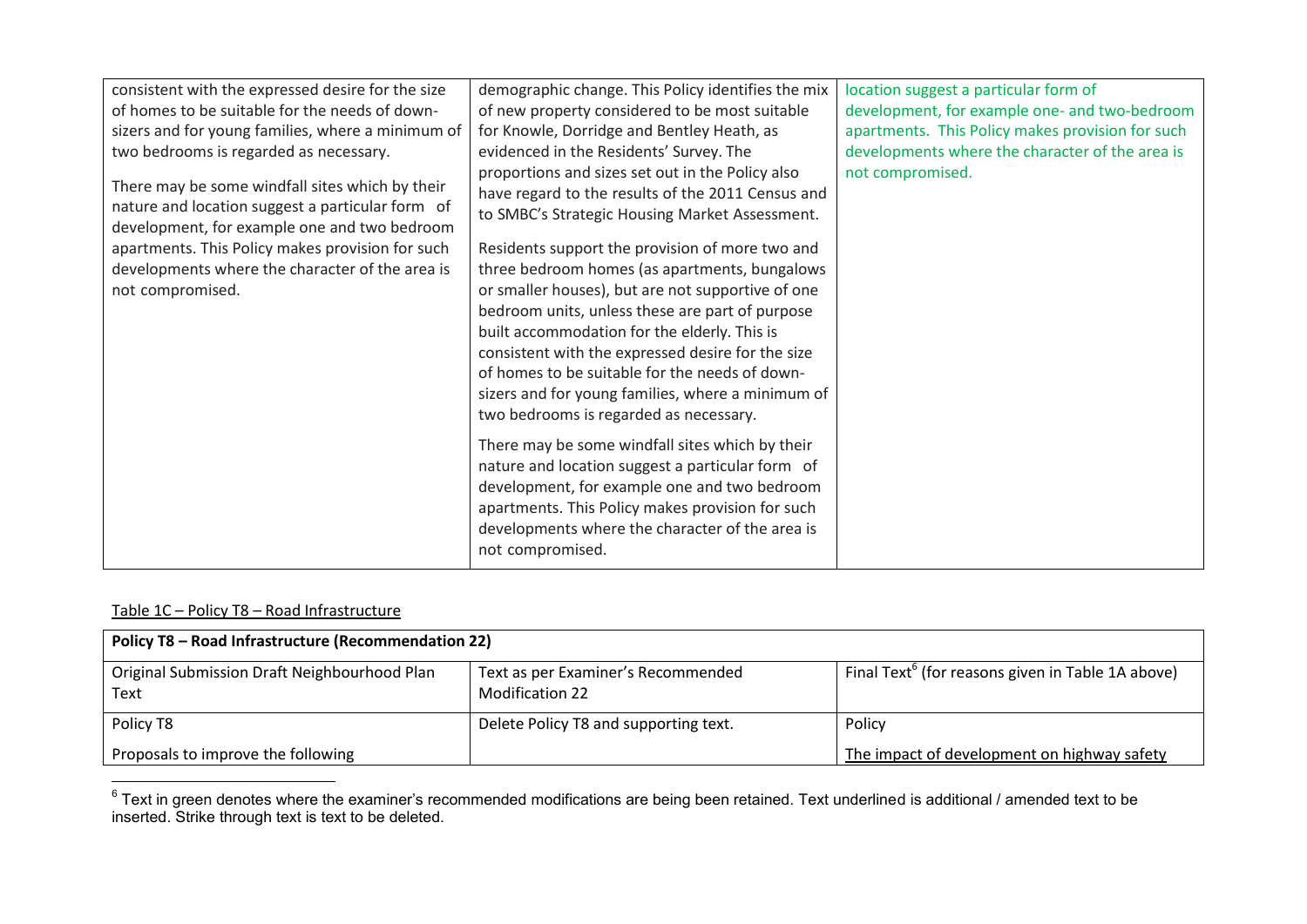| | | |
|---|---|---|
| consistent with the expressed desire for the size of homes to be suitable for the needs of down-sizers and for young families, where a minimum of two bedrooms is regarded as necessary.<br><br>There may be some windfall sites which by their nature and location suggest a particular form of development, for example one and two bedroom apartments. This Policy makes provision for such developments where the character of the area is not compromised. | demographic change. This Policy identifies the mix of new property considered to be most suitable for Knowle, Dorridge and Bentley Heath, as evidenced in the Residents' Survey. The proportions and sizes set out in the Policy also have regard to the results of the 2011 Census and to SMBC's Strategic Housing Market Assessment.<br><br>Residents support the provision of more two and three bedroom homes (as apartments, bungalows or smaller houses), but are not supportive of one bedroom units, unless these are part of purpose built accommodation for the elderly. This is consistent with the expressed desire for the size of homes to be suitable for the needs of down-sizers and for young families, where a minimum of two bedrooms is regarded as necessary.<br><br>There may be some windfall sites which by their nature and location suggest a particular form of development, for example one and two bedroom apartments. This Policy makes provision for such developments where the character of the area is not compromised. | location suggest a particular form of development, for example one- and two-bedroom apartments. This Policy makes provision for such developments where the character of the area is not compromised. |

Table 1C – Policy T8 – Road Infrastructure

| **Policy T8 – Road Infrastructure (Recommendation 22)** | | |
|---|---|---|
| Original Submission Draft Neighbourhood Plan Text | Text as per Examiner's Recommended Modification 22 | Final Text[6] (for reasons given in Table 1A above) |
| Policy T8<br><br>Proposals to improve the following | Delete Policy T8 and supporting text. | Policy<br><br>The impact of development on highway safety |

[6] Text in green denotes where the examiner's recommended modifications are being been retained. Text underlined is additional / amended text to be inserted. Strike through text is text to be deleted.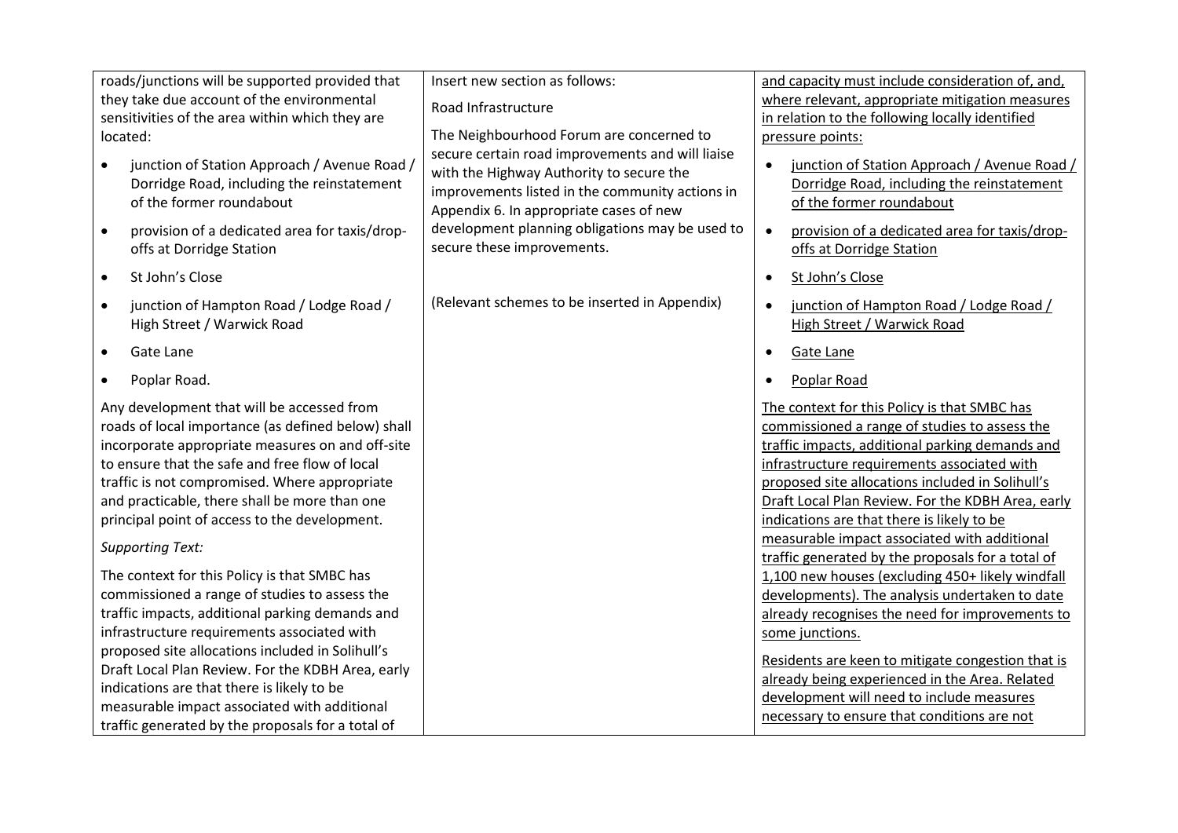| | | |
|---|---|---|
| roads/junctions will be supported provided that they take due account of the environmental sensitivities of the area within which they are located:<br><br>• junction of Station Approach / Avenue Road / Dorridge Road, including the reinstatement of the former roundabout<br>• provision of a dedicated area for taxis/drop-offs at Dorridge Station<br>• St John's Close<br>• junction of Hampton Road / Lodge Road / High Street / Warwick Road<br>• Gate Lane<br>• Poplar Road.<br><br>Any development that will be accessed from roads of local importance (as defined below) shall incorporate appropriate measures on and off-site to ensure that the safe and free flow of local traffic is not compromised. Where appropriate and practicable, there shall be more than one principal point of access to the development.<br><br>*Supporting Text:*<br><br>The context for this Policy is that SMBC has commissioned a range of studies to assess the traffic impacts, additional parking demands and infrastructure requirements associated with proposed site allocations included in Solihull's Draft Local Plan Review. For the KDBH Area, early indications are that there is likely to be measurable impact associated with additional traffic generated by the proposals for a total of | Insert new section as follows:<br><br>Road Infrastructure<br><br>The Neighbourhood Forum are concerned to secure certain road improvements and will liaise with the Highway Authority to secure the improvements listed in the community actions in Appendix 6. In appropriate cases of new development planning obligations may be used to secure these improvements.<br><br>(Relevant schemes to be inserted in Appendix) | <u>and capacity must include consideration of, and, where relevant, appropriate mitigation measures in relation to the following locally identified pressure points:</u><br><br>• <u>junction of Station Approach / Avenue Road / Dorridge Road, including the reinstatement of the former roundabout</u><br>• <u>provision of a dedicated area for taxis/drop-offs at Dorridge Station</u><br>• <u>St John's Close</u><br>• <u>junction of Hampton Road / Lodge Road / High Street / Warwick Road</u><br>• <u>Gate Lane</u><br>• <u>Poplar Road</u><br><br><u>The context for this Policy is that SMBC has commissioned a range of studies to assess the traffic impacts, additional parking demands and infrastructure requirements associated with proposed site allocations included in Solihull's Draft Local Plan Review. For the KDBH Area, early indications are that there is likely to be measurable impact associated with additional traffic generated by the proposals for a total of 1,100 new houses (excluding 450+ likely windfall developments). The analysis undertaken to date already recognises the need for improvements to some junctions.</u><br><br><u>Residents are keen to mitigate congestion that is already being experienced in the Area. Related development will need to include measures necessary to ensure that conditions are not</u> |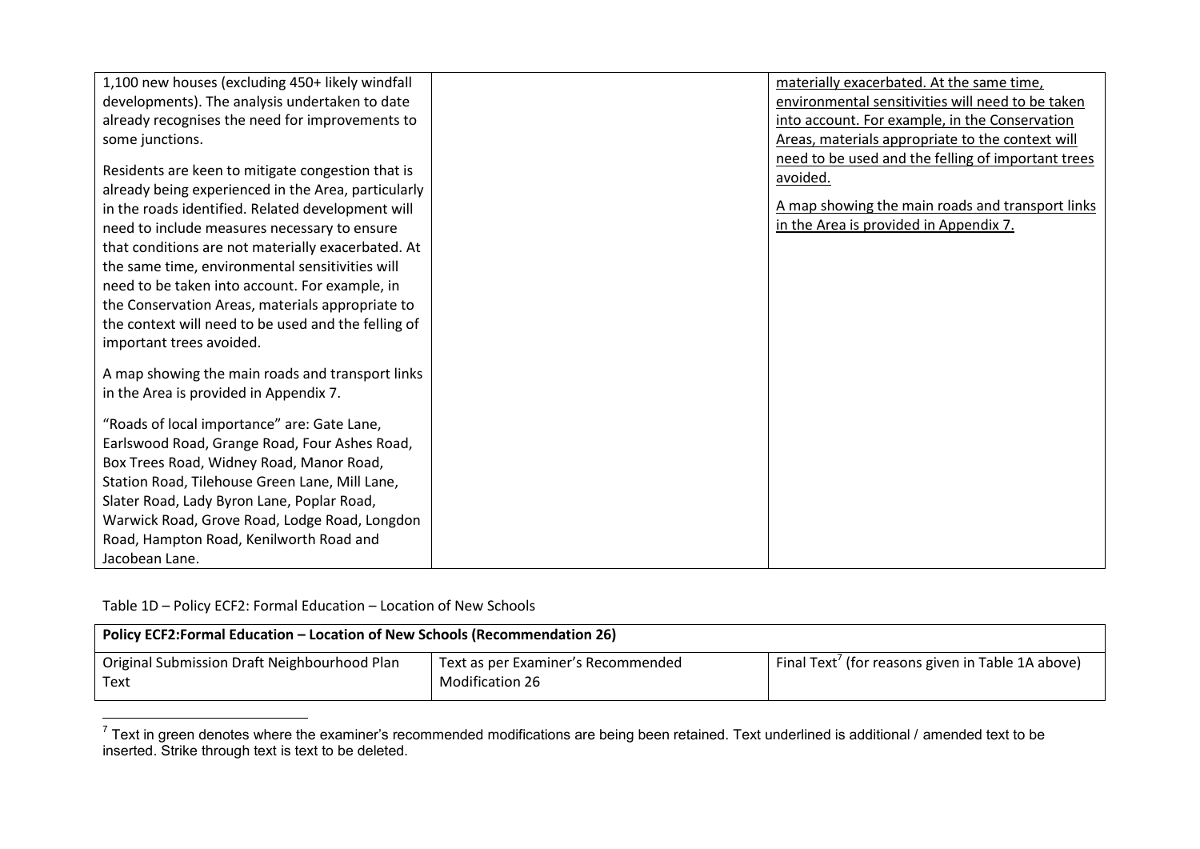| | | |
|---|---|---|
| 1,100 new houses (excluding 450+ likely windfall developments). The analysis undertaken to date already recognises the need for improvements to some junctions.<br><br>Residents are keen to mitigate congestion that is already being experienced in the Area, particularly in the roads identified. Related development will need to include measures necessary to ensure that conditions are not materially exacerbated. At the same time, environmental sensitivities will need to be taken into account. For example, in the Conservation Areas, materials appropriate to the context will need to be used and the felling of important trees avoided.<br><br>A map showing the main roads and transport links in the Area is provided in Appendix 7.<br><br>"Roads of local importance" are: Gate Lane, Earlswood Road, Grange Road, Four Ashes Road, Box Trees Road, Widney Road, Manor Road, Station Road, Tilehouse Green Lane, Mill Lane, Slater Road, Lady Byron Lane, Poplar Road, Warwick Road, Grove Road, Lodge Road, Longdon Road, Hampton Road, Kenilworth Road and Jacobean Lane. | | <u>materially exacerbated. At the same time, environmental sensitivities will need to be taken into account. For example, in the Conservation Areas, materials appropriate to the context will need to be used and the felling of important trees avoided.</u><br><br><u>A map showing the main roads and transport links in the Area is provided in Appendix 7.</u> |

Table 1D – Policy ECF2: Formal Education – Location of New Schools

| **Policy ECF2:Formal Education – Location of New Schools (Recommendation 26)** | | |
|---|---|---|
| Original Submission Draft Neighbourhood Plan Text | Text as per Examiner's Recommended Modification 26 | Final Text[7] (for reasons given in Table 1A above) |

[7] Text in green denotes where the examiner's recommended modifications are being been retained. Text underlined is additional / amended text to be inserted. Strike through text is text to be deleted.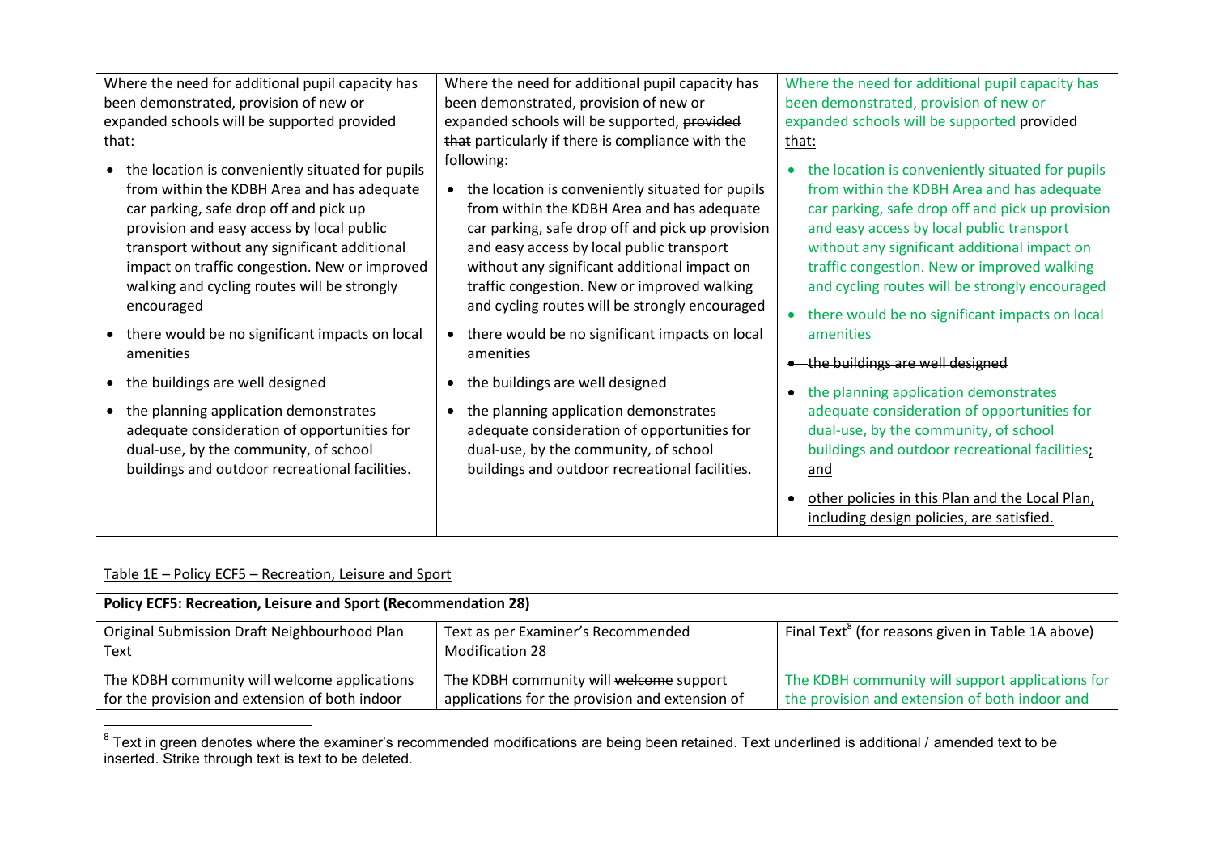| | | |
|---|---|---|
| Where the need for additional pupil capacity has been demonstrated, provision of new or expanded schools will be supported provided that:<br><br>• the location is conveniently situated for pupils from within the KDBH Area and has adequate car parking, safe drop off and pick up provision and easy access by local public transport without any significant additional impact on traffic congestion. New or improved walking and cycling routes will be strongly encouraged<br><br>• there would be no significant impacts on local amenities<br><br>• the buildings are well designed<br><br>• the planning application demonstrates adequate consideration of opportunities for dual-use, by the community, of school buildings and outdoor recreational facilities. | Where the need for additional pupil capacity has been demonstrated, provision of new or expanded schools will be supported, ~~provided that~~ particularly if there is compliance with the following:<br><br>• the location is conveniently situated for pupils from within the KDBH Area and has adequate car parking, safe drop off and pick up provision and easy access by local public transport without any significant additional impact on traffic congestion. New or improved walking and cycling routes will be strongly encouraged<br><br>• there would be no significant impacts on local amenities<br><br>• the buildings are well designed<br><br>• the planning application demonstrates adequate consideration of opportunities for dual-use, by the community, of school buildings and outdoor recreational facilities. | Where the need for additional pupil capacity has been demonstrated, provision of new or expanded schools will be supported <u>provided that:</u><br><br>• the location is conveniently situated for pupils from within the KDBH Area and has adequate car parking, safe drop off and pick up provision and easy access by local public transport without any significant additional impact on traffic congestion. New or improved walking and cycling routes will be strongly encouraged<br><br>• there would be no significant impacts on local amenities<br><br>• ~~the buildings are well designed~~<br><br>• the planning application demonstrates adequate consideration of opportunities for dual-use, by the community, of school buildings and outdoor recreational facilities<u>; and</u><br><br>• <u>other policies in this Plan and the Local Plan, including design policies, are satisfied.</u> |

<u>Table 1E – Policy ECF5 – Recreation, Leisure and Sport</u>

| **Policy ECF5: Recreation, Leisure and Sport (Recommendation 28)** | | |
|---|---|---|
| Original Submission Draft Neighbourhood Plan Text | Text as per Examiner's Recommended Modification 28 | Final Text[8] (for reasons given in Table 1A above) |
| The KDBH community will welcome applications for the provision and extension of both indoor | The KDBH community will ~~welcome~~ <u>support</u> applications for the provision and extension of | The KDBH community will support applications for the provision and extension of both indoor and |

[8] Text in green denotes where the examiner's recommended modifications are being been retained. Text underlined is additional / amended text to be inserted. Strike through text is text to be deleted.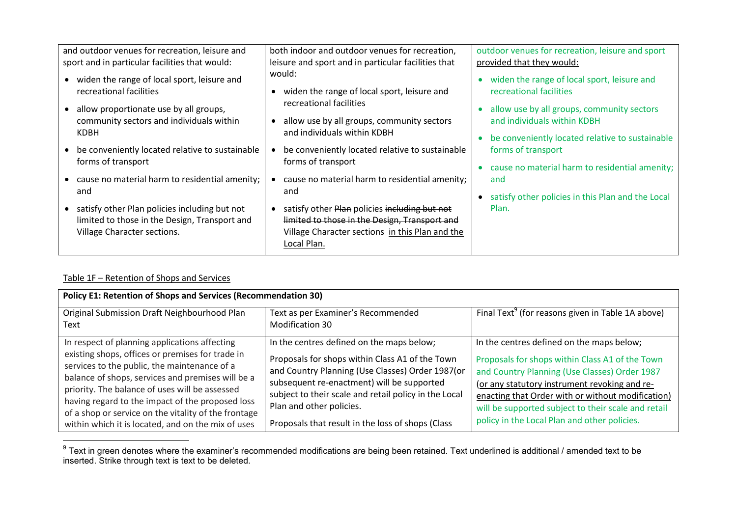| | | |
|---|---|---|
| and outdoor venues for recreation, leisure and sport and in particular facilities that would:<br>• widen the range of local sport, leisure and recreational facilities<br>• allow proportionate use by all groups, community sectors and individuals within KDBH<br>• be conveniently located relative to sustainable forms of transport<br>• cause no material harm to residential amenity; and<br>• satisfy other Plan policies including but not limited to those in the Design, Transport and Village Character sections. | both indoor and outdoor venues for recreation, leisure and sport and in particular facilities that would:<br>• widen the range of local sport, leisure and recreational facilities<br>• allow use by all groups, community sectors and individuals within KDBH<br>• be conveniently located relative to sustainable forms of transport<br>• cause no material harm to residential amenity; and<br>• satisfy other ~~Plan~~ policies ~~including but not limited to those in the Design, Transport and Village Character sections~~ in this Plan and the Local Plan. | outdoor venues for recreation, leisure and sport provided that they would:<br>• widen the range of local sport, leisure and recreational facilities<br>• allow use by all groups, community sectors and individuals within KDBH<br>• be conveniently located relative to sustainable forms of transport<br>• cause no material harm to residential amenity; and<br>• satisfy other policies in this Plan and the Local Plan. |

Table 1F – Retention of Shops and Services

| **Policy E1: Retention of Shops and Services (Recommendation 30)** | | |
|---|---|---|
| Original Submission Draft Neighbourhood Plan Text | Text as per Examiner's Recommended Modification 30 | Final Text[9] (for reasons given in Table 1A above) |
| In respect of planning applications affecting existing shops, offices or premises for trade in services to the public, the maintenance of a balance of shops, services and premises will be a priority. The balance of uses will be assessed having regard to the impact of the proposed loss of a shop or service on the vitality of the frontage within which it is located, and on the mix of uses | In the centres defined on the maps below;<br><br>Proposals for shops within Class A1 of the Town and Country Planning (Use Classes) Order 1987(or subsequent re-enactment) will be supported subject to their scale and retail policy in the Local Plan and other policies.<br><br>Proposals that result in the loss of shops (Class | In the centres defined on the maps below;<br><br>Proposals for shops within Class A1 of the Town and Country Planning (Use Classes) Order 1987 (or any statutory instrument revoking and re-enacting that Order with or without modification) will be supported subject to their scale and retail policy in the Local Plan and other policies. |

[9] Text in green denotes where the examiner's recommended modifications are being been retained. Text underlined is additional / amended text to be inserted. Strike through text is text to be deleted.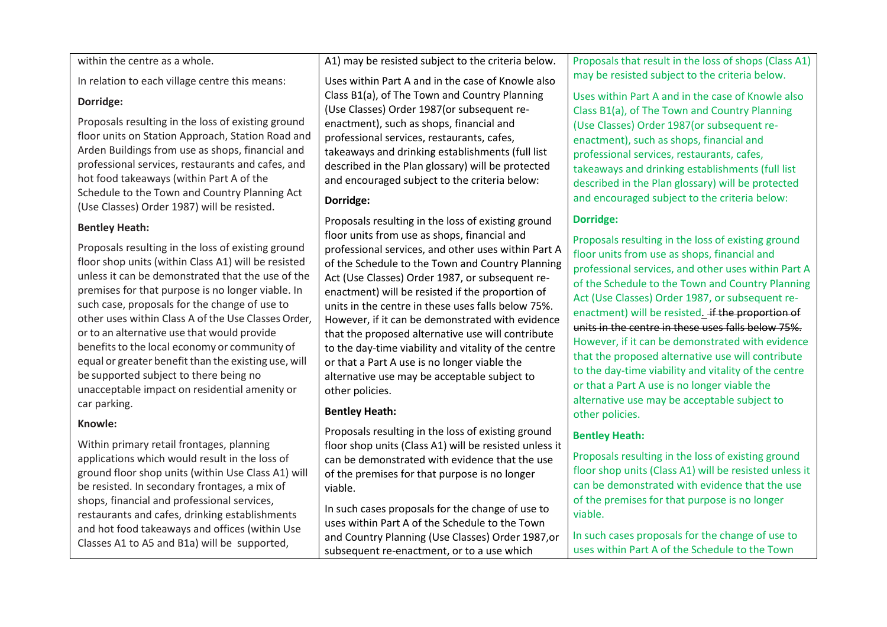| | | |
|---|---|---|
| within the centre as a whole.<br><br>In relation to each village centre this means:<br><br>**Dorridge:**<br><br>Proposals resulting in the loss of existing ground floor units on Station Approach, Station Road and Arden Buildings from use as shops, financial and professional services, restaurants and cafes, and hot food takeaways (within Part A of the Schedule to the Town and Country Planning Act (Use Classes) Order 1987) will be resisted.<br><br>**Bentley Heath:**<br><br>Proposals resulting in the loss of existing ground floor shop units (within Class A1) will be resisted unless it can be demonstrated that the use of the premises for that purpose is no longer viable. In such case, proposals for the change of use to other uses within Class A of the Use Classes Order, or to an alternative use that would provide benefits to the local economy or community of equal or greater benefit than the existing use, will be supported subject to there being no unacceptable impact on residential amenity or car parking.<br><br>**Knowle:**<br><br>Within primary retail frontages, planning applications which would result in the loss of ground floor shop units (within Use Class A1) will be resisted. In secondary frontages, a mix of shops, financial and professional services, restaurants and cafes, drinking establishments and hot food takeaways and offices (within Use Classes A1 to A5 and B1a) will be supported, | A1) may be resisted subject to the criteria below.<br><br>Uses within Part A and in the case of Knowle also Class B1(a), of The Town and Country Planning (Use Classes) Order 1987(or subsequent re-enactment), such as shops, financial and professional services, restaurants, cafes, takeaways and drinking establishments (full list described in the Plan glossary) will be protected and encouraged subject to the criteria below:<br><br>**Dorridge:**<br><br>Proposals resulting in the loss of existing ground floor units from use as shops, financial and professional services, and other uses within Part A of the Schedule to the Town and Country Planning Act (Use Classes) Order 1987, or subsequent re-enactment) will be resisted if the proportion of units in the centre in these uses falls below 75%. However, if it can be demonstrated with evidence that the proposed alternative use will contribute to the day-time viability and vitality of the centre or that a Part A use is no longer viable the alternative use may be acceptable subject to other policies.<br><br>**Bentley Heath:**<br><br>Proposals resulting in the loss of existing ground floor shop units (Class A1) will be resisted unless it can be demonstrated with evidence that the use of the premises for that purpose is no longer viable.<br><br>In such cases proposals for the change of use to uses within Part A of the Schedule to the Town and Country Planning (Use Classes) Order 1987,or subsequent re-enactment, or to a use which | Proposals that result in the loss of shops (Class A1) may be resisted subject to the criteria below.<br><br>Uses within Part A and in the case of Knowle also Class B1(a), of The Town and Country Planning (Use Classes) Order 1987(or subsequent re-enactment), such as shops, financial and professional services, restaurants, cafes, takeaways and drinking establishments (full list described in the Plan glossary) will be protected and encouraged subject to the criteria below:<br><br>**Dorridge:**<br><br>Proposals resulting in the loss of existing ground floor units from use as shops, financial and professional services, and other uses within Part A of the Schedule to the Town and Country Planning Act (Use Classes) Order 1987, or subsequent re-enactment) will be resisted. ~~if the proportion of units in the centre in these uses falls below 75%.~~ However, if it can be demonstrated with evidence that the proposed alternative use will contribute to the day-time viability and vitality of the centre or that a Part A use is no longer viable the alternative use may be acceptable subject to other policies.<br><br>**Bentley Heath:**<br><br>Proposals resulting in the loss of existing ground floor shop units (Class A1) will be resisted unless it can be demonstrated with evidence that the use of the premises for that purpose is no longer viable.<br><br>In such cases proposals for the change of use to uses within Part A of the Schedule to the Town |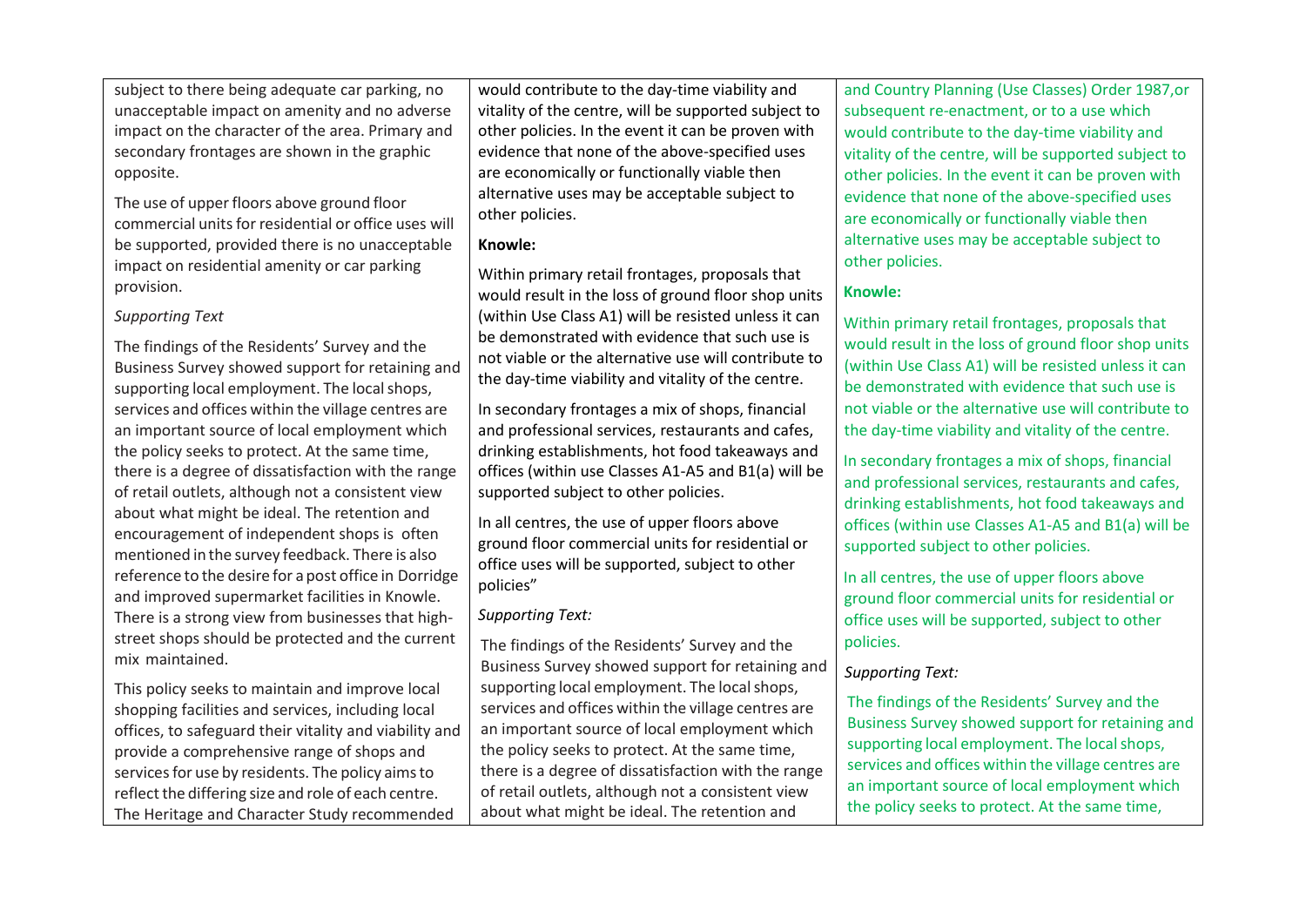| | | |
|---|---|---|
| subject to there being adequate car parking, no unacceptable impact on amenity and no adverse impact on the character of the area. Primary and secondary frontages are shown in the graphic opposite.<br><br>The use of upper floors above ground floor commercial units for residential or office uses will be supported, provided there is no unacceptable impact on residential amenity or car parking provision.<br><br>*Supporting Text*<br><br>The findings of the Residents' Survey and the Business Survey showed support for retaining and supporting local employment. The local shops, services and offices within the village centres are an important source of local employment which the policy seeks to protect. At the same time, there is a degree of dissatisfaction with the range of retail outlets, although not a consistent view about what might be ideal. The retention and encouragement of independent shops is often mentioned in the survey feedback. There is also reference to the desire for a post office in Dorridge and improved supermarket facilities in Knowle. There is a strong view from businesses that high-street shops should be protected and the current mix maintained.<br><br>This policy seeks to maintain and improve local shopping facilities and services, including local offices, to safeguard their vitality and viability and provide a comprehensive range of shops and services for use by residents. The policy aims to reflect the differing size and role of each centre. The Heritage and Character Study recommended | would contribute to the day-time viability and vitality of the centre, will be supported subject to other policies. In the event it can be proven with evidence that none of the above-specified uses are economically or functionally viable then alternative uses may be acceptable subject to other policies.<br><br>**Knowle:**<br><br>Within primary retail frontages, proposals that would result in the loss of ground floor shop units (within Use Class A1) will be resisted unless it can be demonstrated with evidence that such use is not viable or the alternative use will contribute to the day-time viability and vitality of the centre.<br><br>In secondary frontages a mix of shops, financial and professional services, restaurants and cafes, drinking establishments, hot food takeaways and offices (within use Classes A1-A5 and B1(a) will be supported subject to other policies.<br><br>In all centres, the use of upper floors above ground floor commercial units for residential or office uses will be supported, subject to other policies"<br><br>*Supporting Text:*<br><br>The findings of the Residents' Survey and the Business Survey showed support for retaining and supporting local employment. The local shops, services and offices within the village centres are an important source of local employment which the policy seeks to protect. At the same time, there is a degree of dissatisfaction with the range of retail outlets, although not a consistent view about what might be ideal. The retention and | and Country Planning (Use Classes) Order 1987,or subsequent re-enactment, or to a use which would contribute to the day-time viability and vitality of the centre, will be supported subject to other policies. In the event it can be proven with evidence that none of the above-specified uses are economically or functionally viable then alternative uses may be acceptable subject to other policies.<br><br>**Knowle:**<br><br>Within primary retail frontages, proposals that would result in the loss of ground floor shop units (within Use Class A1) will be resisted unless it can be demonstrated with evidence that such use is not viable or the alternative use will contribute to the day-time viability and vitality of the centre.<br><br>In secondary frontages a mix of shops, financial and professional services, restaurants and cafes, drinking establishments, hot food takeaways and offices (within use Classes A1-A5 and B1(a) will be supported subject to other policies.<br><br>In all centres, the use of upper floors above ground floor commercial units for residential or office uses will be supported, subject to other policies.<br><br>*Supporting Text:*<br><br>The findings of the Residents' Survey and the Business Survey showed support for retaining and supporting local employment. The local shops, services and offices within the village centres are an important source of local employment which the policy seeks to protect. At the same time, |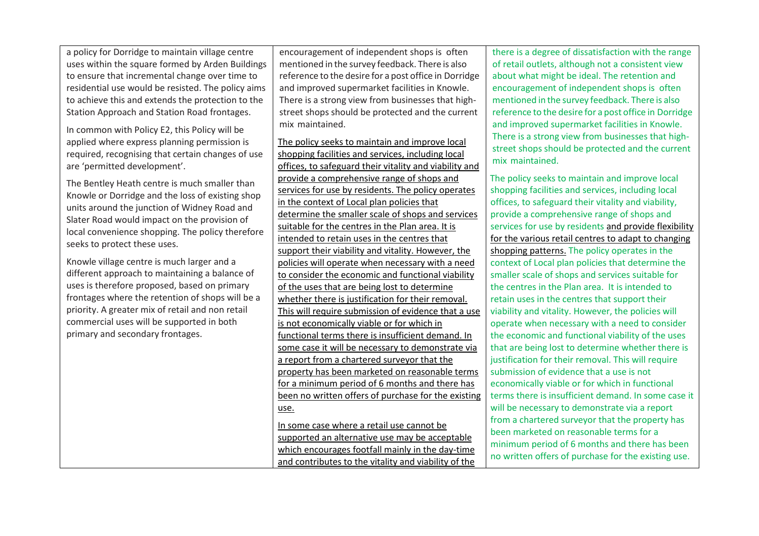| | | |
|---|---|---|
| a policy for Dorridge to maintain village centre uses within the square formed by Arden Buildings to ensure that incremental change over time to residential use would be resisted. The policy aims to achieve this and extends the protection to the Station Approach and Station Road frontages.<br><br>In common with Policy E2, this Policy will be applied where express planning permission is required, recognising that certain changes of use are 'permitted development'.<br><br>The Bentley Heath centre is much smaller than Knowle or Dorridge and the loss of existing shop units around the junction of Widney Road and Slater Road would impact on the provision of local convenience shopping. The policy therefore seeks to protect these uses.<br><br>Knowle village centre is much larger and a different approach to maintaining a balance of uses is therefore proposed, based on primary frontages where the retention of shops will be a priority. A greater mix of retail and non retail commercial uses will be supported in both primary and secondary frontages. | encouragement of independent shops is often mentioned in the survey feedback. There is also reference to the desire for a post office in Dorridge and improved supermarket facilities in Knowle. There is a strong view from businesses that high-street shops should be protected and the current mix maintained.<br><br><u>The policy seeks to maintain and improve local shopping facilities and services, including local offices, to safeguard their vitality and viability and provide a comprehensive range of shops and services for use by residents. The policy operates in the context of Local plan policies that determine the smaller scale of shops and services suitable for the centres in the Plan area. It is intended to retain uses in the centres that support their viability and vitality. However, the policies will operate when necessary with a need to consider the economic and functional viability of the uses that are being lost to determine whether there is justification for their removal. This will require submission of evidence that a use is not economically viable or for which in functional terms there is insufficient demand. In some case it will be necessary to demonstrate via a report from a chartered surveyor that the property has been marketed on reasonable terms for a minimum period of 6 months and there has been no written offers of purchase for the existing use.</u><br><br><u>In some case where a retail use cannot be supported an alternative use may be acceptable which encourages footfall mainly in the day-time and contributes to the vitality and viability of the</u> | there is a degree of dissatisfaction with the range of retail outlets, although not a consistent view about what might be ideal. The retention and encouragement of independent shops is often mentioned in the survey feedback. There is also reference to the desire for a post office in Dorridge and improved supermarket facilities in Knowle. There is a strong view from businesses that high-street shops should be protected and the current mix maintained.<br><br>The policy seeks to maintain and improve local shopping facilities and services, including local offices, to safeguard their vitality and viability, provide a comprehensive range of shops and services for use by residents <u>and provide flexibility for the various retail centres to adapt to changing shopping patterns.</u> The policy operates in the context of Local plan policies that determine the smaller scale of shops and services suitable for the centres in the Plan area. It is intended to retain uses in the centres that support their viability and vitality. However, the policies will operate when necessary with a need to consider the economic and functional viability of the uses that are being lost to determine whether there is justification for their removal. This will require submission of evidence that a use is not economically viable or for which in functional terms there is insufficient demand. In some case it will be necessary to demonstrate via a report from a chartered surveyor that the property has been marketed on reasonable terms for a minimum period of 6 months and there has been no written offers of purchase for the existing use. |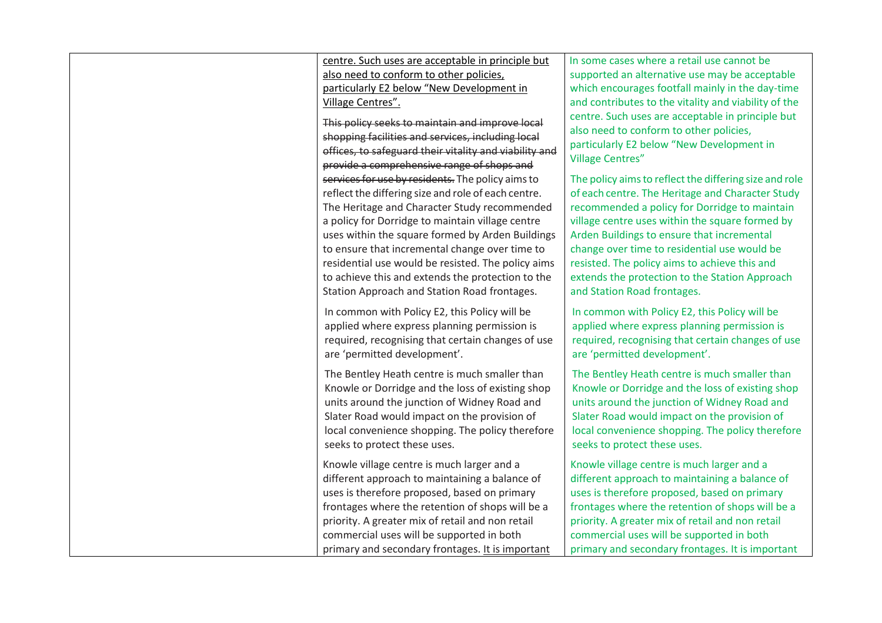| | | |
|---|---|---|
| | <u>centre. Such uses are acceptable in principle but also need to conform to other policies, particularly E2 below "New Development in Village Centres".</u><br><br>~~This policy seeks to maintain and improve local shopping facilities and services, including local offices, to safeguard their vitality and viability and provide a comprehensive range of shops and services for use by residents.~~ The policy aims to reflect the differing size and role of each centre. The Heritage and Character Study recommended a policy for Dorridge to maintain village centre uses within the square formed by Arden Buildings to ensure that incremental change over time to residential use would be resisted. The policy aims to achieve this and extends the protection to the Station Approach and Station Road frontages.<br><br>In common with Policy E2, this Policy will be applied where express planning permission is required, recognising that certain changes of use are 'permitted development'.<br><br>The Bentley Heath centre is much smaller than Knowle or Dorridge and the loss of existing shop units around the junction of Widney Road and Slater Road would impact on the provision of local convenience shopping. The policy therefore seeks to protect these uses.<br><br>Knowle village centre is much larger and a different approach to maintaining a balance of uses is therefore proposed, based on primary frontages where the retention of shops will be a priority. A greater mix of retail and non retail commercial uses will be supported in both primary and secondary frontages. <u>It is important</u> | In some cases where a retail use cannot be supported an alternative use may be acceptable which encourages footfall mainly in the day-time and contributes to the vitality and viability of the centre. Such uses are acceptable in principle but also need to conform to other policies, particularly E2 below "New Development in Village Centres"<br><br>The policy aims to reflect the differing size and role of each centre. The Heritage and Character Study recommended a policy for Dorridge to maintain village centre uses within the square formed by Arden Buildings to ensure that incremental change over time to residential use would be resisted. The policy aims to achieve this and extends the protection to the Station Approach and Station Road frontages.<br><br>In common with Policy E2, this Policy will be applied where express planning permission is required, recognising that certain changes of use are 'permitted development'.<br><br>The Bentley Heath centre is much smaller than Knowle or Dorridge and the loss of existing shop units around the junction of Widney Road and Slater Road would impact on the provision of local convenience shopping. The policy therefore seeks to protect these uses.<br><br>Knowle village centre is much larger and a different approach to maintaining a balance of uses is therefore proposed, based on primary frontages where the retention of shops will be a priority. A greater mix of retail and non retail commercial uses will be supported in both primary and secondary frontages. It is important |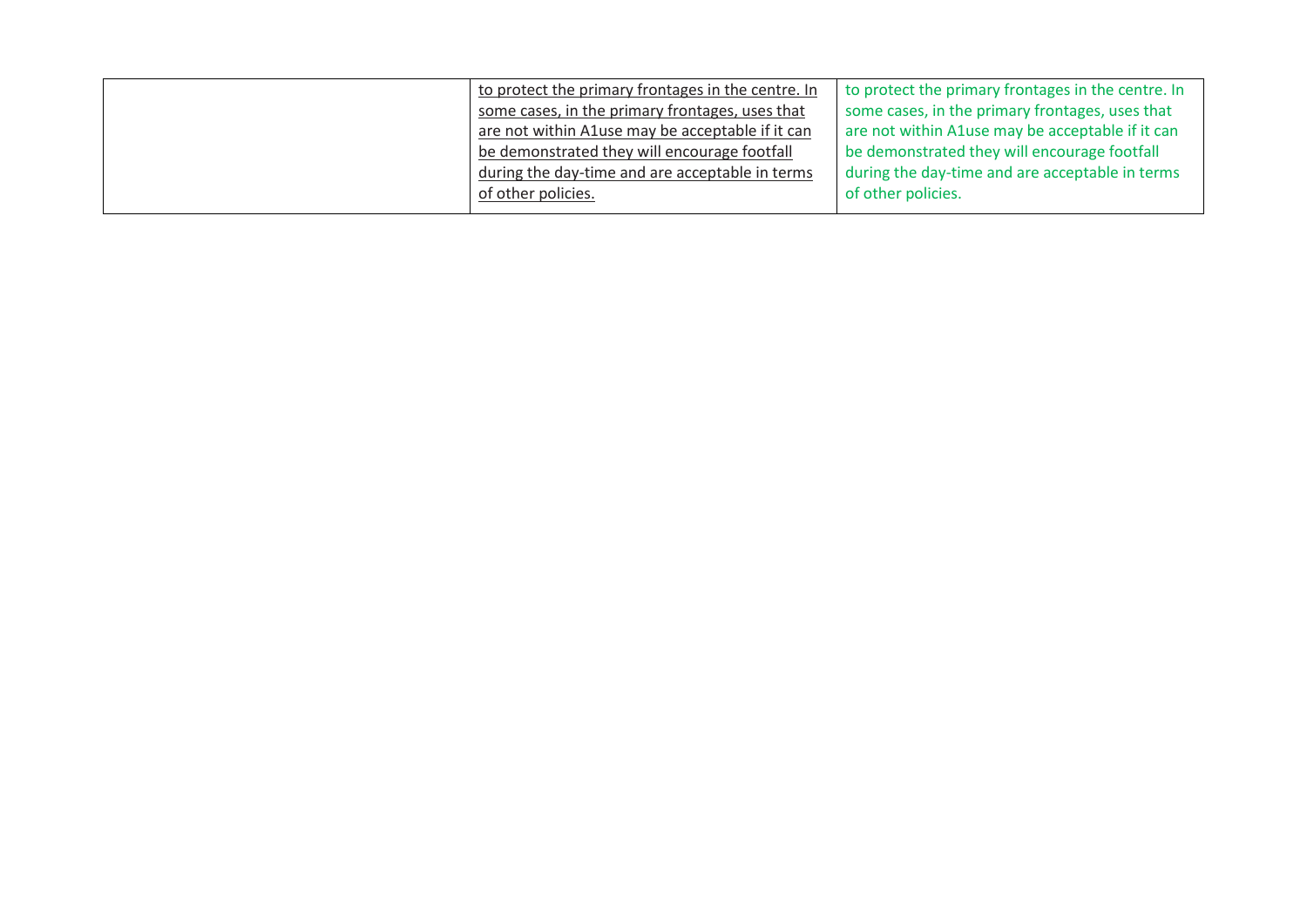| | | |
|---|---|---|
| | to protect the primary frontages in the centre. In some cases, in the primary frontages, uses that are not within A1use may be acceptable if it can be demonstrated they will encourage footfall during the day-time and are acceptable in terms of other policies. | to protect the primary frontages in the centre. In some cases, in the primary frontages, uses that are not within A1use may be acceptable if it can be demonstrated they will encourage footfall during the day-time and are acceptable in terms of other policies. |